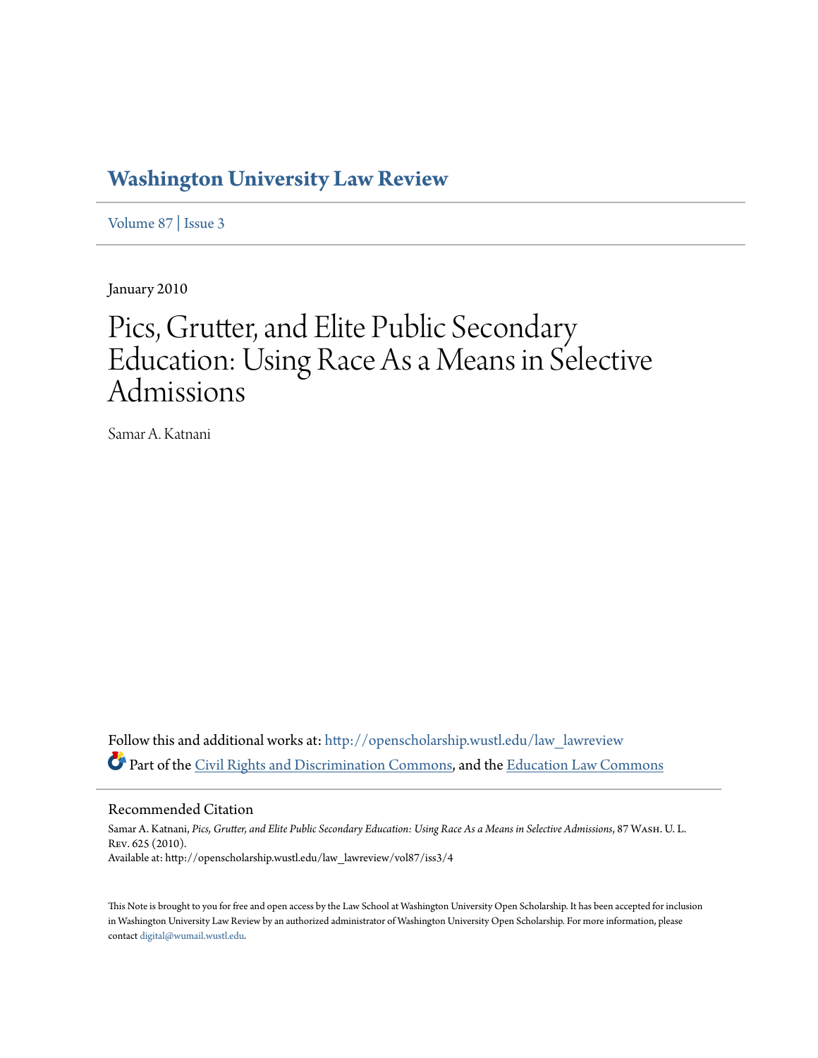# Washington University Law Review

Volume 87 | Issue 3

January 2010

# Pics, Grutter, and Elite Public Secondary Education: Using Race As a Means in Selective Admissions

Samar A. Katnani

Follow this and additional works at: http://openscholarship.wustl.edu/law_lawreview

Part of the Civil Rights and Discrimination Commons, and the Education Law Commons

## Recommended Citation

Samar A. Katnani, *Pics, Grutter, and Elite Public Secondary Education: Using Race As a Means in Selective Admissions*, 87 Wash. U. L. Rev. 625 (2010).
Available at: http://openscholarship.wustl.edu/law_lawreview/vol87/iss3/4

This Note is brought to you for free and open access by the Law School at Washington University Open Scholarship. It has been accepted for inclusion in Washington University Law Review by an authorized administrator of Washington University Open Scholarship. For more information, please contact digital@wumail.wustl.edu.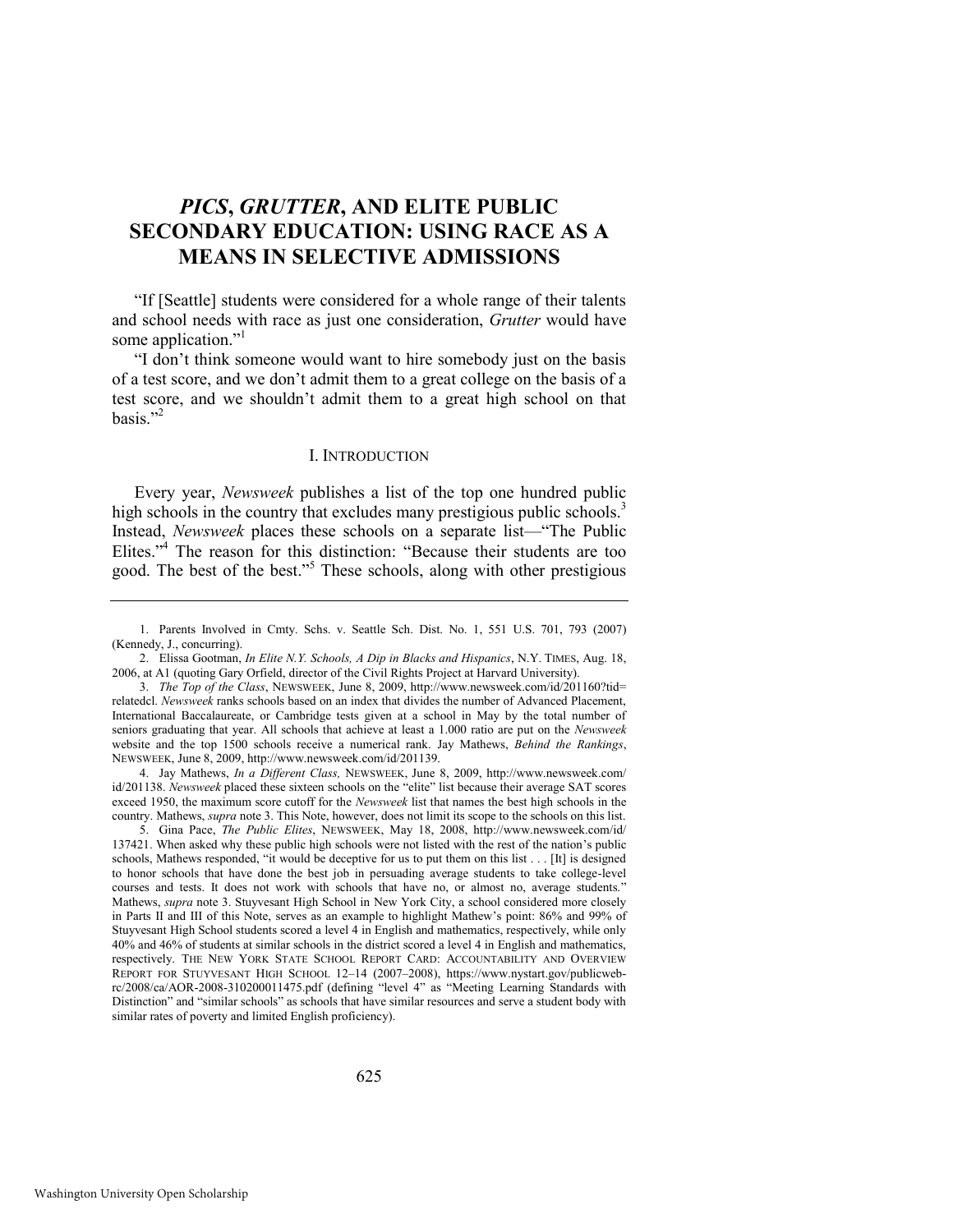# *PICS*, *GRUTTER*, AND ELITE PUBLIC SECONDARY EDUCATION: USING RACE AS A MEANS IN SELECTIVE ADMISSIONS

"If [Seattle] students were considered for a whole range of their talents and school needs with race as just one consideration, *Grutter* would have some application."[1]

"I don't think someone would want to hire somebody just on the basis of a test score, and we don't admit them to a great college on the basis of a test score, and we shouldn't admit them to a great high school on that basis."[2]

## I. INTRODUCTION

Every year, *Newsweek* publishes a list of the top one hundred public high schools in the country that excludes many prestigious public schools.[3] Instead, *Newsweek* places these schools on a separate list—"The Public Elites."[4] The reason for this distinction: "Because their students are too good. The best of the best."[5] These schools, along with other prestigious

---

1. Parents Involved in Cmty. Schs. v. Seattle Sch. Dist. No. 1, 551 U.S. 701, 793 (2007) (Kennedy, J., concurring).

2. Elissa Gootman, *In Elite N.Y. Schools, A Dip in Blacks and Hispanics*, N.Y. TIMES, Aug. 18, 2006, at A1 (quoting Gary Orfield, director of the Civil Rights Project at Harvard University).

3. *The Top of the Class*, NEWSWEEK, June 8, 2009, http://www.newsweek.com/id/201160?tid=relatedcl. *Newsweek* ranks schools based on an index that divides the number of Advanced Placement, International Baccalaureate, or Cambridge tests given at a school in May by the total number of seniors graduating that year. All schools that achieve at least a 1.000 ratio are put on the *Newsweek* website and the top 1500 schools receive a numerical rank. Jay Mathews, *Behind the Rankings*, NEWSWEEK, June 8, 2009, http://www.newsweek.com/id/201139.

4. Jay Mathews, *In a Different Class,* NEWSWEEK, June 8, 2009, http://www.newsweek.com/id/201138. *Newsweek* placed these sixteen schools on the "elite" list because their average SAT scores exceed 1950, the maximum score cutoff for the *Newsweek* list that names the best high schools in the country. Mathews, *supra* note 3. This Note, however, does not limit its scope to the schools on this list.

5. Gina Pace, *The Public Elites*, NEWSWEEK, May 18, 2008, http://www.newsweek.com/id/137421. When asked why these public high schools were not listed with the rest of the nation's public schools, Mathews responded, "it would be deceptive for us to put them on this list . . . [It] is designed to honor schools that have done the best job in persuading average students to take college-level courses and tests. It does not work with schools that have no, or almost no, average students." Mathews, *supra* note 3. Stuyvesant High School in New York City, a school considered more closely in Parts II and III of this Note, serves as an example to highlight Mathew's point: 86% and 99% of Stuyvesant High School students scored a level 4 in English and mathematics, respectively, while only 40% and 46% of students at similar schools in the district scored a level 4 in English and mathematics, respectively. THE NEW YORK STATE SCHOOL REPORT CARD: ACCOUNTABILITY AND OVERVIEW REPORT FOR STUYVESANT HIGH SCHOOL 12–14 (2007–2008), https://www.nystart.gov/publicweb-rc/2008/ca/AOR-2008-310200011475.pdf (defining "level 4" as "Meeting Learning Standards with Distinction" and "similar schools" as schools that have similar resources and serve a student body with similar rates of poverty and limited English proficiency).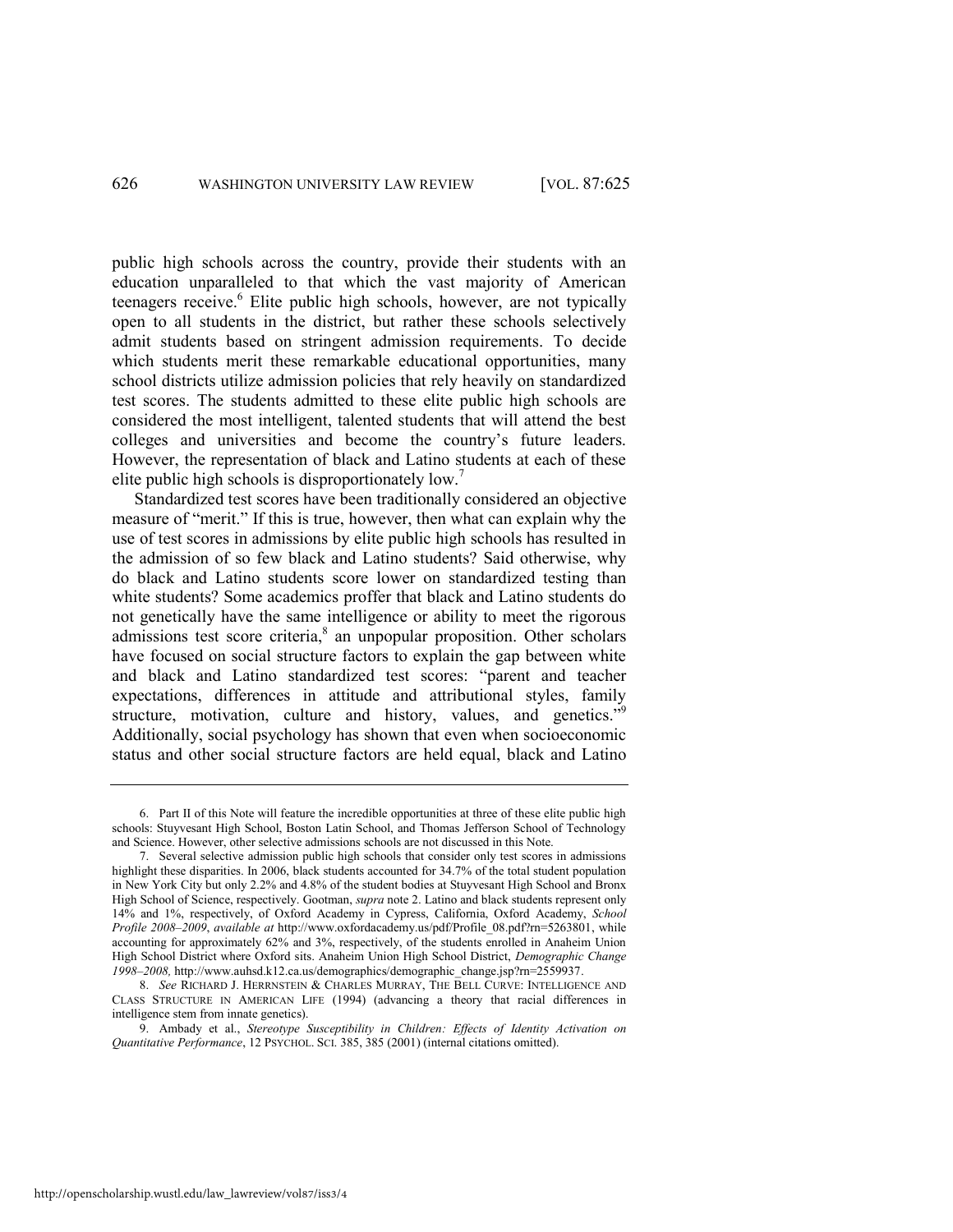public high schools across the country, provide their students with an education unparalleled to that which the vast majority of American teenagers receive.[6] Elite public high schools, however, are not typically open to all students in the district, but rather these schools selectively admit students based on stringent admission requirements. To decide which students merit these remarkable educational opportunities, many school districts utilize admission policies that rely heavily on standardized test scores. The students admitted to these elite public high schools are considered the most intelligent, talented students that will attend the best colleges and universities and become the country's future leaders. However, the representation of black and Latino students at each of these elite public high schools is disproportionately low.[7]

Standardized test scores have been traditionally considered an objective measure of "merit." If this is true, however, then what can explain why the use of test scores in admissions by elite public high schools has resulted in the admission of so few black and Latino students? Said otherwise, why do black and Latino students score lower on standardized testing than white students? Some academics proffer that black and Latino students do not genetically have the same intelligence or ability to meet the rigorous admissions test score criteria,[8] an unpopular proposition. Other scholars have focused on social structure factors to explain the gap between white and black and Latino standardized test scores: "parent and teacher expectations, differences in attitude and attributional styles, family structure, motivation, culture and history, values, and genetics."[9] Additionally, social psychology has shown that even when socioeconomic status and other social structure factors are held equal, black and Latino

---

6. Part II of this Note will feature the incredible opportunities at three of these elite public high schools: Stuyvesant High School, Boston Latin School, and Thomas Jefferson School of Technology and Science. However, other selective admissions schools are not discussed in this Note.

7. Several selective admission public high schools that consider only test scores in admissions highlight these disparities. In 2006, black students accounted for 34.7% of the total student population in New York City but only 2.2% and 4.8% of the student bodies at Stuyvesant High School and Bronx High School of Science, respectively. Gootman, *supra* note 2. Latino and black students represent only 14% and 1%, respectively, of Oxford Academy in Cypress, California, Oxford Academy, *School Profile 2008–2009*, *available at* http://www.oxfordacademy.us/pdf/Profile_08.pdf?rn=5263801, while accounting for approximately 62% and 3%, respectively, of the students enrolled in Anaheim Union High School District where Oxford sits. Anaheim Union High School District, *Demographic Change 1998–2008,* http://www.auhsd.k12.ca.us/demographics/demographic_change.jsp?rn=2559937.

8. *See* RICHARD J. HERRNSTEIN & CHARLES MURRAY, THE BELL CURVE: INTELLIGENCE AND CLASS STRUCTURE IN AMERICAN LIFE (1994) (advancing a theory that racial differences in intelligence stem from innate genetics).

9. Ambady et al., *Stereotype Susceptibility in Children: Effects of Identity Activation on Quantitative Performance*, 12 PSYCHOL. SCI. 385, 385 (2001) (internal citations omitted).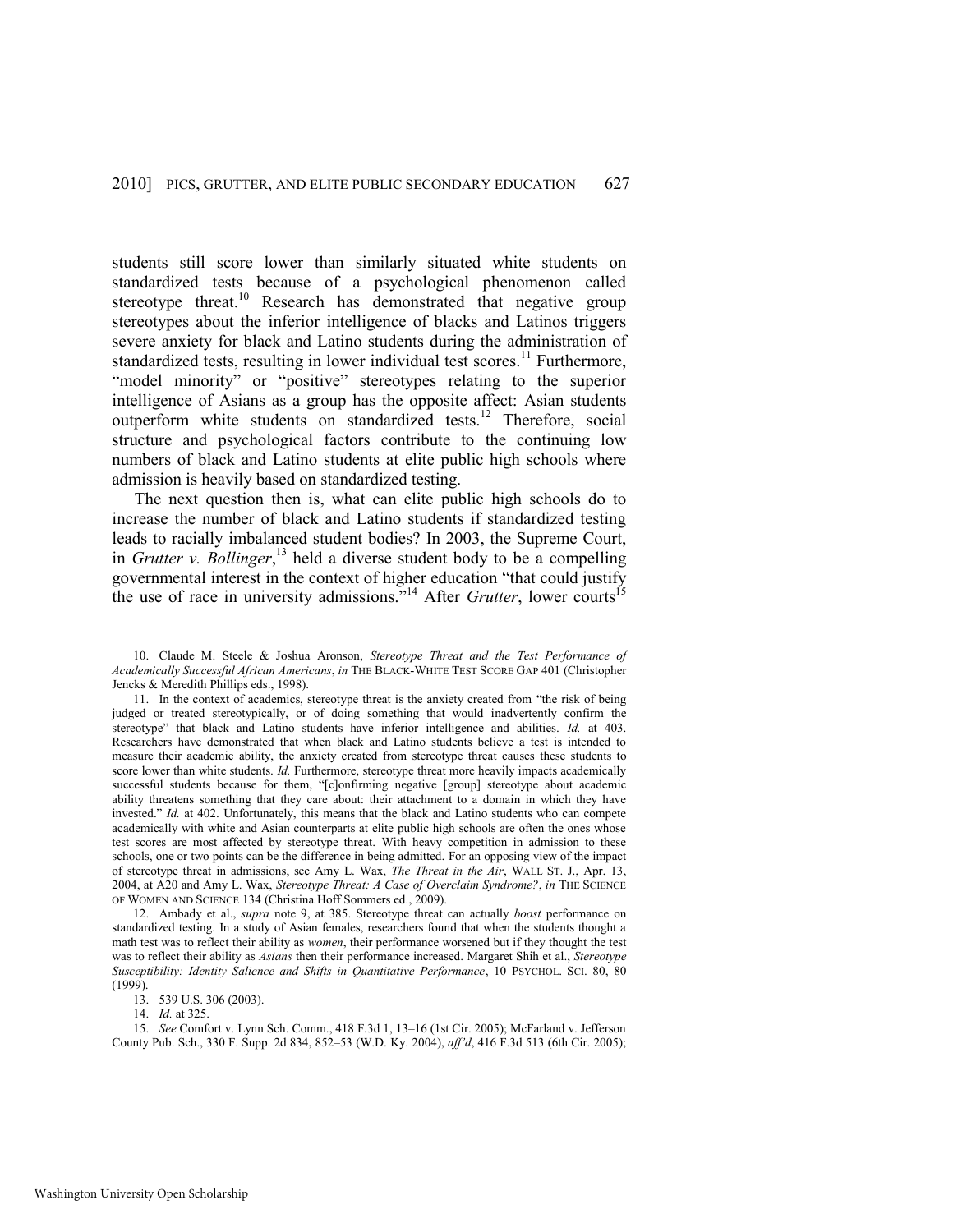students still score lower than similarly situated white students on standardized tests because of a psychological phenomenon called stereotype threat.[10] Research has demonstrated that negative group stereotypes about the inferior intelligence of blacks and Latinos triggers severe anxiety for black and Latino students during the administration of standardized tests, resulting in lower individual test scores.[11] Furthermore, "model minority" or "positive" stereotypes relating to the superior intelligence of Asians as a group has the opposite affect: Asian students outperform white students on standardized tests.[12] Therefore, social structure and psychological factors contribute to the continuing low numbers of black and Latino students at elite public high schools where admission is heavily based on standardized testing.

The next question then is, what can elite public high schools do to increase the number of black and Latino students if standardized testing leads to racially imbalanced student bodies? In 2003, the Supreme Court, in *Grutter v. Bollinger*,[13] held a diverse student body to be a compelling governmental interest in the context of higher education "that could justify the use of race in university admissions."[14] After *Grutter*, lower courts[15]

---

10. Claude M. Steele & Joshua Aronson, *Stereotype Threat and the Test Performance of Academically Successful African Americans*, *in* THE BLACK-WHITE TEST SCORE GAP 401 (Christopher Jencks & Meredith Phillips eds., 1998).

11. In the context of academics, stereotype threat is the anxiety created from "the risk of being judged or treated stereotypically, or of doing something that would inadvertently confirm the stereotype" that black and Latino students have inferior intelligence and abilities. *Id.* at 403. Researchers have demonstrated that when black and Latino students believe a test is intended to measure their academic ability, the anxiety created from stereotype threat causes these students to score lower than white students. *Id.* Furthermore, stereotype threat more heavily impacts academically successful students because for them, "[c]onfirming negative [group] stereotype about academic ability threatens something that they care about: their attachment to a domain in which they have invested." *Id.* at 402. Unfortunately, this means that the black and Latino students who can compete academically with white and Asian counterparts at elite public high schools are often the ones whose test scores are most affected by stereotype threat. With heavy competition in admission to these schools, one or two points can be the difference in being admitted. For an opposing view of the impact of stereotype threat in admissions, see Amy L. Wax, *The Threat in the Air*, WALL ST. J., Apr. 13, 2004, at A20 and Amy L. Wax, *Stereotype Threat: A Case of Overclaim Syndrome?*, *in* THE SCIENCE OF WOMEN AND SCIENCE 134 (Christina Hoff Sommers ed., 2009).

12. Ambady et al., *supra* note 9, at 385. Stereotype threat can actually *boost* performance on standardized testing. In a study of Asian females, researchers found that when the students thought a math test was to reflect their ability as *women*, their performance worsened but if they thought the test was to reflect their ability as *Asians* then their performance increased. Margaret Shih et al., *Stereotype Susceptibility: Identity Salience and Shifts in Quantitative Performance*, 10 PSYCHOL. SCI. 80, 80 (1999).

13. 539 U.S. 306 (2003).

14. *Id.* at 325.

15. *See* Comfort v. Lynn Sch. Comm., 418 F.3d 1, 13–16 (1st Cir. 2005); McFarland v. Jefferson County Pub. Sch., 330 F. Supp. 2d 834, 852–53 (W.D. Ky. 2004), *aff'd*, 416 F.3d 513 (6th Cir. 2005);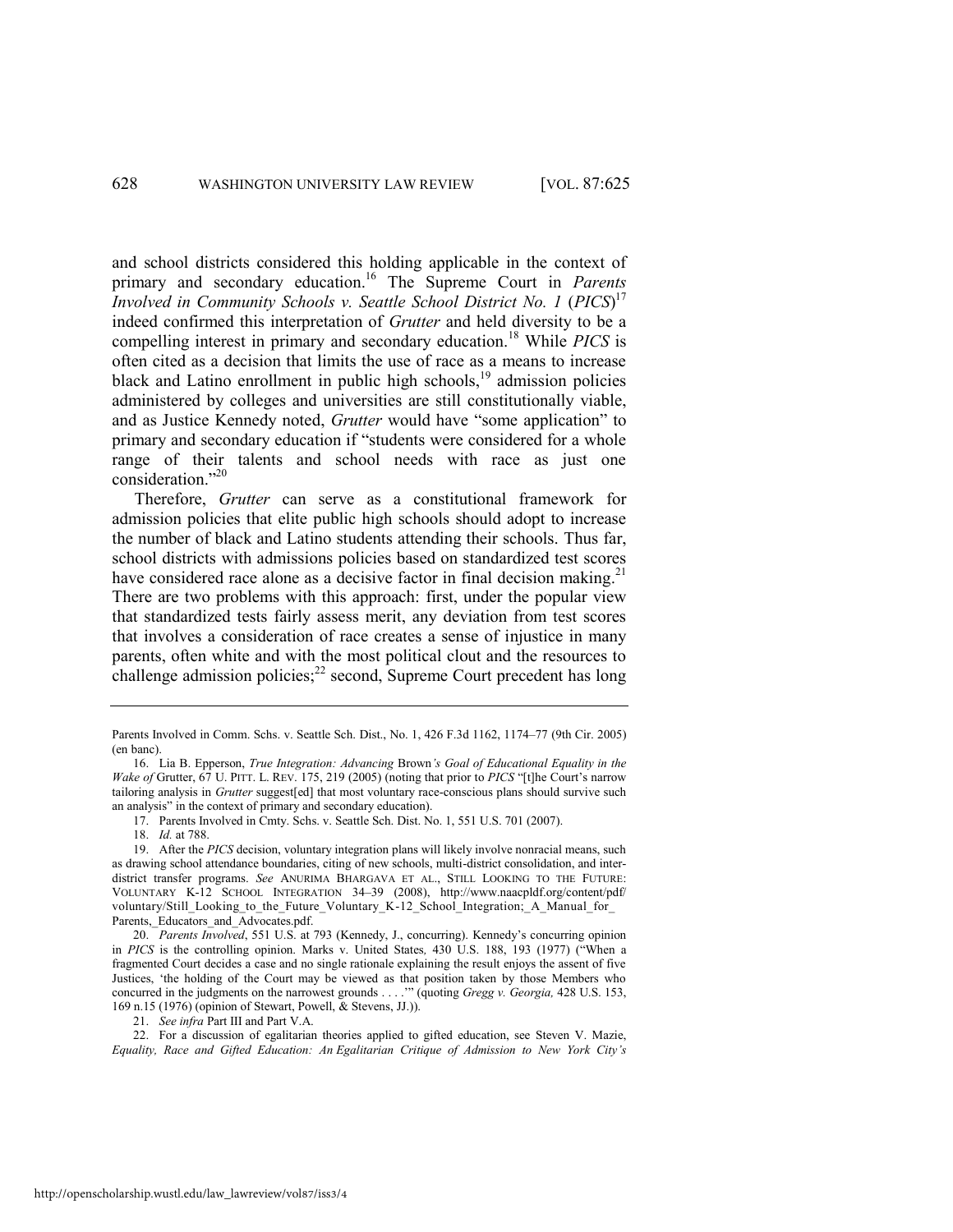and school districts considered this holding applicable in the context of primary and secondary education.[16] The Supreme Court in *Parents Involved in Community Schools v. Seattle School District No. 1* (*PICS*)[17] indeed confirmed this interpretation of *Grutter* and held diversity to be a compelling interest in primary and secondary education.[18] While *PICS* is often cited as a decision that limits the use of race as a means to increase black and Latino enrollment in public high schools,[19] admission policies administered by colleges and universities are still constitutionally viable, and as Justice Kennedy noted, *Grutter* would have "some application" to primary and secondary education if "students were considered for a whole range of their talents and school needs with race as just one consideration."[20]

Therefore, *Grutter* can serve as a constitutional framework for admission policies that elite public high schools should adopt to increase the number of black and Latino students attending their schools. Thus far, school districts with admissions policies based on standardized test scores have considered race alone as a decisive factor in final decision making.[21] There are two problems with this approach: first, under the popular view that standardized tests fairly assess merit, any deviation from test scores that involves a consideration of race creates a sense of injustice in many parents, often white and with the most political clout and the resources to challenge admission policies;[22] second, Supreme Court precedent has long

---

Parents Involved in Comm. Schs. v. Seattle Sch. Dist., No. 1, 426 F.3d 1162, 1174–77 (9th Cir. 2005) (en banc).

16. Lia B. Epperson, *True Integration: Advancing* Brown*'s Goal of Educational Equality in the Wake of* Grutter, 67 U. PITT. L. REV. 175, 219 (2005) (noting that prior to *PICS* "[t]he Court's narrow tailoring analysis in *Grutter* suggest[ed] that most voluntary race-conscious plans should survive such an analysis" in the context of primary and secondary education).

17. Parents Involved in Cmty. Schs. v. Seattle Sch. Dist. No. 1, 551 U.S. 701 (2007).

18. *Id.* at 788.

19. After the *PICS* decision, voluntary integration plans will likely involve nonracial means, such as drawing school attendance boundaries, citing of new schools, multi-district consolidation, and inter-district transfer programs. *See* ANURIMA BHARGAVA ET AL., STILL LOOKING TO THE FUTURE: VOLUNTARY K-12 SCHOOL INTEGRATION 34–39 (2008), http://www.naacpldf.org/content/pdf/voluntary/Still_Looking_to_the_Future_Voluntary_K-12_School_Integration;_A_Manual_for_Parents,_Educators_and_Advocates.pdf.

20. *Parents Involved*, 551 U.S. at 793 (Kennedy, J., concurring). Kennedy's concurring opinion in *PICS* is the controlling opinion. Marks v. United States*,* 430 U.S. 188, 193 (1977) ("When a fragmented Court decides a case and no single rationale explaining the result enjoys the assent of five Justices, 'the holding of the Court may be viewed as that position taken by those Members who concurred in the judgments on the narrowest grounds . . . .'" (quoting *Gregg v. Georgia,* 428 U.S. 153, 169 n.15 (1976) (opinion of Stewart, Powell, & Stevens, JJ.)).

21. *See infra* Part III and Part V.A.

22. For a discussion of egalitarian theories applied to gifted education, see Steven V. Mazie, *Equality, Race and Gifted Education: An Egalitarian Critique of Admission to New York City's*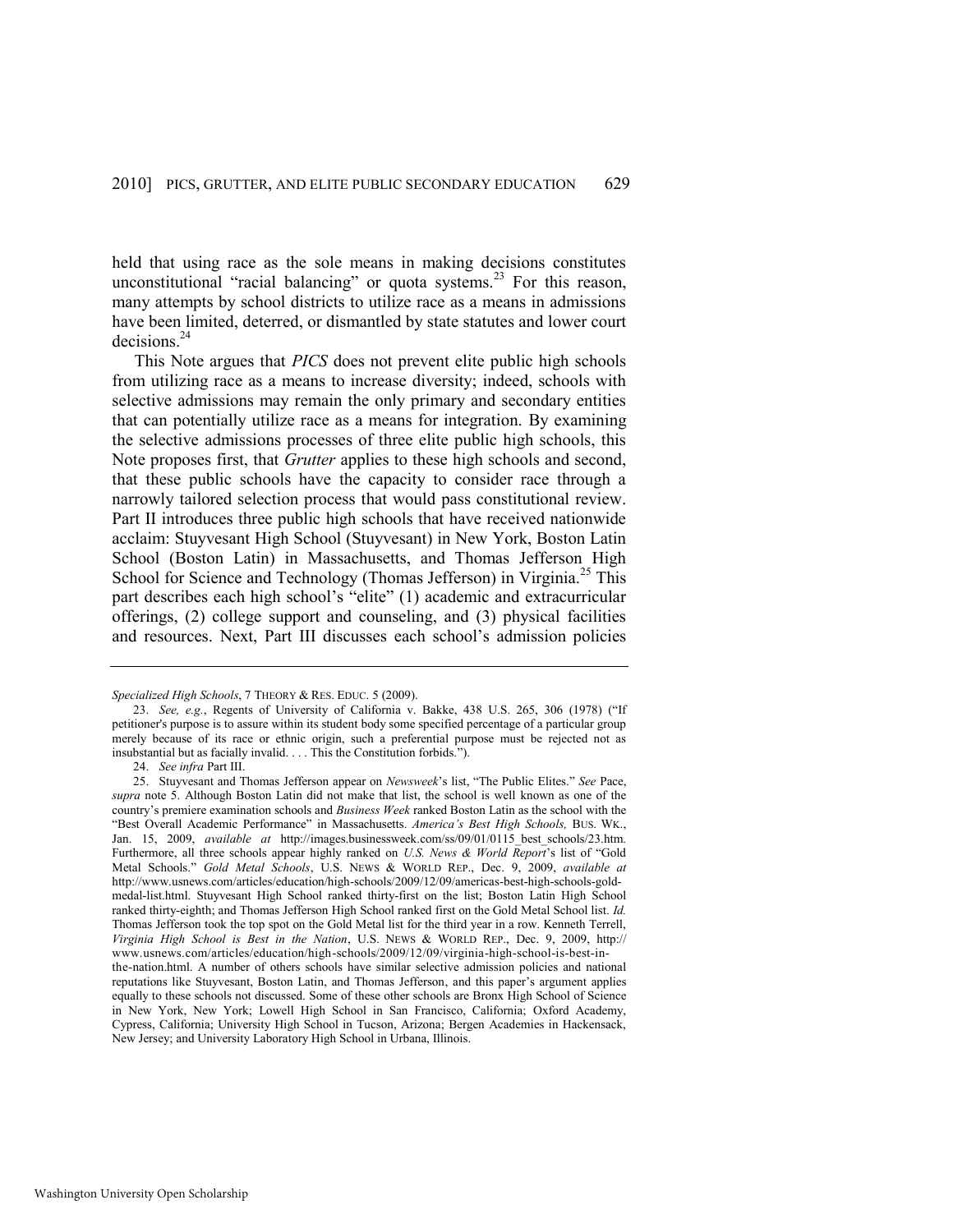held that using race as the sole means in making decisions constitutes unconstitutional "racial balancing" or quota systems.[23] For this reason, many attempts by school districts to utilize race as a means in admissions have been limited, deterred, or dismantled by state statutes and lower court decisions.[24]

This Note argues that *PICS* does not prevent elite public high schools from utilizing race as a means to increase diversity; indeed, schools with selective admissions may remain the only primary and secondary entities that can potentially utilize race as a means for integration. By examining the selective admissions processes of three elite public high schools, this Note proposes first, that *Grutter* applies to these high schools and second, that these public schools have the capacity to consider race through a narrowly tailored selection process that would pass constitutional review. Part II introduces three public high schools that have received nationwide acclaim: Stuyvesant High School (Stuyvesant) in New York, Boston Latin School (Boston Latin) in Massachusetts, and Thomas Jefferson High School for Science and Technology (Thomas Jefferson) in Virginia.[25] This part describes each high school's "elite" (1) academic and extracurricular offerings, (2) college support and counseling, and (3) physical facilities and resources. Next, Part III discusses each school's admission policies

---

*Specialized High Schools*, 7 THEORY & RES. EDUC. 5 (2009).

23. *See, e.g.*, Regents of University of California v. Bakke, 438 U.S. 265, 306 (1978) ("If petitioner's purpose is to assure within its student body some specified percentage of a particular group merely because of its race or ethnic origin, such a preferential purpose must be rejected not as insubstantial but as facially invalid. . . . This the Constitution forbids.").

24. *See infra* Part III.

25. Stuyvesant and Thomas Jefferson appear on *Newsweek*'s list, "The Public Elites." *See* Pace, *supra* note 5. Although Boston Latin did not make that list, the school is well known as one of the country's premiere examination schools and *Business Week* ranked Boston Latin as the school with the "Best Overall Academic Performance" in Massachusetts. *America's Best High Schools,* BUS. WK., Jan. 15, 2009, *available at* http://images.businessweek.com/ss/09/01/0115_best_schools/23.htm. Furthermore, all three schools appear highly ranked on *U.S. News & World Report*'s list of "Gold Metal Schools." *Gold Metal Schools*, U.S. NEWS & WORLD REP., Dec. 9, 2009, *available at* http://www.usnews.com/articles/education/high-schools/2009/12/09/americas-best-high-schools-gold-medal-list.html. Stuyvesant High School ranked thirty-first on the list; Boston Latin High School ranked thirty-eighth; and Thomas Jefferson High School ranked first on the Gold Metal School list. *Id.* Thomas Jefferson took the top spot on the Gold Metal list for the third year in a row. Kenneth Terrell, *Virginia High School is Best in the Nation*, U.S. NEWS & WORLD REP., Dec. 9, 2009, http://www.usnews.com/articles/education/high-schools/2009/12/09/virginia-high-school-is-best-in-the-nation.html. A number of others schools have similar selective admission policies and national reputations like Stuyvesant, Boston Latin, and Thomas Jefferson, and this paper's argument applies equally to these schools not discussed. Some of these other schools are Bronx High School of Science in New York, New York; Lowell High School in San Francisco, California; Oxford Academy, Cypress, California; University High School in Tucson, Arizona; Bergen Academies in Hackensack, New Jersey; and University Laboratory High School in Urbana, Illinois.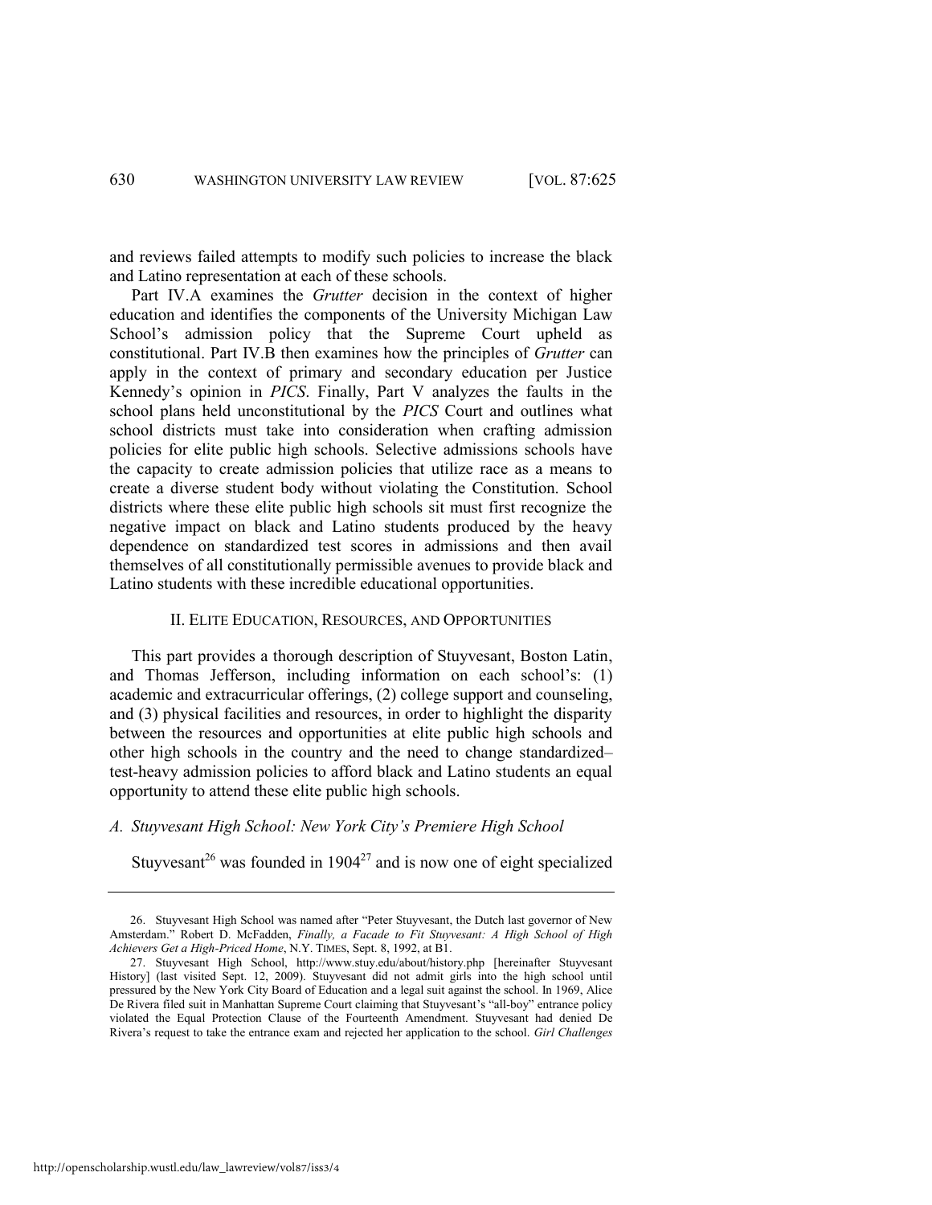and reviews failed attempts to modify such policies to increase the black and Latino representation at each of these schools.

Part IV.A examines the *Grutter* decision in the context of higher education and identifies the components of the University Michigan Law School's admission policy that the Supreme Court upheld as constitutional. Part IV.B then examines how the principles of *Grutter* can apply in the context of primary and secondary education per Justice Kennedy's opinion in *PICS*. Finally, Part V analyzes the faults in the school plans held unconstitutional by the *PICS* Court and outlines what school districts must take into consideration when crafting admission policies for elite public high schools. Selective admissions schools have the capacity to create admission policies that utilize race as a means to create a diverse student body without violating the Constitution. School districts where these elite public high schools sit must first recognize the negative impact on black and Latino students produced by the heavy dependence on standardized test scores in admissions and then avail themselves of all constitutionally permissible avenues to provide black and Latino students with these incredible educational opportunities.

## II. ELITE EDUCATION, RESOURCES, AND OPPORTUNITIES

This part provides a thorough description of Stuyvesant, Boston Latin, and Thomas Jefferson, including information on each school's: (1) academic and extracurricular offerings, (2) college support and counseling, and (3) physical facilities and resources, in order to highlight the disparity between the resources and opportunities at elite public high schools and other high schools in the country and the need to change standardized–test-heavy admission policies to afford black and Latino students an equal opportunity to attend these elite public high schools.

### *A. Stuyvesant High School: New York City's Premiere High School*

Stuyvesant[26] was founded in 1904[27] and is now one of eight specialized

---

26. Stuyvesant High School was named after "Peter Stuyvesant, the Dutch last governor of New Amsterdam." Robert D. McFadden, *Finally, a Facade to Fit Stuyvesant: A High School of High Achievers Get a High-Priced Home*, N.Y. TIMES, Sept. 8, 1992, at B1.

27. Stuyvesant High School, http://www.stuy.edu/about/history.php [hereinafter Stuyvesant History] (last visited Sept. 12, 2009). Stuyvesant did not admit girls into the high school until pressured by the New York City Board of Education and a legal suit against the school. In 1969, Alice De Rivera filed suit in Manhattan Supreme Court claiming that Stuyvesant's "all-boy" entrance policy violated the Equal Protection Clause of the Fourteenth Amendment. Stuyvesant had denied De Rivera's request to take the entrance exam and rejected her application to the school. *Girl Challenges*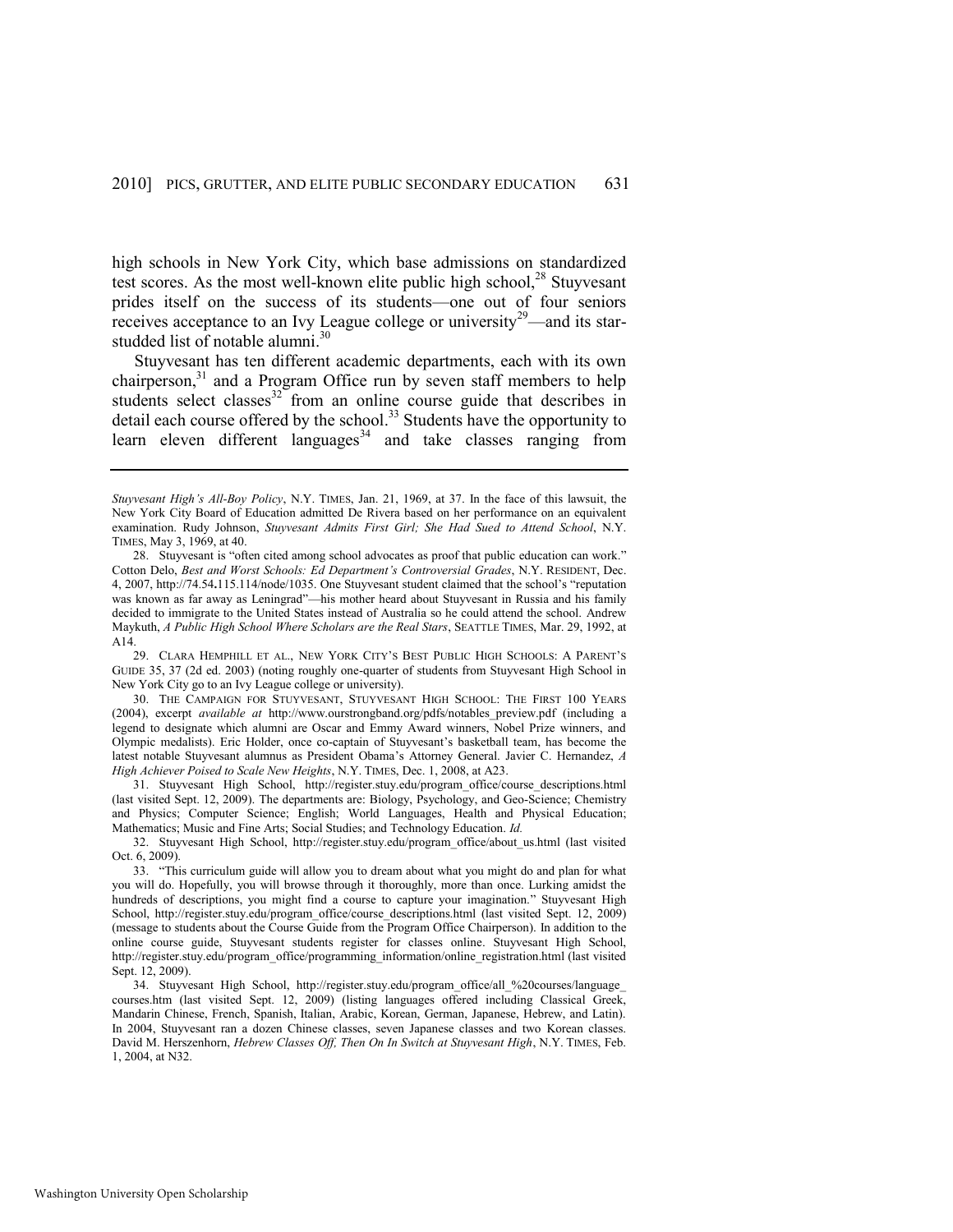high schools in New York City, which base admissions on standardized test scores. As the most well-known elite public high school,[28] Stuyvesant prides itself on the success of its students—one out of four seniors receives acceptance to an Ivy League college or university[29]—and its star-studded list of notable alumni.[30]

Stuyvesant has ten different academic departments, each with its own chairperson,[31] and a Program Office run by seven staff members to help students select classes[32] from an online course guide that describes in detail each course offered by the school.[33] Students have the opportunity to learn eleven different languages[34] and take classes ranging from

---

*Stuyvesant High's All-Boy Policy*, N.Y. TIMES, Jan. 21, 1969, at 37. In the face of this lawsuit, the New York City Board of Education admitted De Rivera based on her performance on an equivalent examination. Rudy Johnson, *Stuyvesant Admits First Girl; She Had Sued to Attend School*, N.Y. TIMES, May 3, 1969, at 40.

28. Stuyvesant is "often cited among school advocates as proof that public education can work." Cotton Delo, *Best and Worst Schools: Ed Department's Controversial Grades*, N.Y. RESIDENT, Dec. 4, 2007, http://74.54.115.114/node/1035. One Stuyvesant student claimed that the school's "reputation was known as far away as Leningrad"—his mother heard about Stuyvesant in Russia and his family decided to immigrate to the United States instead of Australia so he could attend the school. Andrew Maykuth, *A Public High School Where Scholars are the Real Stars*, SEATTLE TIMES, Mar. 29, 1992, at A14.

29. CLARA HEMPHILL ET AL., NEW YORK CITY'S BEST PUBLIC HIGH SCHOOLS: A PARENT'S GUIDE 35, 37 (2d ed. 2003) (noting roughly one-quarter of students from Stuyvesant High School in New York City go to an Ivy League college or university).

30. THE CAMPAIGN FOR STUYVESANT, STUYVESANT HIGH SCHOOL: THE FIRST 100 YEARS (2004), excerpt *available at* http://www.ourstrongband.org/pdfs/notables_preview.pdf (including a legend to designate which alumni are Oscar and Emmy Award winners, Nobel Prize winners, and Olympic medalists). Eric Holder, once co-captain of Stuyvesant's basketball team, has become the latest notable Stuyvesant alumnus as President Obama's Attorney General. Javier C. Hernandez, *A High Achiever Poised to Scale New Heights*, N.Y. TIMES, Dec. 1, 2008, at A23.

31. Stuyvesant High School, http://register.stuy.edu/program_office/course_descriptions.html (last visited Sept. 12, 2009). The departments are: Biology, Psychology, and Geo-Science; Chemistry and Physics; Computer Science; English; World Languages, Health and Physical Education; Mathematics; Music and Fine Arts; Social Studies; and Technology Education. *Id.*

32. Stuyvesant High School, http://register.stuy.edu/program_office/about_us.html (last visited Oct. 6, 2009).

33. "This curriculum guide will allow you to dream about what you might do and plan for what you will do. Hopefully, you will browse through it thoroughly, more than once. Lurking amidst the hundreds of descriptions, you might find a course to capture your imagination." Stuyvesant High School, http://register.stuy.edu/program_office/course_descriptions.html (last visited Sept. 12, 2009) (message to students about the Course Guide from the Program Office Chairperson). In addition to the online course guide, Stuyvesant students register for classes online. Stuyvesant High School, http://register.stuy.edu/program_office/programming_information/online_registration.html (last visited Sept. 12, 2009).

34. Stuyvesant High School, http://register.stuy.edu/program_office/all_%20courses/language_courses.htm (last visited Sept. 12, 2009) (listing languages offered including Classical Greek, Mandarin Chinese, French, Spanish, Italian, Arabic, Korean, German, Japanese, Hebrew, and Latin). In 2004, Stuyvesant ran a dozen Chinese classes, seven Japanese classes and two Korean classes. David M. Herszenhorn, *Hebrew Classes Off, Then On In Switch at Stuyvesant High*, N.Y. TIMES, Feb. 1, 2004, at N32.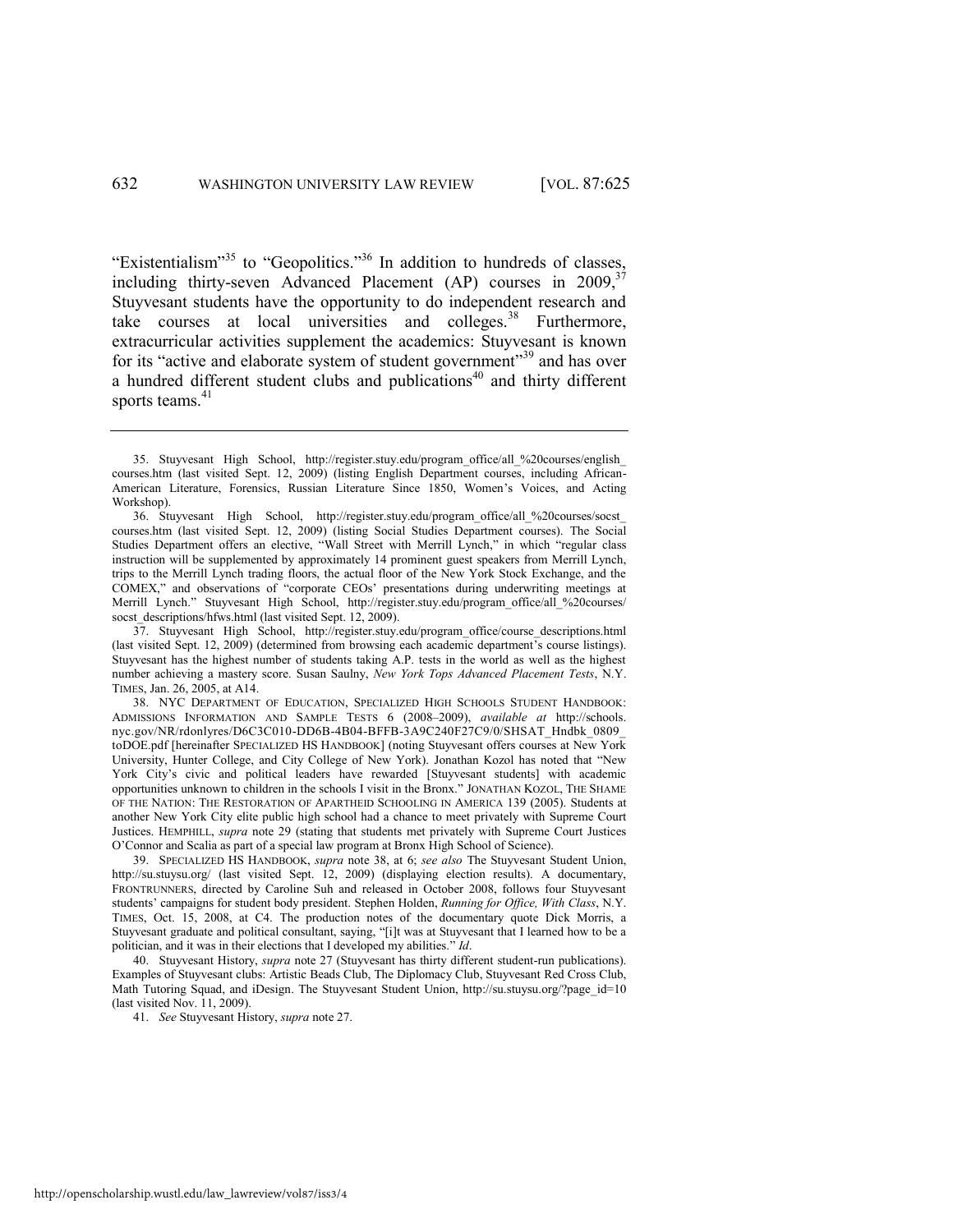"Existentialism"[35] to "Geopolitics."[36] In addition to hundreds of classes, including thirty-seven Advanced Placement (AP) courses in 2009,[37] Stuyvesant students have the opportunity to do independent research and take courses at local universities and colleges.[38] Furthermore, extracurricular activities supplement the academics: Stuyvesant is known for its "active and elaborate system of student government"[39] and has over a hundred different student clubs and publications[40] and thirty different sports teams.[41]

---

35. Stuyvesant High School, http://register.stuy.edu/program_office/all_%20courses/english_courses.htm (last visited Sept. 12, 2009) (listing English Department courses, including African-American Literature, Forensics, Russian Literature Since 1850, Women's Voices, and Acting Workshop).

36. Stuyvesant High School, http://register.stuy.edu/program_office/all_%20courses/socst_courses.htm (last visited Sept. 12, 2009) (listing Social Studies Department courses). The Social Studies Department offers an elective, "Wall Street with Merrill Lynch," in which "regular class instruction will be supplemented by approximately 14 prominent guest speakers from Merrill Lynch, trips to the Merrill Lynch trading floors, the actual floor of the New York Stock Exchange, and the COMEX," and observations of "corporate CEOs' presentations during underwriting meetings at Merrill Lynch." Stuyvesant High School, http://register.stuy.edu/program_office/all_%20courses/socst_descriptions/hfws.html (last visited Sept. 12, 2009).

37. Stuyvesant High School, http://register.stuy.edu/program_office/course_descriptions.html (last visited Sept. 12, 2009) (determined from browsing each academic department's course listings). Stuyvesant has the highest number of students taking A.P. tests in the world as well as the highest number achieving a mastery score. Susan Saulny, *New York Tops Advanced Placement Tests*, N.Y. TIMES, Jan. 26, 2005, at A14.

38. NYC DEPARTMENT OF EDUCATION, SPECIALIZED HIGH SCHOOLS STUDENT HANDBOOK: ADMISSIONS INFORMATION AND SAMPLE TESTS 6 (2008–2009), *available at* http://schools.nyc.gov/NR/rdonlyres/D6C3C010-DD6B-4B04-BFFB-3A9C240F27C9/0/SHSAT_Hndbk_0809_toDOE.pdf [hereinafter SPECIALIZED HS HANDBOOK] (noting Stuyvesant offers courses at New York University, Hunter College, and City College of New York). Jonathan Kozol has noted that "New York City's civic and political leaders have rewarded [Stuyvesant students] with academic opportunities unknown to children in the schools I visit in the Bronx." JONATHAN KOZOL, THE SHAME OF THE NATION: THE RESTORATION OF APARTHEID SCHOOLING IN AMERICA 139 (2005). Students at another New York City elite public high school had a chance to meet privately with Supreme Court Justices. HEMPHILL, *supra* note 29 (stating that students met privately with Supreme Court Justices O'Connor and Scalia as part of a special law program at Bronx High School of Science).

39. SPECIALIZED HS HANDBOOK, *supra* note 38, at 6; *see also* The Stuyvesant Student Union, http://su.stuysu.org/ (last visited Sept. 12, 2009) (displaying election results). A documentary, FRONTRUNNERS, directed by Caroline Suh and released in October 2008, follows four Stuyvesant students' campaigns for student body president. Stephen Holden, *Running for Office, With Class*, N.Y. TIMES, Oct. 15, 2008, at C4. The production notes of the documentary quote Dick Morris, a Stuyvesant graduate and political consultant, saying, "[i]t was at Stuyvesant that I learned how to be a politician, and it was in their elections that I developed my abilities." *Id*.

40. Stuyvesant History, *supra* note 27 (Stuyvesant has thirty different student-run publications). Examples of Stuyvesant clubs: Artistic Beads Club, The Diplomacy Club, Stuyvesant Red Cross Club, Math Tutoring Squad, and iDesign. The Stuyvesant Student Union, http://su.stuysu.org/?page_id=10 (last visited Nov. 11, 2009).

41. *See* Stuyvesant History, *supra* note 27.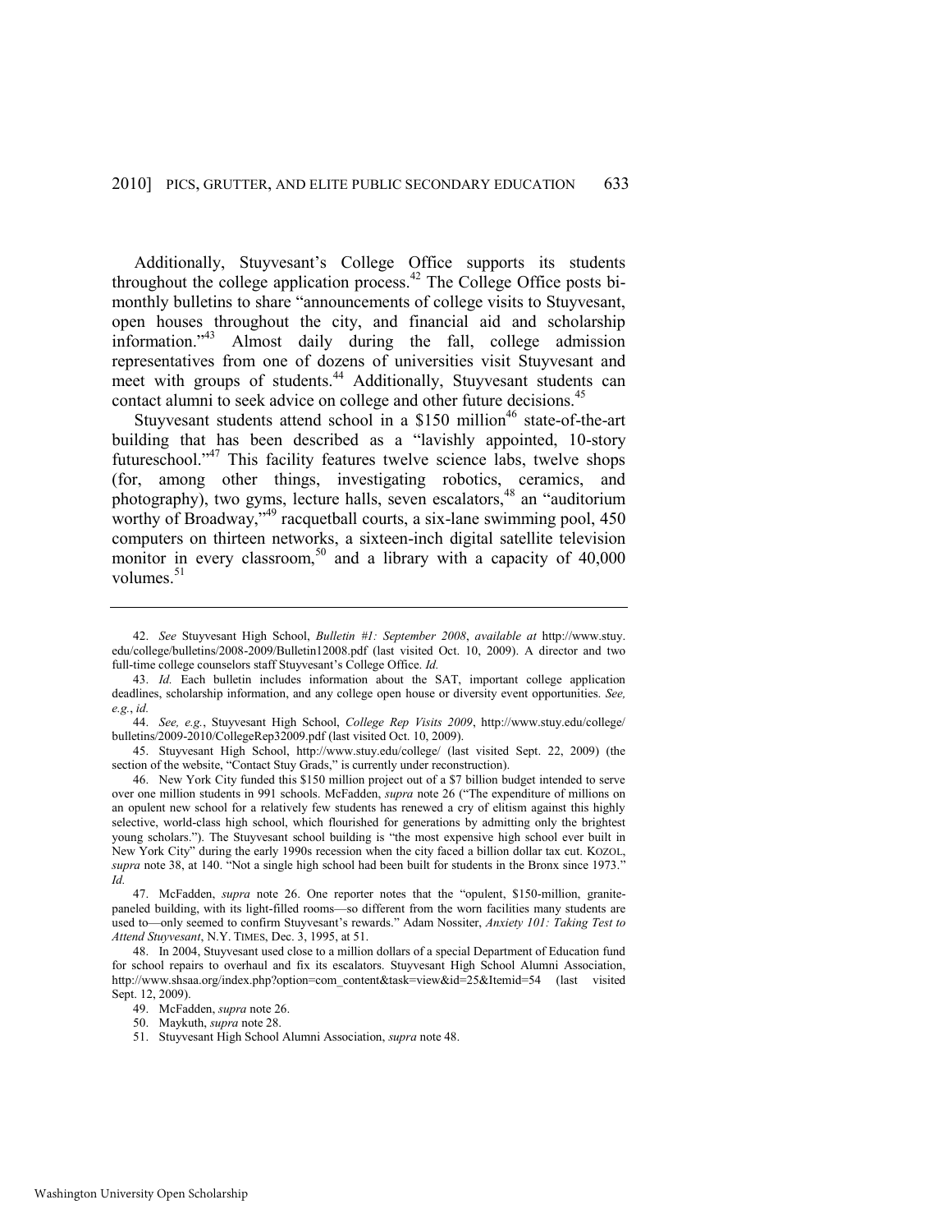Additionally, Stuyvesant's College Office supports its students throughout the college application process.[42] The College Office posts bi-monthly bulletins to share "announcements of college visits to Stuyvesant, open houses throughout the city, and financial aid and scholarship information."[43] Almost daily during the fall, college admission representatives from one of dozens of universities visit Stuyvesant and meet with groups of students.[44] Additionally, Stuyvesant students can contact alumni to seek advice on college and other future decisions.[45]

Stuyvesant students attend school in a $150 million[46] state-of-the-art building that has been described as a "lavishly appointed, 10-story futureschool."[47] This facility features twelve science labs, twelve shops (for, among other things, investigating robotics, ceramics, and photography), two gyms, lecture halls, seven escalators,[48] an "auditorium worthy of Broadway,"[49] racquetball courts, a six-lane swimming pool, 450 computers on thirteen networks, a sixteen-inch digital satellite television monitor in every classroom,[50] and a library with a capacity of 40,000 volumes.[51]

---

42. *See* Stuyvesant High School, *Bulletin #1: September 2008*, *available at* http://www.stuy.edu/college/bulletins/2008-2009/Bulletin12008.pdf (last visited Oct. 10, 2009). A director and two full-time college counselors staff Stuyvesant's College Office. *Id.*

43. *Id.* Each bulletin includes information about the SAT, important college application deadlines, scholarship information, and any college open house or diversity event opportunities. *See, e.g.*, *id.*

44. *See, e.g.*, Stuyvesant High School, *College Rep Visits 2009*, http://www.stuy.edu/college/bulletins/2009-2010/CollegeRep32009.pdf (last visited Oct. 10, 2009).

45. Stuyvesant High School, http://www.stuy.edu/college/ (last visited Sept. 22, 2009) (the section of the website, "Contact Stuy Grads," is currently under reconstruction).

46. New York City funded this $150 million project out of a $7 billion budget intended to serve over one million students in 991 schools. McFadden, *supra* note 26 ("The expenditure of millions on an opulent new school for a relatively few students has renewed a cry of elitism against this highly selective, world-class high school, which flourished for generations by admitting only the brightest young scholars."). The Stuyvesant school building is "the most expensive high school ever built in New York City" during the early 1990s recession when the city faced a billion dollar tax cut. KOZOL, *supra* note 38, at 140. "Not a single high school had been built for students in the Bronx since 1973." *Id.*

47. McFadden, *supra* note 26. One reporter notes that the "opulent, $150-million, granite-paneled building, with its light-filled rooms—so different from the worn facilities many students are used to—only seemed to confirm Stuyvesant's rewards." Adam Nossiter, *Anxiety 101: Taking Test to Attend Stuyvesant*, N.Y. TIMES, Dec. 3, 1995, at 51.

48. In 2004, Stuyvesant used close to a million dollars of a special Department of Education fund for school repairs to overhaul and fix its escalators. Stuyvesant High School Alumni Association, http://www.shsaa.org/index.php?option=com_content&task=view&id=25&Itemid=54 (last visited Sept. 12, 2009).

49. McFadden, *supra* note 26.

50. Maykuth, *supra* note 28.

51. Stuyvesant High School Alumni Association, *supra* note 48.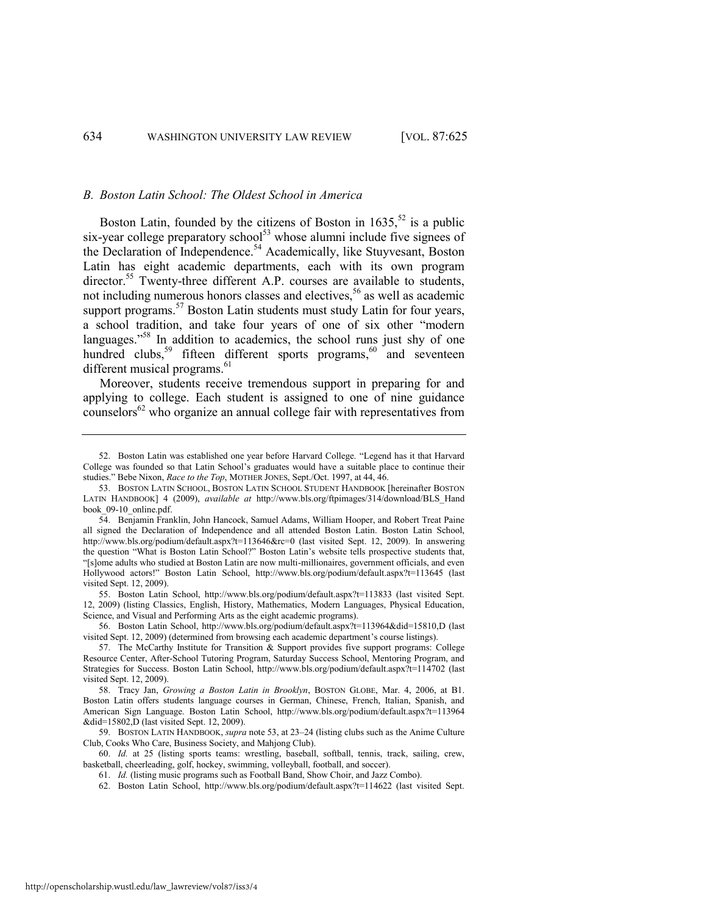### *B. Boston Latin School: The Oldest School in America*

Boston Latin, founded by the citizens of Boston in 1635,[52] is a public six-year college preparatory school[53] whose alumni include five signees of the Declaration of Independence.[54] Academically, like Stuyvesant, Boston Latin has eight academic departments, each with its own program director.[55] Twenty-three different A.P. courses are available to students, not including numerous honors classes and electives,[56] as well as academic support programs.[57] Boston Latin students must study Latin for four years, a school tradition, and take four years of one of six other "modern languages."[58] In addition to academics, the school runs just shy of one hundred clubs,[59] fifteen different sports programs,[60] and seventeen different musical programs.[61]

Moreover, students receive tremendous support in preparing for and applying to college. Each student is assigned to one of nine guidance counselors[62] who organize an annual college fair with representatives from

---

52. Boston Latin was established one year before Harvard College. "Legend has it that Harvard College was founded so that Latin School's graduates would have a suitable place to continue their studies." Bebe Nixon, *Race to the Top*, MOTHER JONES, Sept./Oct. 1997, at 44, 46.

53. BOSTON LATIN SCHOOL, BOSTON LATIN SCHOOL STUDENT HANDBOOK [hereinafter BOSTON LATIN HANDBOOK] 4 (2009), *available at* http://www.bls.org/ftpimages/314/download/BLS_Handbook_09-10_online.pdf.

54. Benjamin Franklin, John Hancock, Samuel Adams, William Hooper, and Robert Treat Paine all signed the Declaration of Independence and all attended Boston Latin. Boston Latin School, http://www.bls.org/podium/default.aspx?t=113646&rc=0 (last visited Sept. 12, 2009). In answering the question "What is Boston Latin School?" Boston Latin's website tells prospective students that, "[s]ome adults who studied at Boston Latin are now multi-millionaires, government officials, and even Hollywood actors!" Boston Latin School, http://www.bls.org/podium/default.aspx?t=113645 (last visited Sept. 12, 2009).

55. Boston Latin School, http://www.bls.org/podium/default.aspx?t=113833 (last visited Sept. 12, 2009) (listing Classics, English, History, Mathematics, Modern Languages, Physical Education, Science, and Visual and Performing Arts as the eight academic programs).

56. Boston Latin School, http://www.bls.org/podium/default.aspx?t=113964&did=15810,D (last visited Sept. 12, 2009) (determined from browsing each academic department's course listings).

57. The McCarthy Institute for Transition & Support provides five support programs: College Resource Center, After-School Tutoring Program, Saturday Success School, Mentoring Program, and Strategies for Success. Boston Latin School, http://www.bls.org/podium/default.aspx?t=114702 (last visited Sept. 12, 2009).

58. Tracy Jan, *Growing a Boston Latin in Brooklyn*, BOSTON GLOBE, Mar. 4, 2006, at B1. Boston Latin offers students language courses in German, Chinese, French, Italian, Spanish, and American Sign Language. Boston Latin School, http://www.bls.org/podium/default.aspx?t=113964&did=15802,D (last visited Sept. 12, 2009).

59. BOSTON LATIN HANDBOOK, *supra* note 53, at 23–24 (listing clubs such as the Anime Culture Club, Cooks Who Care, Business Society, and Mahjong Club).

60. *Id.* at 25 (listing sports teams: wrestling, baseball, softball, tennis, track, sailing, crew, basketball, cheerleading, golf, hockey, swimming, volleyball, football, and soccer).

61. *Id.* (listing music programs such as Football Band, Show Choir, and Jazz Combo).

62. Boston Latin School, http://www.bls.org/podium/default.aspx?t=114622 (last visited Sept.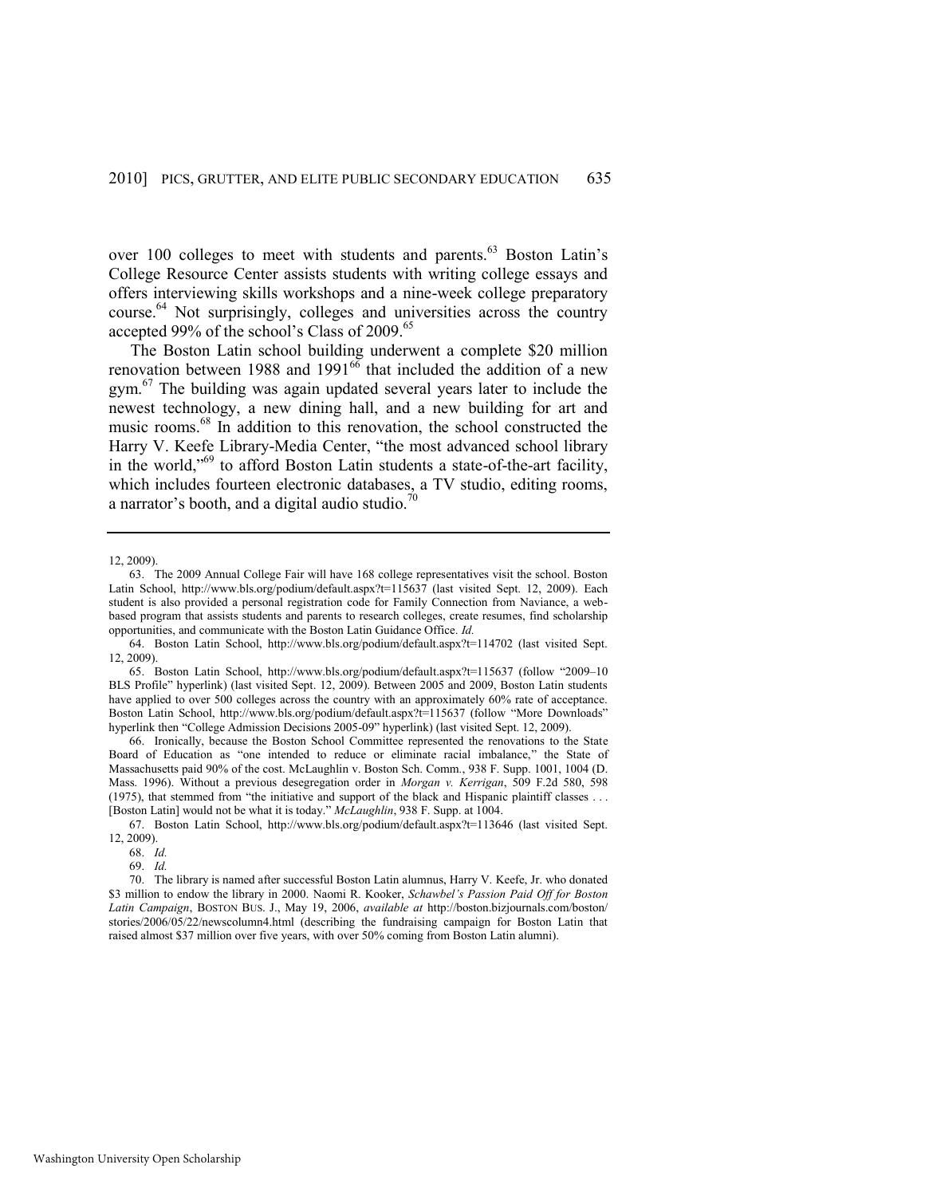over 100 colleges to meet with students and parents.[63] Boston Latin's College Resource Center assists students with writing college essays and offers interviewing skills workshops and a nine-week college preparatory course.[64] Not surprisingly, colleges and universities across the country accepted 99% of the school's Class of 2009.[65]

The Boston Latin school building underwent a complete $20 million renovation between 1988 and 1991[66] that included the addition of a new gym.[67] The building was again updated several years later to include the newest technology, a new dining hall, and a new building for art and music rooms.[68] In addition to this renovation, the school constructed the Harry V. Keefe Library-Media Center, "the most advanced school library in the world,"[69] to afford Boston Latin students a state-of-the-art facility, which includes fourteen electronic databases, a TV studio, editing rooms, a narrator's booth, and a digital audio studio.[70]

---

12, 2009).

63. The 2009 Annual College Fair will have 168 college representatives visit the school. Boston Latin School, http://www.bls.org/podium/default.aspx?t=115637 (last visited Sept. 12, 2009). Each student is also provided a personal registration code for Family Connection from Naviance, a web-based program that assists students and parents to research colleges, create resumes, find scholarship opportunities, and communicate with the Boston Latin Guidance Office. *Id.*

64. Boston Latin School, http://www.bls.org/podium/default.aspx?t=114702 (last visited Sept. 12, 2009).

65. Boston Latin School, http://www.bls.org/podium/default.aspx?t=115637 (follow "2009–10 BLS Profile" hyperlink) (last visited Sept. 12, 2009). Between 2005 and 2009, Boston Latin students have applied to over 500 colleges across the country with an approximately 60% rate of acceptance. Boston Latin School, http://www.bls.org/podium/default.aspx?t=115637 (follow "More Downloads" hyperlink then "College Admission Decisions 2005-09" hyperlink) (last visited Sept. 12, 2009).

66. Ironically, because the Boston School Committee represented the renovations to the State Board of Education as "one intended to reduce or eliminate racial imbalance," the State of Massachusetts paid 90% of the cost. McLaughlin v. Boston Sch. Comm., 938 F. Supp. 1001, 1004 (D. Mass. 1996). Without a previous desegregation order in *Morgan v. Kerrigan*, 509 F.2d 580, 598 (1975), that stemmed from "the initiative and support of the black and Hispanic plaintiff classes . . . [Boston Latin] would not be what it is today." *McLaughlin*, 938 F. Supp. at 1004.

67. Boston Latin School, http://www.bls.org/podium/default.aspx?t=113646 (last visited Sept. 12, 2009).

68. *Id.*

69. *Id.*

70. The library is named after successful Boston Latin alumnus, Harry V. Keefe, Jr. who donated $3 million to endow the library in 2000. Naomi R. Kooker, *Schawbel's Passion Paid Off for Boston Latin Campaign*, BOSTON BUS. J., May 19, 2006, *available at* http://boston.bizjournals.com/boston/stories/2006/05/22/newscolumn4.html (describing the fundraising campaign for Boston Latin that raised almost $37 million over five years, with over 50% coming from Boston Latin alumni).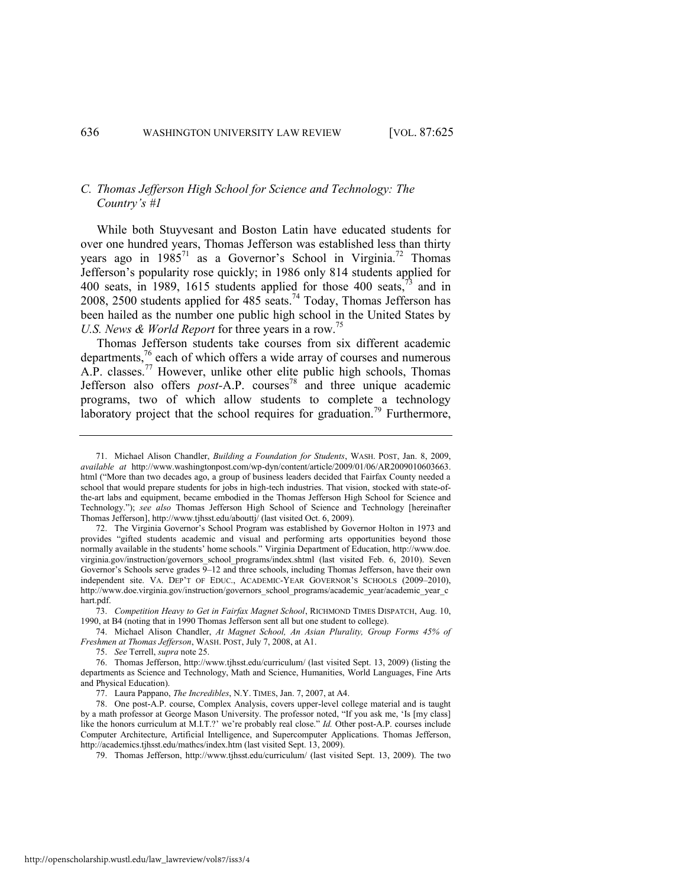### *C. Thomas Jefferson High School for Science and Technology: The Country's #1*

While both Stuyvesant and Boston Latin have educated students for over one hundred years, Thomas Jefferson was established less than thirty years ago in 1985[71] as a Governor's School in Virginia.[72] Thomas Jefferson's popularity rose quickly; in 1986 only 814 students applied for 400 seats, in 1989, 1615 students applied for those 400 seats,[73] and in 2008, 2500 students applied for 485 seats.[74] Today, Thomas Jefferson has been hailed as the number one public high school in the United States by *U.S. News & World Report* for three years in a row.[75]

Thomas Jefferson students take courses from six different academic departments,[76] each of which offers a wide array of courses and numerous A.P. classes.[77] However, unlike other elite public high schools, Thomas Jefferson also offers *post*-A.P. courses[78] and three unique academic programs, two of which allow students to complete a technology laboratory project that the school requires for graduation.[79] Furthermore,

---

71. Michael Alison Chandler, *Building a Foundation for Students*, WASH. POST, Jan. 8, 2009, *available at* http://www.washingtonpost.com/wp-dyn/content/article/2009/01/06/AR2009010603663.html ("More than two decades ago, a group of business leaders decided that Fairfax County needed a school that would prepare students for jobs in high-tech industries. That vision, stocked with state-of-the-art labs and equipment, became embodied in the Thomas Jefferson High School for Science and Technology."); *see also* Thomas Jefferson High School of Science and Technology [hereinafter Thomas Jefferson], http://www.tjhsst.edu/abouttj/ (last visited Oct. 6, 2009).

72. The Virginia Governor's School Program was established by Governor Holton in 1973 and provides "gifted students academic and visual and performing arts opportunities beyond those normally available in the students' home schools." Virginia Department of Education, http://www.doe.virginia.gov/instruction/governors_school_programs/index.shtml (last visited Feb. 6, 2010). Seven Governor's Schools serve grades 9–12 and three schools, including Thomas Jefferson, have their own independent site. VA. DEP'T OF EDUC., ACADEMIC-YEAR GOVERNOR'S SCHOOLS (2009–2010), http://www.doe.virginia.gov/instruction/governors_school_programs/academic_year/academic_year_chart.pdf.

73. *Competition Heavy to Get in Fairfax Magnet School*, RICHMOND TIMES DISPATCH, Aug. 10, 1990, at B4 (noting that in 1990 Thomas Jefferson sent all but one student to college).

74. Michael Alison Chandler, *At Magnet School, An Asian Plurality, Group Forms 45% of Freshmen at Thomas Jefferson*, WASH. POST, July 7, 2008, at A1.

75. *See* Terrell, *supra* note 25.

76. Thomas Jefferson, http://www.tjhsst.edu/curriculum/ (last visited Sept. 13, 2009) (listing the departments as Science and Technology, Math and Science, Humanities, World Languages, Fine Arts and Physical Education).

77. Laura Pappano, *The Incredibles*, N.Y. TIMES, Jan. 7, 2007, at A4.

78. One post-A.P. course, Complex Analysis, covers upper-level college material and is taught by a math professor at George Mason University. The professor noted, "If you ask me, 'Is [my class] like the honors curriculum at M.I.T.?' we're probably real close." *Id.* Other post-A.P. courses include Computer Architecture, Artificial Intelligence, and Supercomputer Applications. Thomas Jefferson, http://academics.tjhsst.edu/mathcs/index.htm (last visited Sept. 13, 2009).

79. Thomas Jefferson, http://www.tjhsst.edu/curriculum/ (last visited Sept. 13, 2009). The two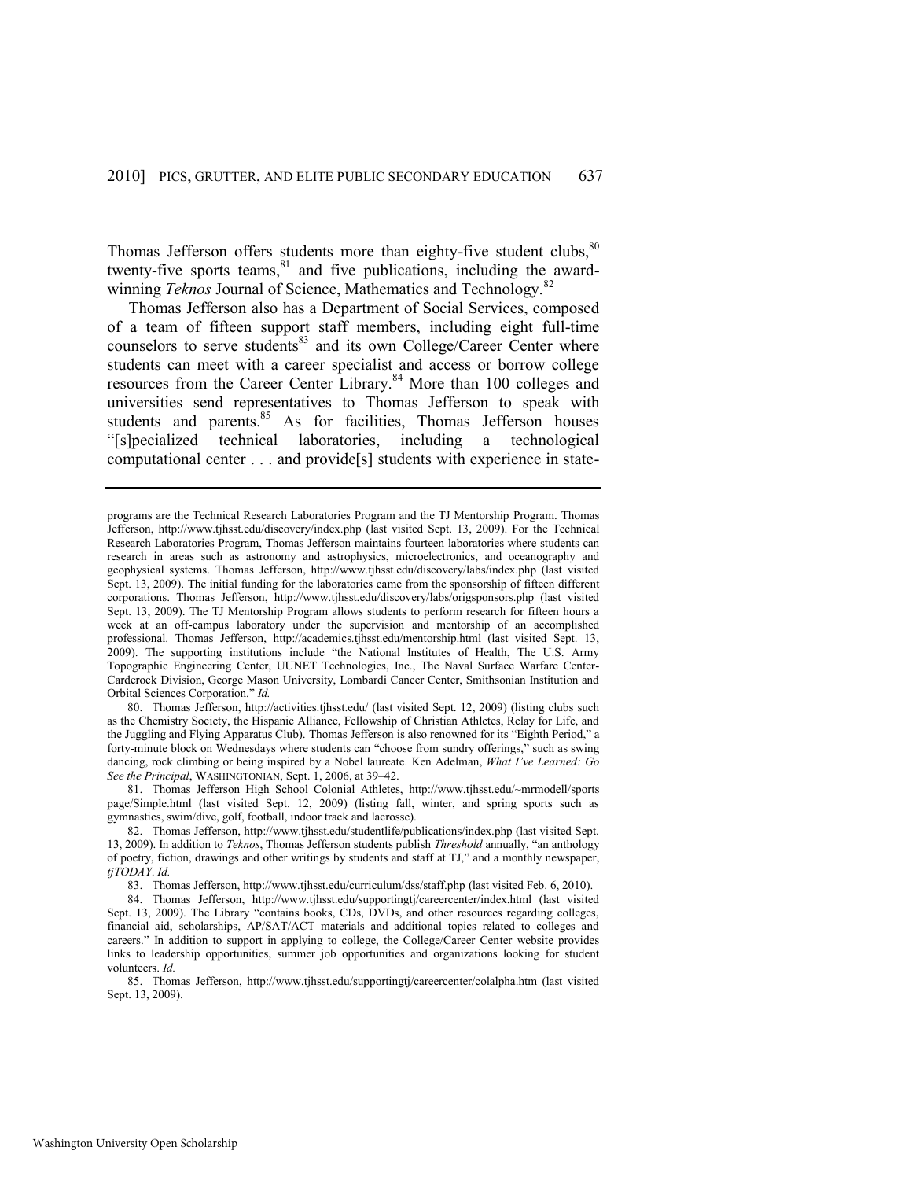Thomas Jefferson offers students more than eighty-five student clubs,[80] twenty-five sports teams,[81] and five publications, including the award-winning *Teknos* Journal of Science, Mathematics and Technology.[82]

Thomas Jefferson also has a Department of Social Services, composed of a team of fifteen support staff members, including eight full-time counselors to serve students[83] and its own College/Career Center where students can meet with a career specialist and access or borrow college resources from the Career Center Library.[84] More than 100 colleges and universities send representatives to Thomas Jefferson to speak with students and parents.[85] As for facilities, Thomas Jefferson houses "[s]pecialized technical laboratories, including a technological computational center . . . and provide[s] students with experience in state-

---

programs are the Technical Research Laboratories Program and the TJ Mentorship Program. Thomas Jefferson, http://www.tjhsst.edu/discovery/index.php (last visited Sept. 13, 2009). For the Technical Research Laboratories Program, Thomas Jefferson maintains fourteen laboratories where students can research in areas such as astronomy and astrophysics, microelectronics, and oceanography and geophysical systems. Thomas Jefferson, http://www.tjhsst.edu/discovery/labs/index.php (last visited Sept. 13, 2009). The initial funding for the laboratories came from the sponsorship of fifteen different corporations. Thomas Jefferson, http://www.tjhsst.edu/discovery/labs/origsponsors.php (last visited Sept. 13, 2009). The TJ Mentorship Program allows students to perform research for fifteen hours a week at an off-campus laboratory under the supervision and mentorship of an accomplished professional. Thomas Jefferson, http://academics.tjhsst.edu/mentorship.html (last visited Sept. 13, 2009). The supporting institutions include "the National Institutes of Health, The U.S. Army Topographic Engineering Center, UUNET Technologies, Inc., The Naval Surface Warfare Center-Carderock Division, George Mason University, Lombardi Cancer Center, Smithsonian Institution and Orbital Sciences Corporation." *Id.*

80. Thomas Jefferson, http://activities.tjhsst.edu/ (last visited Sept. 12, 2009) (listing clubs such as the Chemistry Society, the Hispanic Alliance, Fellowship of Christian Athletes, Relay for Life, and the Juggling and Flying Apparatus Club). Thomas Jefferson is also renowned for its "Eighth Period," a forty-minute block on Wednesdays where students can "choose from sundry offerings," such as swing dancing, rock climbing or being inspired by a Nobel laureate. Ken Adelman, *What I've Learned: Go See the Principal*, WASHINGTONIAN, Sept. 1, 2006, at 39–42.

81. Thomas Jefferson High School Colonial Athletes, http://www.tjhsst.edu/~mrmodell/sports page/Simple.html (last visited Sept. 12, 2009) (listing fall, winter, and spring sports such as gymnastics, swim/dive, golf, football, indoor track and lacrosse).

82. Thomas Jefferson, http://www.tjhsst.edu/studentlife/publications/index.php (last visited Sept. 13, 2009). In addition to *Teknos*, Thomas Jefferson students publish *Threshold* annually, "an anthology of poetry, fiction, drawings and other writings by students and staff at TJ," and a monthly newspaper, *tjTODAY*. *Id.*

83. Thomas Jefferson, http://www.tjhsst.edu/curriculum/dss/staff.php (last visited Feb. 6, 2010).

84. Thomas Jefferson, http://www.tjhsst.edu/supportingtj/careercenter/index.html (last visited Sept. 13, 2009). The Library "contains books, CDs, DVDs, and other resources regarding colleges, financial aid, scholarships, AP/SAT/ACT materials and additional topics related to colleges and careers." In addition to support in applying to college, the College/Career Center website provides links to leadership opportunities, summer job opportunities and organizations looking for student volunteers. *Id.*

85. Thomas Jefferson, http://www.tjhsst.edu/supportingtj/careercenter/colalpha.htm (last visited Sept. 13, 2009).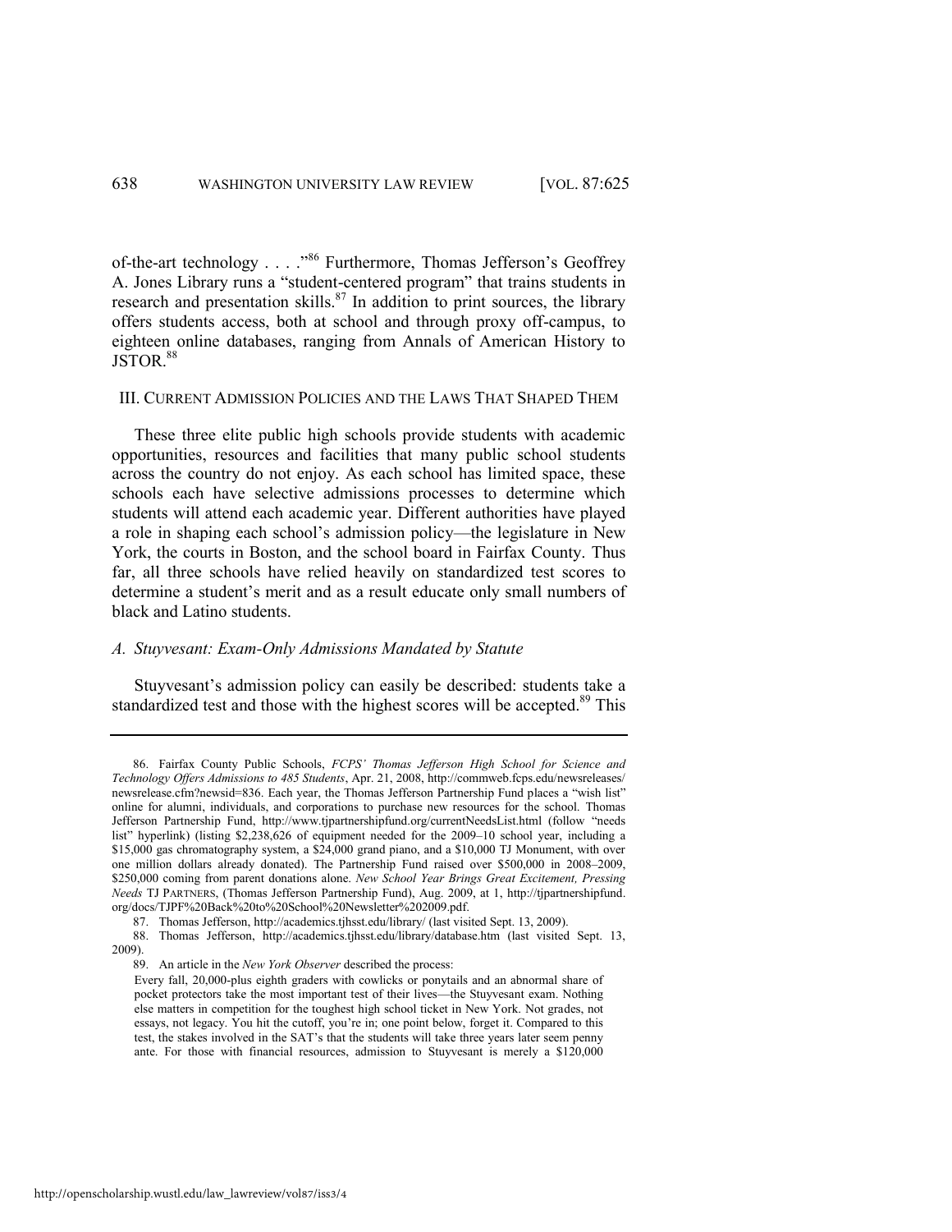of-the-art technology . . . ."[86] Furthermore, Thomas Jefferson's Geoffrey A. Jones Library runs a "student-centered program" that trains students in research and presentation skills.[87] In addition to print sources, the library offers students access, both at school and through proxy off-campus, to eighteen online databases, ranging from Annals of American History to JSTOR.[88]

## III. CURRENT ADMISSION POLICIES AND THE LAWS THAT SHAPED THEM

These three elite public high schools provide students with academic opportunities, resources and facilities that many public school students across the country do not enjoy. As each school has limited space, these schools each have selective admissions processes to determine which students will attend each academic year. Different authorities have played a role in shaping each school's admission policy—the legislature in New York, the courts in Boston, and the school board in Fairfax County. Thus far, all three schools have relied heavily on standardized test scores to determine a student's merit and as a result educate only small numbers of black and Latino students.

### *A. Stuyvesant: Exam-Only Admissions Mandated by Statute*

Stuyvesant's admission policy can easily be described: students take a standardized test and those with the highest scores will be accepted.[89] This

---

86. Fairfax County Public Schools, *FCPS' Thomas Jefferson High School for Science and Technology Offers Admissions to 485 Students*, Apr. 21, 2008, http://commweb.fcps.edu/newsreleases/newsrelease.cfm?newsid=836. Each year, the Thomas Jefferson Partnership Fund places a "wish list" online for alumni, individuals, and corporations to purchase new resources for the school. Thomas Jefferson Partnership Fund, http://www.tjpartnershipfund.org/currentNeedsList.html (follow "needs list" hyperlink) (listing $2,238,626 of equipment needed for the 2009–10 school year, including a $15,000 gas chromatography system, a $24,000 grand piano, and a $10,000 TJ Monument, with over one million dollars already donated). The Partnership Fund raised over $500,000 in 2008–2009, $250,000 coming from parent donations alone. *New School Year Brings Great Excitement, Pressing Needs* TJ PARTNERS, (Thomas Jefferson Partnership Fund), Aug. 2009, at 1, http://tjpartnershipfund.org/docs/TJPF%20Back%20to%20School%20Newsletter%202009.pdf.

87. Thomas Jefferson, http://academics.tjhsst.edu/library/ (last visited Sept. 13, 2009).

88. Thomas Jefferson, http://academics.tjhsst.edu/library/database.htm (last visited Sept. 13, 2009).

89. An article in the *New York Observer* described the process:

> Every fall, 20,000-plus eighth graders with cowlicks or ponytails and an abnormal share of pocket protectors take the most important test of their lives—the Stuyvesant exam. Nothing else matters in competition for the toughest high school ticket in New York. Not grades, not essays, not legacy. You hit the cutoff, you're in; one point below, forget it. Compared to this test, the stakes involved in the SAT's that the students will take three years later seem penny ante. For those with financial resources, admission to Stuyvesant is merely a $120,000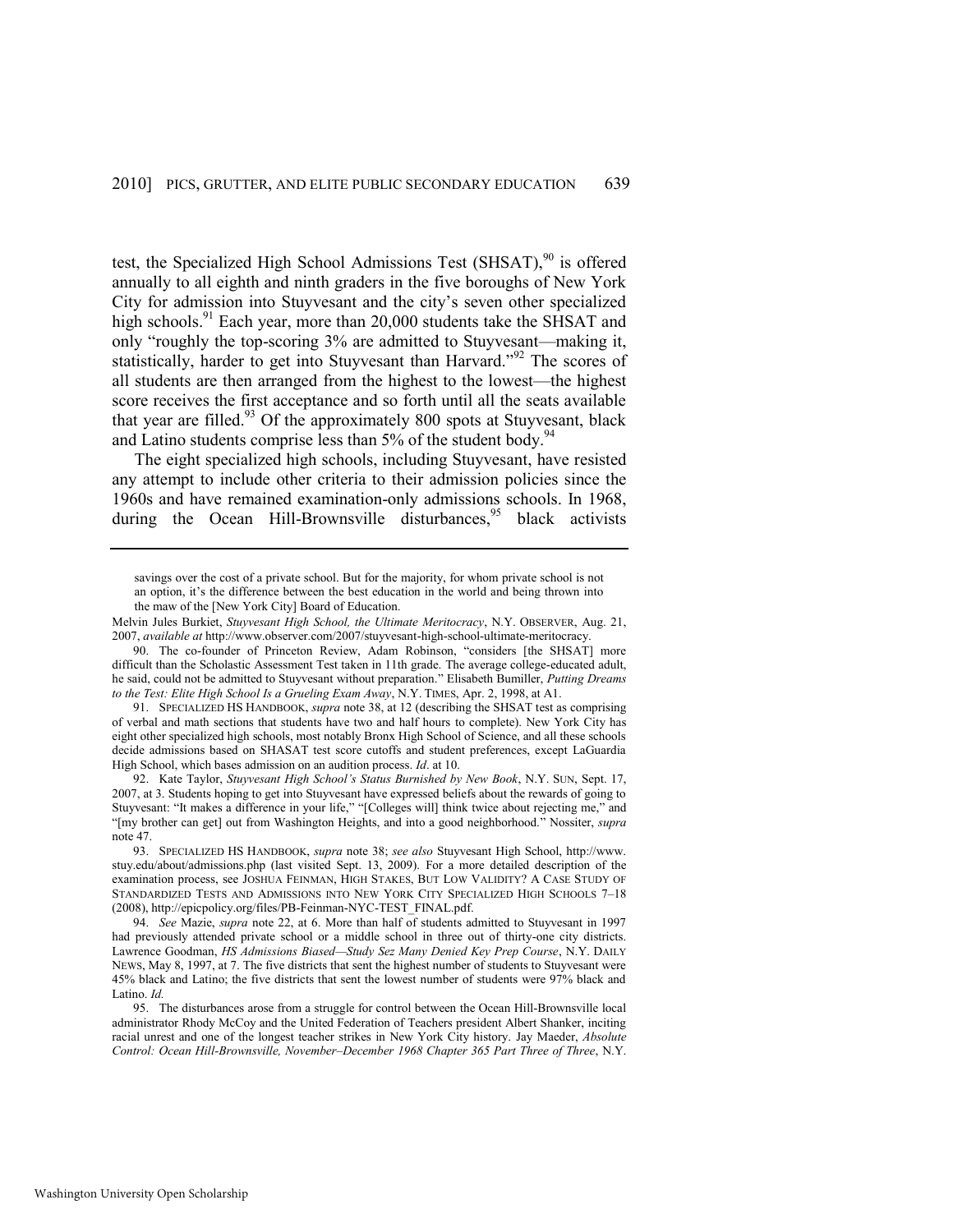test, the Specialized High School Admissions Test (SHSAT),[90] is offered annually to all eighth and ninth graders in the five boroughs of New York City for admission into Stuyvesant and the city's seven other specialized high schools.[91] Each year, more than 20,000 students take the SHSAT and only "roughly the top-scoring 3% are admitted to Stuyvesant—making it, statistically, harder to get into Stuyvesant than Harvard."[92] The scores of all students are then arranged from the highest to the lowest—the highest score receives the first acceptance and so forth until all the seats available that year are filled.[93] Of the approximately 800 spots at Stuyvesant, black and Latino students comprise less than 5% of the student body.[94]

The eight specialized high schools, including Stuyvesant, have resisted any attempt to include other criteria to their admission policies since the 1960s and have remained examination-only admissions schools. In 1968, during the Ocean Hill-Brownsville disturbances,[95] black activists

---

> savings over the cost of a private school. But for the majority, for whom private school is not an option, it's the difference between the best education in the world and being thrown into the maw of the [New York City] Board of Education.

Melvin Jules Burkiet, *Stuyvesant High School, the Ultimate Meritocracy*, N.Y. OBSERVER, Aug. 21, 2007, *available at* http://www.observer.com/2007/stuyvesant-high-school-ultimate-meritocracy.

90. The co-founder of Princeton Review, Adam Robinson, "considers [the SHSAT] more difficult than the Scholastic Assessment Test taken in 11th grade. The average college-educated adult, he said, could not be admitted to Stuyvesant without preparation." Elisabeth Bumiller, *Putting Dreams to the Test: Elite High School Is a Grueling Exam Away*, N.Y. TIMES, Apr. 2, 1998, at A1.

91. SPECIALIZED HS HANDBOOK, *supra* note 38, at 12 (describing the SHSAT test as comprising of verbal and math sections that students have two and half hours to complete). New York City has eight other specialized high schools, most notably Bronx High School of Science, and all these schools decide admissions based on SHASAT test score cutoffs and student preferences, except LaGuardia High School, which bases admission on an audition process. *Id*. at 10.

92. Kate Taylor, *Stuyvesant High School's Status Burnished by New Book*, N.Y. SUN, Sept. 17, 2007, at 3. Students hoping to get into Stuyvesant have expressed beliefs about the rewards of going to Stuyvesant: "It makes a difference in your life," "[Colleges will] think twice about rejecting me," and "[my brother can get] out from Washington Heights, and into a good neighborhood." Nossiter, *supra* note 47.

93. SPECIALIZED HS HANDBOOK, *supra* note 38; *see also* Stuyvesant High School, http://www.stuy.edu/about/admissions.php (last visited Sept. 13, 2009). For a more detailed description of the examination process, see JOSHUA FEINMAN, HIGH STAKES, BUT LOW VALIDITY? A CASE STUDY OF STANDARDIZED TESTS AND ADMISSIONS INTO NEW YORK CITY SPECIALIZED HIGH SCHOOLS 7–18 (2008), http://epicpolicy.org/files/PB-Feinman-NYC-TEST_FINAL.pdf.

94. *See* Mazie, *supra* note 22, at 6. More than half of students admitted to Stuyvesant in 1997 had previously attended private school or a middle school in three out of thirty-one city districts. Lawrence Goodman, *HS Admissions Biased—Study Sez Many Denied Key Prep Course*, N.Y. DAILY NEWS, May 8, 1997, at 7. The five districts that sent the highest number of students to Stuyvesant were 45% black and Latino; the five districts that sent the lowest number of students were 97% black and Latino. *Id.*

95. The disturbances arose from a struggle for control between the Ocean Hill-Brownsville local administrator Rhody McCoy and the United Federation of Teachers president Albert Shanker, inciting racial unrest and one of the longest teacher strikes in New York City history. Jay Maeder, *Absolute Control: Ocean Hill-Brownsville, November–December 1968 Chapter 365 Part Three of Three*, N.Y.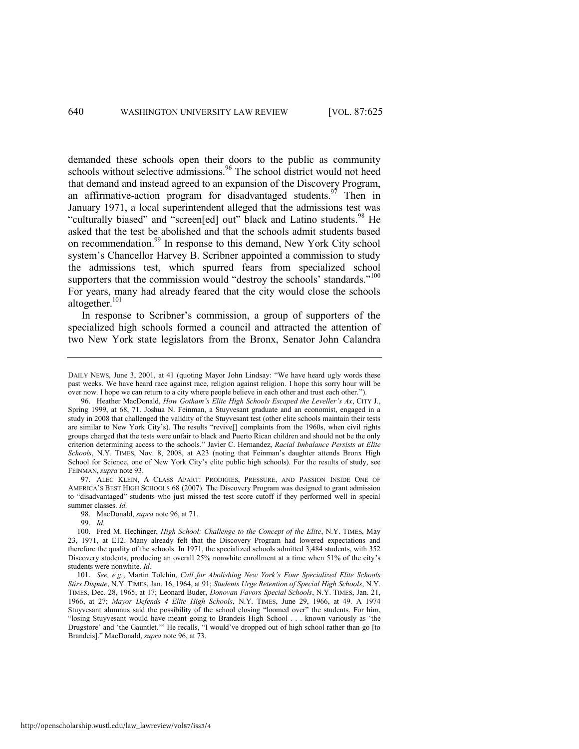demanded these schools open their doors to the public as community schools without selective admissions.[96] The school district would not heed that demand and instead agreed to an expansion of the Discovery Program, an affirmative-action program for disadvantaged students.[97] Then in January 1971, a local superintendent alleged that the admissions test was "culturally biased" and "screen[ed] out" black and Latino students.[98] He asked that the test be abolished and that the schools admit students based on recommendation.[99] In response to this demand, New York City school system's Chancellor Harvey B. Scribner appointed a commission to study the admissions test, which spurred fears from specialized school supporters that the commission would "destroy the schools' standards."[100] For years, many had already feared that the city would close the schools altogether.[101]

In response to Scribner's commission, a group of supporters of the specialized high schools formed a council and attracted the attention of two New York state legislators from the Bronx, Senator John Calandra

---

DAILY NEWS, June 3, 2001, at 41 (quoting Mayor John Lindsay: "We have heard ugly words these past weeks. We have heard race against race, religion against religion. I hope this sorry hour will be over now. I hope we can return to a city where people believe in each other and trust each other.").

96. Heather MacDonald, *How Gotham's Elite High Schools Escaped the Leveller's Ax*, CITY J., Spring 1999, at 68, 71. Joshua N. Feinman, a Stuyvesant graduate and an economist, engaged in a study in 2008 that challenged the validity of the Stuyvesant test (other elite schools maintain their tests are similar to New York City's). The results "revive[] complaints from the 1960s, when civil rights groups charged that the tests were unfair to black and Puerto Rican children and should not be the only criterion determining access to the schools." Javier C. Hernandez, *Racial Imbalance Persists at Elite Schools*, N.Y. TIMES, Nov. 8, 2008, at A23 (noting that Feinman's daughter attends Bronx High School for Science, one of New York City's elite public high schools). For the results of study, see FEINMAN, *supra* note 93.

97. ALEC KLEIN, A CLASS APART: PRODIGIES, PRESSURE, AND PASSION INSIDE ONE OF AMERICA'S BEST HIGH SCHOOLS 68 (2007). The Discovery Program was designed to grant admission to "disadvantaged" students who just missed the test score cutoff if they performed well in special summer classes. *Id.*

98. MacDonald, *supra* note 96, at 71.

99. *Id.*

100. Fred M. Hechinger, *High School: Challenge to the Concept of the Elite*, N.Y. TIMES, May 23, 1971, at E12. Many already felt that the Discovery Program had lowered expectations and therefore the quality of the schools. In 1971, the specialized schools admitted 3,484 students, with 352 Discovery students, producing an overall 25% nonwhite enrollment at a time when 51% of the city's students were nonwhite. *Id.*

101. *See, e.g.*, Martin Tolchin, *Call for Abolishing New York's Four Specialized Elite Schools Stirs Dispute*, N.Y. TIMES, Jan. 16, 1964, at 91; *Students Urge Retention of Special High Schools*, N.Y. TIMES, Dec. 28, 1965, at 17; Leonard Buder, *Donovan Favors Special Schools*, N.Y. TIMES, Jan. 21, 1966, at 27; *Mayor Defends 4 Elite High Schools*, N.Y. TIMES, June 29, 1966, at 49. A 1974 Stuyvesant alumnus said the possibility of the school closing "loomed over" the students. For him, "losing Stuyvesant would have meant going to Brandeis High School . . . known variously as 'the Drugstore' and 'the Gauntlet.'" He recalls, "I would've dropped out of high school rather than go [to Brandeis]." MacDonald, *supra* note 96, at 73.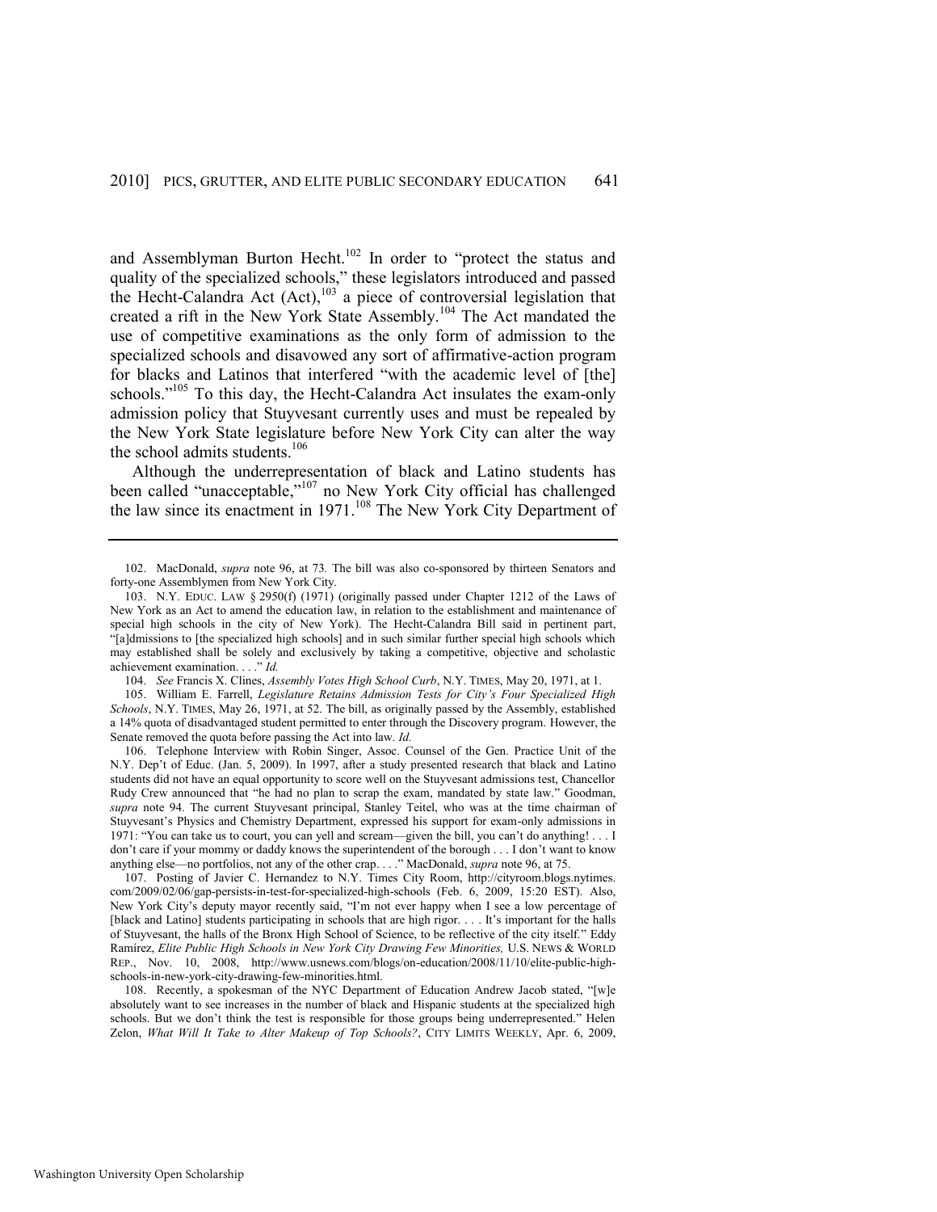and Assemblyman Burton Hecht.[102] In order to "protect the status and quality of the specialized schools," these legislators introduced and passed the Hecht-Calandra Act (Act),[103] a piece of controversial legislation that created a rift in the New York State Assembly.[104] The Act mandated the use of competitive examinations as the only form of admission to the specialized schools and disavowed any sort of affirmative-action program for blacks and Latinos that interfered "with the academic level of [the] schools."[105] To this day, the Hecht-Calandra Act insulates the exam-only admission policy that Stuyvesant currently uses and must be repealed by the New York State legislature before New York City can alter the way the school admits students.[106]

Although the underrepresentation of black and Latino students has been called "unacceptable,"[107] no New York City official has challenged the law since its enactment in 1971.[108] The New York City Department of

---

102. MacDonald, *supra* note 96, at 73*.* The bill was also co-sponsored by thirteen Senators and forty-one Assemblymen from New York City.

103. N.Y. EDUC. LAW § 2950(f) (1971) (originally passed under Chapter 1212 of the Laws of New York as an Act to amend the education law, in relation to the establishment and maintenance of special high schools in the city of New York). The Hecht-Calandra Bill said in pertinent part, "[a]dmissions to [the specialized high schools] and in such similar further special high schools which may established shall be solely and exclusively by taking a competitive, objective and scholastic achievement examination. . . ." *Id.*

104. *See* Francis X. Clines, *Assembly Votes High School Curb*, N.Y. TIMES, May 20, 1971, at 1.

105. William E. Farrell, *Legislature Retains Admission Tests for City's Four Specialized High Schools*, N.Y. TIMES, May 26, 1971, at 52. The bill, as originally passed by the Assembly, established a 14% quota of disadvantaged student permitted to enter through the Discovery program. However, the Senate removed the quota before passing the Act into law. *Id.*

106. Telephone Interview with Robin Singer, Assoc. Counsel of the Gen. Practice Unit of the N.Y. Dep't of Educ. (Jan. 5, 2009). In 1997, after a study presented research that black and Latino students did not have an equal opportunity to score well on the Stuyvesant admissions test, Chancellor Rudy Crew announced that "he had no plan to scrap the exam, mandated by state law." Goodman, *supra* note 94. The current Stuyvesant principal, Stanley Teitel, who was at the time chairman of Stuyvesant's Physics and Chemistry Department, expressed his support for exam-only admissions in 1971: "You can take us to court, you can yell and scream—given the bill, you can't do anything! . . . I don't care if your mommy or daddy knows the superintendent of the borough . . . I don't want to know anything else—no portfolios, not any of the other crap. . . ." MacDonald, *supra* note 96, at 75.

107. Posting of Javier C. Hernandez to N.Y. Times City Room, http://cityroom.blogs.nytimes.com/2009/02/06/gap-persists-in-test-for-specialized-high-schools (Feb. 6, 2009, 15:20 EST). Also, New York City's deputy mayor recently said, "I'm not ever happy when I see a low percentage of [black and Latino] students participating in schools that are high rigor. . . . It's important for the halls of Stuyvesant, the halls of the Bronx High School of Science, to be reflective of the city itself." Eddy Ramírez, *Elite Public High Schools in New York City Drawing Few Minorities,* U.S. NEWS & WORLD REP., Nov. 10, 2008, http://www.usnews.com/blogs/on-education/2008/11/10/elite-public-high-schools-in-new-york-city-drawing-few-minorities.html.

108. Recently, a spokesman of the NYC Department of Education Andrew Jacob stated, "[w]e absolutely want to see increases in the number of black and Hispanic students at the specialized high schools. But we don't think the test is responsible for those groups being underrepresented." Helen Zelon, *What Will It Take to Alter Makeup of Top Schools?*, CITY LIMITS WEEKLY, Apr. 6, 2009,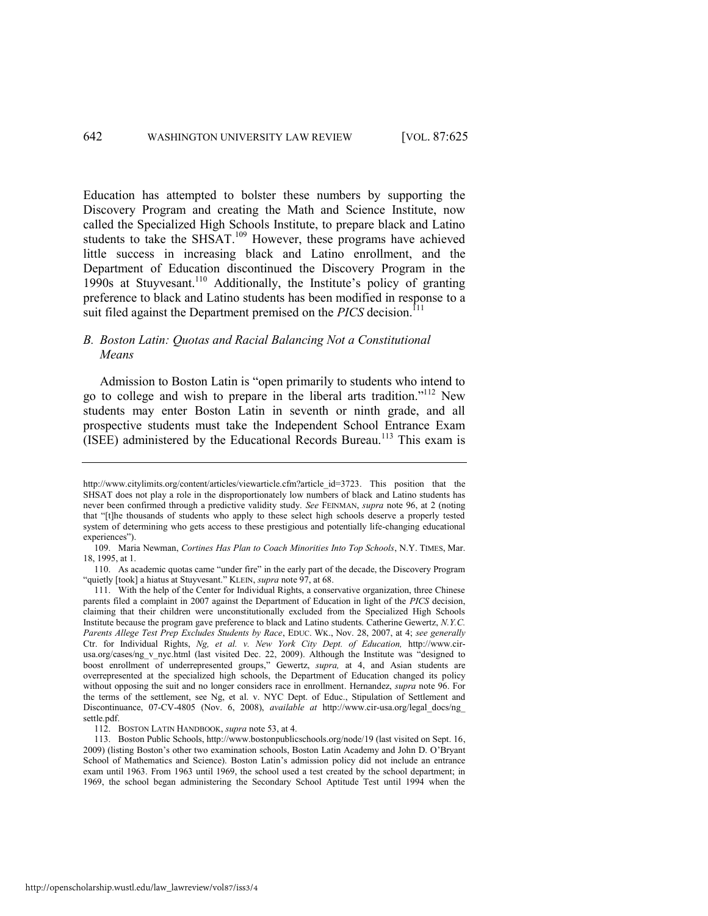Education has attempted to bolster these numbers by supporting the Discovery Program and creating the Math and Science Institute, now called the Specialized High Schools Institute, to prepare black and Latino students to take the SHSAT.[109] However, these programs have achieved little success in increasing black and Latino enrollment, and the Department of Education discontinued the Discovery Program in the 1990s at Stuyvesant.[110] Additionally, the Institute's policy of granting preference to black and Latino students has been modified in response to a suit filed against the Department premised on the *PICS* decision.[111]

### *B. Boston Latin: Quotas and Racial Balancing Not a Constitutional Means*

Admission to Boston Latin is "open primarily to students who intend to go to college and wish to prepare in the liberal arts tradition."[112] New students may enter Boston Latin in seventh or ninth grade, and all prospective students must take the Independent School Entrance Exam (ISEE) administered by the Educational Records Bureau.[113] This exam is

---

http://www.citylimits.org/content/articles/viewarticle.cfm?article_id=3723. This position that the SHSAT does not play a role in the disproportionately low numbers of black and Latino students has never been confirmed through a predictive validity study. *See* FEINMAN, *supra* note 96, at 2 (noting that "[t]he thousands of students who apply to these select high schools deserve a properly tested system of determining who gets access to these prestigious and potentially life-changing educational experiences").

109. Maria Newman, *Cortines Has Plan to Coach Minorities Into Top Schools*, N.Y. TIMES, Mar. 18, 1995, at 1.

110. As academic quotas came "under fire" in the early part of the decade, the Discovery Program "quietly [took] a hiatus at Stuyvesant." KLEIN, *supra* note 97, at 68.

111. With the help of the Center for Individual Rights, a conservative organization, three Chinese parents filed a complaint in 2007 against the Department of Education in light of the *PICS* decision, claiming that their children were unconstitutionally excluded from the Specialized High Schools Institute because the program gave preference to black and Latino students. Catherine Gewertz, *N.Y.C. Parents Allege Test Prep Excludes Students by Race*, EDUC. WK., Nov. 28, 2007, at 4; *see generally* Ctr. for Individual Rights, *Ng, et al. v. New York City Dept. of Education,* http://www.cir-usa.org/cases/ng_v_nyc.html (last visited Dec. 22, 2009). Although the Institute was "designed to boost enrollment of underrepresented groups," Gewertz, *supra,* at 4, and Asian students are overrepresented at the specialized high schools, the Department of Education changed its policy without opposing the suit and no longer considers race in enrollment. Hernandez, *supra* note 96. For the terms of the settlement, see Ng, et al. v. NYC Dept. of Educ., Stipulation of Settlement and Discontinuance, 07-CV-4805 (Nov. 6, 2008), *available at* http://www.cir-usa.org/legal_docs/ng_settle.pdf.

112. BOSTON LATIN HANDBOOK, *supra* note 53, at 4.

113. Boston Public Schools, http://www.bostonpublicschools.org/node/19 (last visited on Sept. 16, 2009) (listing Boston's other two examination schools, Boston Latin Academy and John D. O'Bryant School of Mathematics and Science). Boston Latin's admission policy did not include an entrance exam until 1963. From 1963 until 1969, the school used a test created by the school department; in 1969, the school began administering the Secondary School Aptitude Test until 1994 when the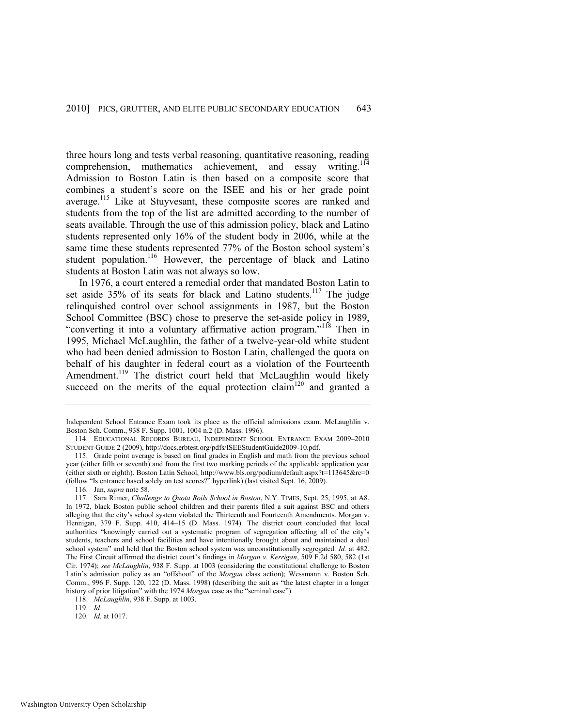three hours long and tests verbal reasoning, quantitative reasoning, reading comprehension, mathematics achievement, and essay writing.[114] Admission to Boston Latin is then based on a composite score that combines a student's score on the ISEE and his or her grade point average.[115] Like at Stuyvesant, these composite scores are ranked and students from the top of the list are admitted according to the number of seats available. Through the use of this admission policy, black and Latino students represented only 16% of the student body in 2006, while at the same time these students represented 77% of the Boston school system's student population.[116] However, the percentage of black and Latino students at Boston Latin was not always so low.

In 1976, a court entered a remedial order that mandated Boston Latin to set aside 35% of its seats for black and Latino students.[117] The judge relinquished control over school assignments in 1987, but the Boston School Committee (BSC) chose to preserve the set-aside policy in 1989, "converting it into a voluntary affirmative action program."[118] Then in 1995, Michael McLaughlin, the father of a twelve-year-old white student who had been denied admission to Boston Latin, challenged the quota on behalf of his daughter in federal court as a violation of the Fourteenth Amendment.[119] The district court held that McLaughlin would likely succeed on the merits of the equal protection claim[120] and granted a

---

Independent School Entrance Exam took its place as the official admissions exam. McLaughlin v. Boston Sch. Comm., 938 F. Supp. 1001, 1004 n.2 (D. Mass. 1996).

114. EDUCATIONAL RECORDS BUREAU, INDEPENDENT SCHOOL ENTRANCE EXAM 2009–2010 STUDENT GUIDE 2 (2009), http://docs.erbtest.org/pdfs/ISEEStudentGuide2009-10.pdf.

115. Grade point average is based on final grades in English and math from the previous school year (either fifth or seventh) and from the first two marking periods of the applicable application year (either sixth or eighth). Boston Latin School, http://www.bls.org/podium/default.aspx?t=113645&rc=0 (follow "Is entrance based solely on test scores?" hyperlink) (last visited Sept. 16, 2009).

116. Jan, *supra* note 58.

117. Sara Rimer, *Challenge to Quota Roils School in Boston*, N.Y. TIMES, Sept. 25, 1995, at A8. In 1972, black Boston public school children and their parents filed a suit against BSC and others alleging that the city's school system violated the Thirteenth and Fourteenth Amendments. Morgan v. Hennigan, 379 F. Supp. 410, 414–15 (D. Mass. 1974). The district court concluded that local authorities "knowingly carried out a systematic program of segregation affecting all of the city's students, teachers and school facilities and have intentionally brought about and maintained a dual school system" and held that the Boston school system was unconstitutionally segregated. *Id.* at 482. The First Circuit affirmed the district court's findings in *Morgan v. Kerrigan*, 509 F.2d 580, 582 (1st Cir. 1974); *see McLaughlin*, 938 F. Supp. at 1003 (considering the constitutional challenge to Boston Latin's admission policy as an "offshoot" of the *Morgan* class action); Wessmann v. Boston Sch. Comm., 996 F. Supp. 120, 122 (D. Mass. 1998) (describing the suit as "the latest chapter in a longer history of prior litigation" with the 1974 *Morgan* case as the "seminal case").

118. *McLaughlin*, 938 F. Supp. at 1003.

119. *Id*.

120. *Id.* at 1017.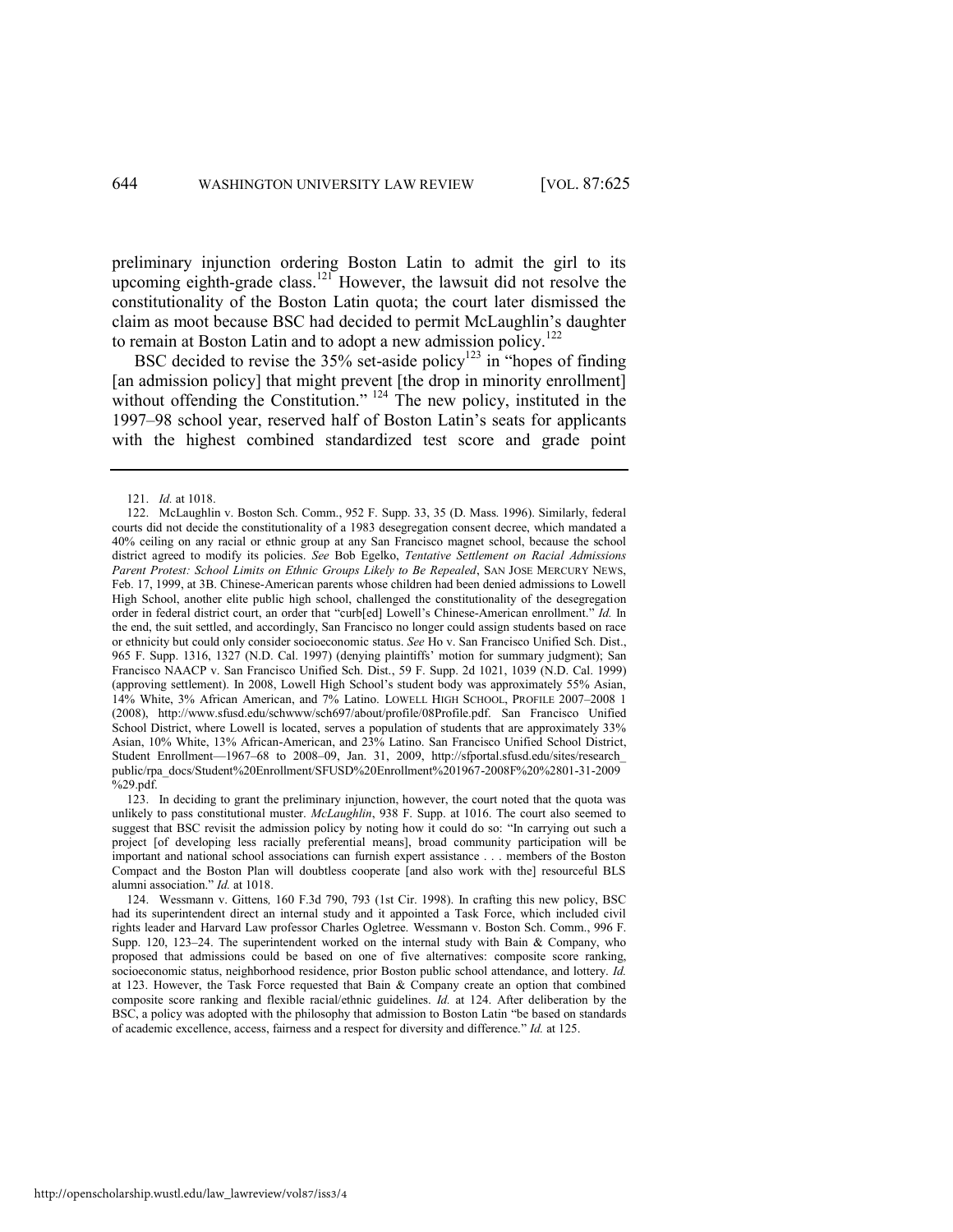preliminary injunction ordering Boston Latin to admit the girl to its upcoming eighth-grade class.[121] However, the lawsuit did not resolve the constitutionality of the Boston Latin quota; the court later dismissed the claim as moot because BSC had decided to permit McLaughlin's daughter to remain at Boston Latin and to adopt a new admission policy.[122]

BSC decided to revise the 35% set-aside policy[123] in "hopes of finding [an admission policy] that might prevent [the drop in minority enrollment] without offending the Constitution." [124] The new policy, instituted in the 1997–98 school year, reserved half of Boston Latin's seats for applicants with the highest combined standardized test score and grade point

---

121. *Id.* at 1018.

122. McLaughlin v. Boston Sch. Comm., 952 F. Supp. 33, 35 (D. Mass. 1996). Similarly, federal courts did not decide the constitutionality of a 1983 desegregation consent decree, which mandated a 40% ceiling on any racial or ethnic group at any San Francisco magnet school, because the school district agreed to modify its policies. *See* Bob Egelko, *Tentative Settlement on Racial Admissions Parent Protest: School Limits on Ethnic Groups Likely to Be Repealed*, SAN JOSE MERCURY NEWS, Feb. 17, 1999, at 3B. Chinese-American parents whose children had been denied admissions to Lowell High School, another elite public high school, challenged the constitutionality of the desegregation order in federal district court, an order that "curb[ed] Lowell's Chinese-American enrollment." *Id.* In the end, the suit settled, and accordingly, San Francisco no longer could assign students based on race or ethnicity but could only consider socioeconomic status. *See* Ho v. San Francisco Unified Sch. Dist., 965 F. Supp. 1316, 1327 (N.D. Cal. 1997) (denying plaintiffs' motion for summary judgment); San Francisco NAACP v. San Francisco Unified Sch. Dist., 59 F. Supp. 2d 1021, 1039 (N.D. Cal. 1999) (approving settlement). In 2008, Lowell High School's student body was approximately 55% Asian, 14% White, 3% African American, and 7% Latino. LOWELL HIGH SCHOOL, PROFILE 2007–2008 1 (2008), http://www.sfusd.edu/schwww/sch697/about/profile/08Profile.pdf. San Francisco Unified School District, where Lowell is located, serves a population of students that are approximately 33% Asian, 10% White, 13% African-American, and 23% Latino. San Francisco Unified School District, Student Enrollment—1967–68 to 2008–09, Jan. 31, 2009, http://sfportal.sfusd.edu/sites/research_public/rpa_docs/Student%20Enrollment/SFUSD%20Enrollment%201967-2008F%20%2801-31-2009%29.pdf.

123. In deciding to grant the preliminary injunction, however, the court noted that the quota was unlikely to pass constitutional muster. *McLaughlin*, 938 F. Supp. at 1016. The court also seemed to suggest that BSC revisit the admission policy by noting how it could do so: "In carrying out such a project [of developing less racially preferential means], broad community participation will be important and national school associations can furnish expert assistance . . . members of the Boston Compact and the Boston Plan will doubtless cooperate [and also work with the] resourceful BLS alumni association." *Id.* at 1018.

124. Wessmann v. Gittens, 160 F.3d 790, 793 (1st Cir. 1998). In crafting this new policy, BSC had its superintendent direct an internal study and it appointed a Task Force, which included civil rights leader and Harvard Law professor Charles Ogletree. Wessmann v. Boston Sch. Comm., 996 F. Supp. 120, 123–24. The superintendent worked on the internal study with Bain & Company, who proposed that admissions could be based on one of five alternatives: composite score ranking, socioeconomic status, neighborhood residence, prior Boston public school attendance, and lottery. *Id.* at 123. However, the Task Force requested that Bain & Company create an option that combined composite score ranking and flexible racial/ethnic guidelines. *Id.* at 124. After deliberation by the BSC, a policy was adopted with the philosophy that admission to Boston Latin "be based on standards of academic excellence, access, fairness and a respect for diversity and difference." *Id.* at 125.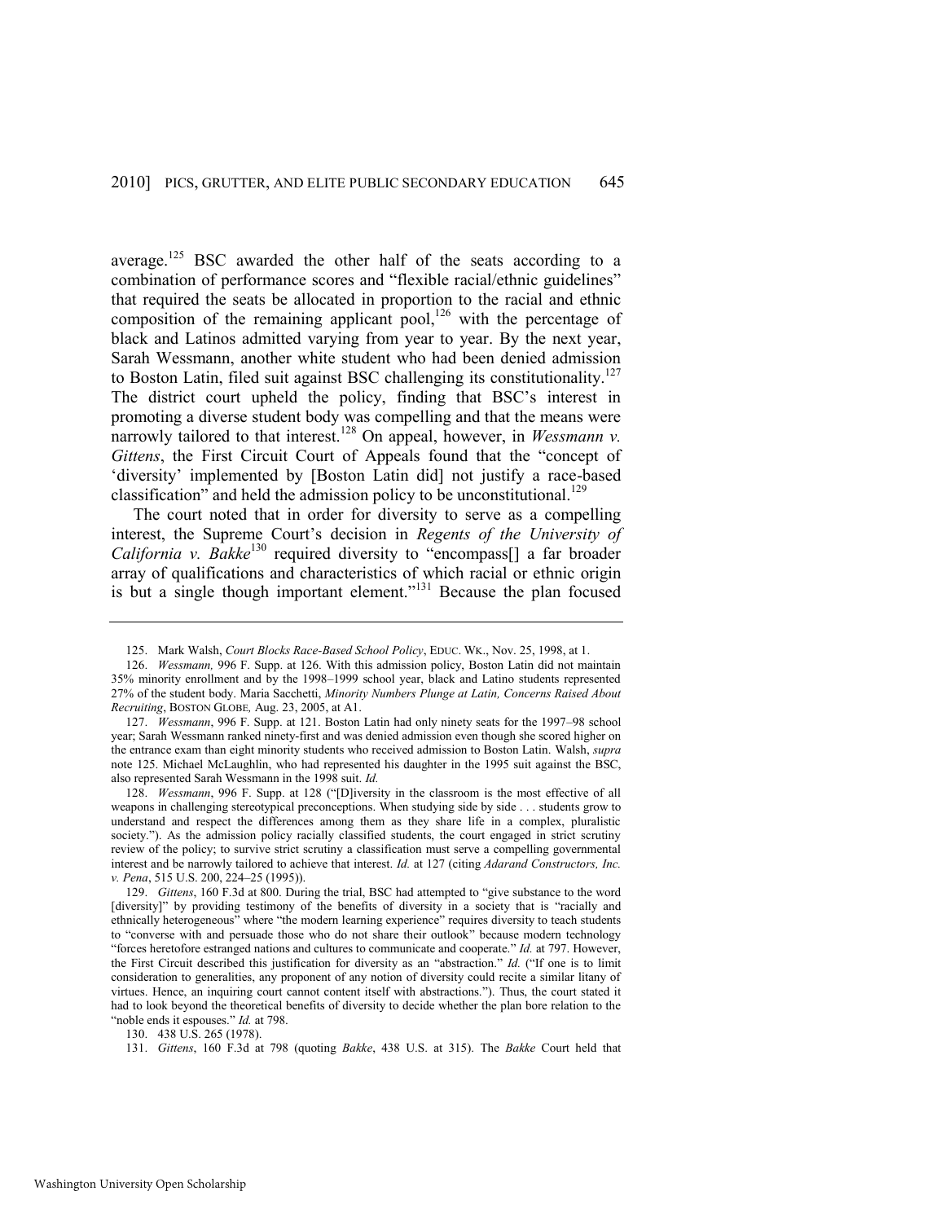average.[125] BSC awarded the other half of the seats according to a combination of performance scores and "flexible racial/ethnic guidelines" that required the seats be allocated in proportion to the racial and ethnic composition of the remaining applicant pool,[126] with the percentage of black and Latinos admitted varying from year to year. By the next year, Sarah Wessmann, another white student who had been denied admission to Boston Latin, filed suit against BSC challenging its constitutionality.[127] The district court upheld the policy, finding that BSC's interest in promoting a diverse student body was compelling and that the means were narrowly tailored to that interest.[128] On appeal, however, in *Wessmann v. Gittens*, the First Circuit Court of Appeals found that the "concept of 'diversity' implemented by [Boston Latin did] not justify a race-based classification" and held the admission policy to be unconstitutional.[129]

The court noted that in order for diversity to serve as a compelling interest, the Supreme Court's decision in *Regents of the University of California v. Bakke*[130] required diversity to "encompass[] a far broader array of qualifications and characteristics of which racial or ethnic origin is but a single though important element."[131] Because the plan focused

---

125. Mark Walsh, *Court Blocks Race-Based School Policy*, EDUC. WK., Nov. 25, 1998, at 1.

126. *Wessmann,* 996 F. Supp. at 126. With this admission policy, Boston Latin did not maintain 35% minority enrollment and by the 1998–1999 school year, black and Latino students represented 27% of the student body. Maria Sacchetti, *Minority Numbers Plunge at Latin, Concerns Raised About Recruiting*, BOSTON GLOBE*,* Aug. 23, 2005, at A1.

127. *Wessmann*, 996 F. Supp. at 121. Boston Latin had only ninety seats for the 1997–98 school year; Sarah Wessmann ranked ninety-first and was denied admission even though she scored higher on the entrance exam than eight minority students who received admission to Boston Latin. Walsh, *supra* note 125. Michael McLaughlin, who had represented his daughter in the 1995 suit against the BSC, also represented Sarah Wessmann in the 1998 suit. *Id.*

128. *Wessmann*, 996 F. Supp. at 128 ("[D]iversity in the classroom is the most effective of all weapons in challenging stereotypical preconceptions. When studying side by side . . . students grow to understand and respect the differences among them as they share life in a complex, pluralistic society."). As the admission policy racially classified students, the court engaged in strict scrutiny review of the policy; to survive strict scrutiny a classification must serve a compelling governmental interest and be narrowly tailored to achieve that interest. *Id.* at 127 (citing *Adarand Constructors, Inc. v. Pena*, 515 U.S. 200, 224–25 (1995)).

129. *Gittens*, 160 F.3d at 800. During the trial, BSC had attempted to "give substance to the word [diversity]" by providing testimony of the benefits of diversity in a society that is "racially and ethnically heterogeneous" where "the modern learning experience" requires diversity to teach students to "converse with and persuade those who do not share their outlook" because modern technology "forces heretofore estranged nations and cultures to communicate and cooperate." *Id.* at 797. However, the First Circuit described this justification for diversity as an "abstraction." *Id.* ("If one is to limit consideration to generalities, any proponent of any notion of diversity could recite a similar litany of virtues. Hence, an inquiring court cannot content itself with abstractions."). Thus, the court stated it had to look beyond the theoretical benefits of diversity to decide whether the plan bore relation to the "noble ends it espouses." *Id.* at 798.

130. 438 U.S. 265 (1978).

131. *Gittens*, 160 F.3d at 798 (quoting *Bakke*, 438 U.S. at 315). The *Bakke* Court held that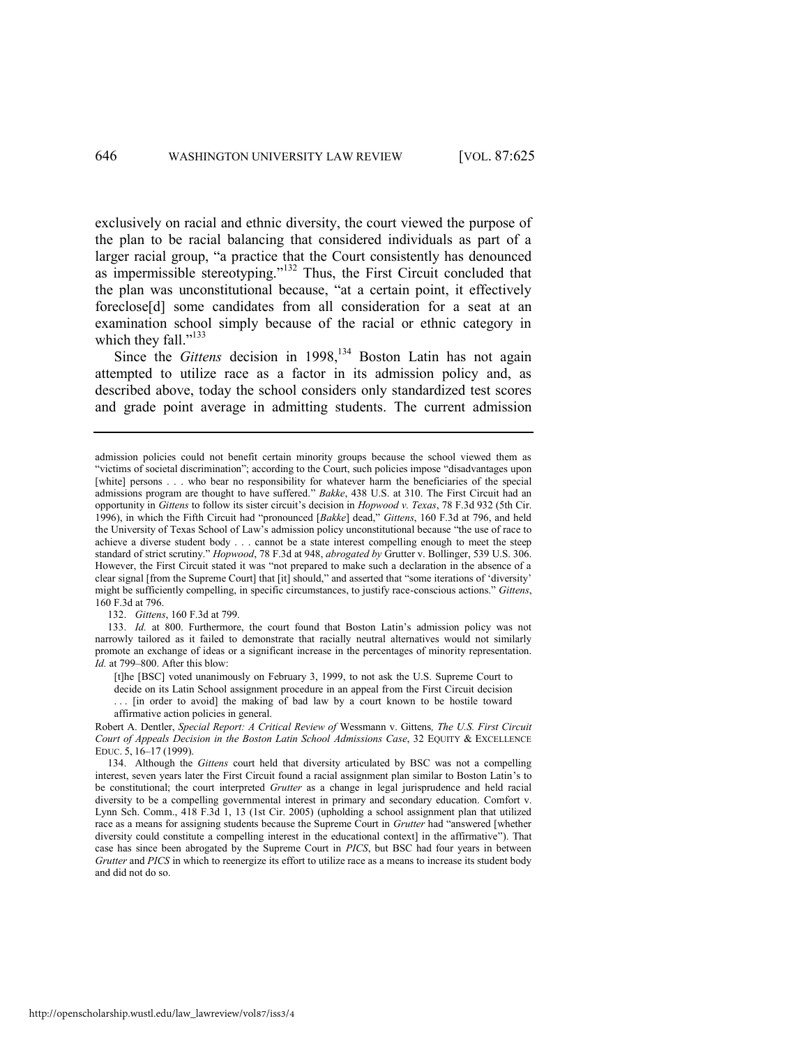exclusively on racial and ethnic diversity, the court viewed the purpose of the plan to be racial balancing that considered individuals as part of a larger racial group, "a practice that the Court consistently has denounced as impermissible stereotyping."[132] Thus, the First Circuit concluded that the plan was unconstitutional because, "at a certain point, it effectively foreclose[d] some candidates from all consideration for a seat at an examination school simply because of the racial or ethnic category in which they fall."[133]

Since the *Gittens* decision in 1998,[134] Boston Latin has not again attempted to utilize race as a factor in its admission policy and, as described above, today the school considers only standardized test scores and grade point average in admitting students. The current admission

---

admission policies could not benefit certain minority groups because the school viewed them as "victims of societal discrimination"; according to the Court, such policies impose "disadvantages upon [white] persons . . . who bear no responsibility for whatever harm the beneficiaries of the special admissions program are thought to have suffered." *Bakke*, 438 U.S. at 310. The First Circuit had an opportunity in *Gittens* to follow its sister circuit's decision in *Hopwood v. Texas*, 78 F.3d 932 (5th Cir. 1996), in which the Fifth Circuit had "pronounced [*Bakke*] dead," *Gittens*, 160 F.3d at 796, and held the University of Texas School of Law's admission policy unconstitutional because "the use of race to achieve a diverse student body . . . cannot be a state interest compelling enough to meet the steep standard of strict scrutiny." *Hopwood*, 78 F.3d at 948, *abrogated by* Grutter v. Bollinger, 539 U.S. 306. However, the First Circuit stated it was "not prepared to make such a declaration in the absence of a clear signal [from the Supreme Court] that [it] should," and asserted that "some iterations of 'diversity' might be sufficiently compelling, in specific circumstances, to justify race-conscious actions." *Gittens*, 160 F.3d at 796.

132. *Gittens*, 160 F.3d at 799.

133. *Id.* at 800. Furthermore, the court found that Boston Latin's admission policy was not narrowly tailored as it failed to demonstrate that racially neutral alternatives would not similarly promote an exchange of ideas or a significant increase in the percentages of minority representation. *Id.* at 799–800. After this blow:

> [t]he [BSC] voted unanimously on February 3, 1999, to not ask the U.S. Supreme Court to decide on its Latin School assignment procedure in an appeal from the First Circuit decision . . . [in order to avoid] the making of bad law by a court known to be hostile toward affirmative action policies in general.

Robert A. Dentler, *Special Report: A Critical Review of* Wessmann v. Gittens*, The U.S. First Circuit Court of Appeals Decision in the Boston Latin School Admissions Case*, 32 EQUITY & EXCELLENCE EDUC. 5, 16–17 (1999).

134. Although the *Gittens* court held that diversity articulated by BSC was not a compelling interest, seven years later the First Circuit found a racial assignment plan similar to Boston Latin's to be constitutional; the court interpreted *Grutter* as a change in legal jurisprudence and held racial diversity to be a compelling governmental interest in primary and secondary education. Comfort v. Lynn Sch. Comm., 418 F.3d 1, 13 (1st Cir. 2005) (upholding a school assignment plan that utilized race as a means for assigning students because the Supreme Court in *Grutter* had "answered [whether diversity could constitute a compelling interest in the educational context] in the affirmative"). That case has since been abrogated by the Supreme Court in *PICS*, but BSC had four years in between *Grutter* and *PICS* in which to reenergize its effort to utilize race as a means to increase its student body and did not do so.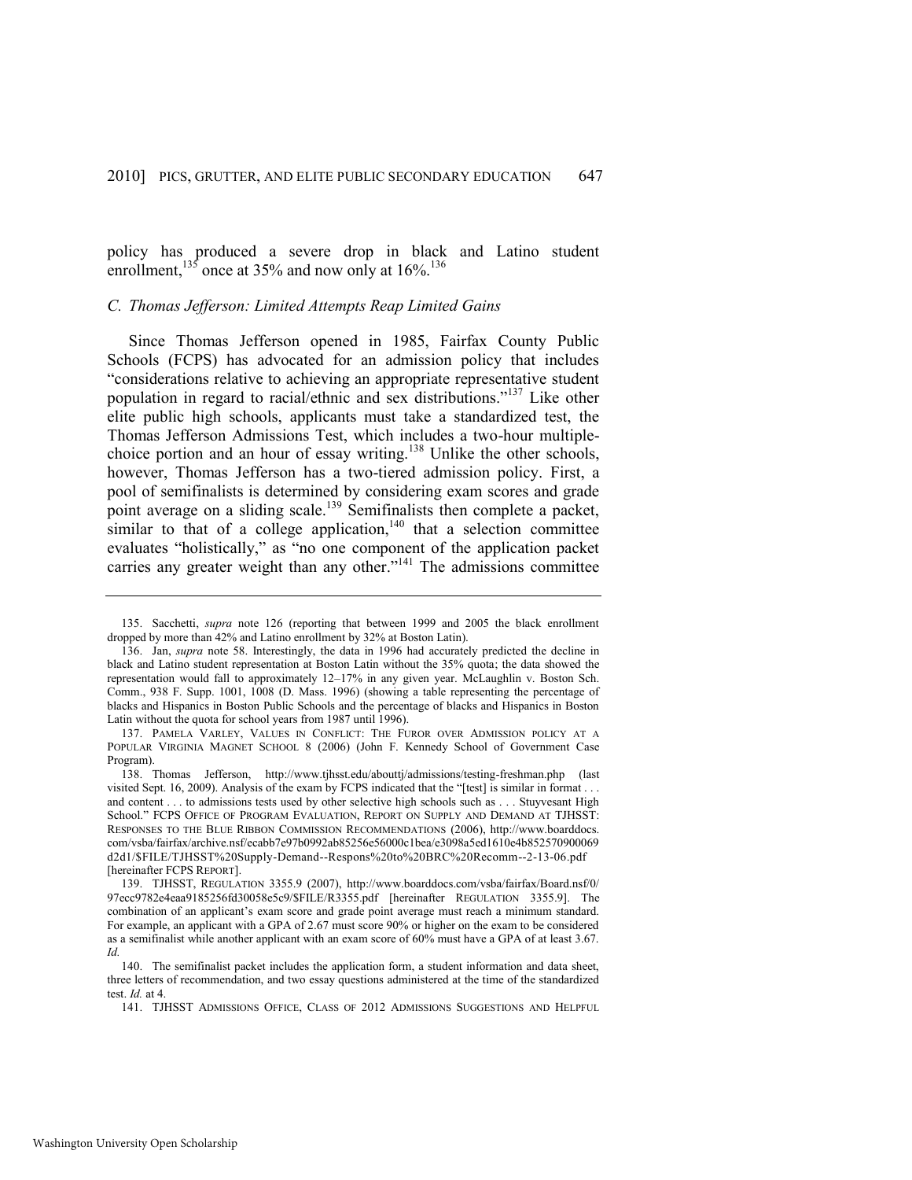policy has produced a severe drop in black and Latino student enrollment,[135] once at 35% and now only at 16%.[136]

### *C. Thomas Jefferson: Limited Attempts Reap Limited Gains*

Since Thomas Jefferson opened in 1985, Fairfax County Public Schools (FCPS) has advocated for an admission policy that includes "considerations relative to achieving an appropriate representative student population in regard to racial/ethnic and sex distributions."[137] Like other elite public high schools, applicants must take a standardized test, the Thomas Jefferson Admissions Test, which includes a two-hour multiple-choice portion and an hour of essay writing.[138] Unlike the other schools, however, Thomas Jefferson has a two-tiered admission policy. First, a pool of semifinalists is determined by considering exam scores and grade point average on a sliding scale.[139] Semifinalists then complete a packet, similar to that of a college application,[140] that a selection committee evaluates "holistically," as "no one component of the application packet carries any greater weight than any other."[141] The admissions committee

---

135. Sacchetti, *supra* note 126 (reporting that between 1999 and 2005 the black enrollment dropped by more than 42% and Latino enrollment by 32% at Boston Latin).

136. Jan, *supra* note 58. Interestingly, the data in 1996 had accurately predicted the decline in black and Latino student representation at Boston Latin without the 35% quota; the data showed the representation would fall to approximately 12–17% in any given year. McLaughlin v. Boston Sch. Comm., 938 F. Supp. 1001, 1008 (D. Mass. 1996) (showing a table representing the percentage of blacks and Hispanics in Boston Public Schools and the percentage of blacks and Hispanics in Boston Latin without the quota for school years from 1987 until 1996).

137. PAMELA VARLEY, VALUES IN CONFLICT: THE FUROR OVER ADMISSION POLICY AT A POPULAR VIRGINIA MAGNET SCHOOL 8 (2006) (John F. Kennedy School of Government Case Program).

138. Thomas Jefferson, http://www.tjhsst.edu/abouttj/admissions/testing-freshman.php (last visited Sept. 16, 2009). Analysis of the exam by FCPS indicated that the "[test] is similar in format . . . and content . . . to admissions tests used by other selective high schools such as . . . Stuyvesant High School." FCPS OFFICE OF PROGRAM EVALUATION, REPORT ON SUPPLY AND DEMAND AT TJHSST: RESPONSES TO THE BLUE RIBBON COMMISSION RECOMMENDATIONS (2006), http://www.boarddocs.com/vsba/fairfax/archive.nsf/ecabb7e97b0992ab85256e56000c1bea/e3098a5ed1610e4b852570900069d2d1/$FILE/TJHSST%20Supply-Demand--Respons%20to%20BRC%20Recomm--2-13-06.pdf [hereinafter FCPS REPORT].

139. TJHSST, REGULATION 3355.9 (2007), http://www.boarddocs.com/vsba/fairfax/Board.nsf/0/97ecc9782e4eaa9185256fd30058e5c9/$FILE/R3355.pdf [hereinafter REGULATION 3355.9]. The combination of an applicant's exam score and grade point average must reach a minimum standard. For example, an applicant with a GPA of 2.67 must score 90% or higher on the exam to be considered as a semifinalist while another applicant with an exam score of 60% must have a GPA of at least 3.67. *Id.*

140. The semifinalist packet includes the application form, a student information and data sheet, three letters of recommendation, and two essay questions administered at the time of the standardized test. *Id.* at 4.

141. TJHSST ADMISSIONS OFFICE, CLASS OF 2012 ADMISSIONS SUGGESTIONS AND HELPFUL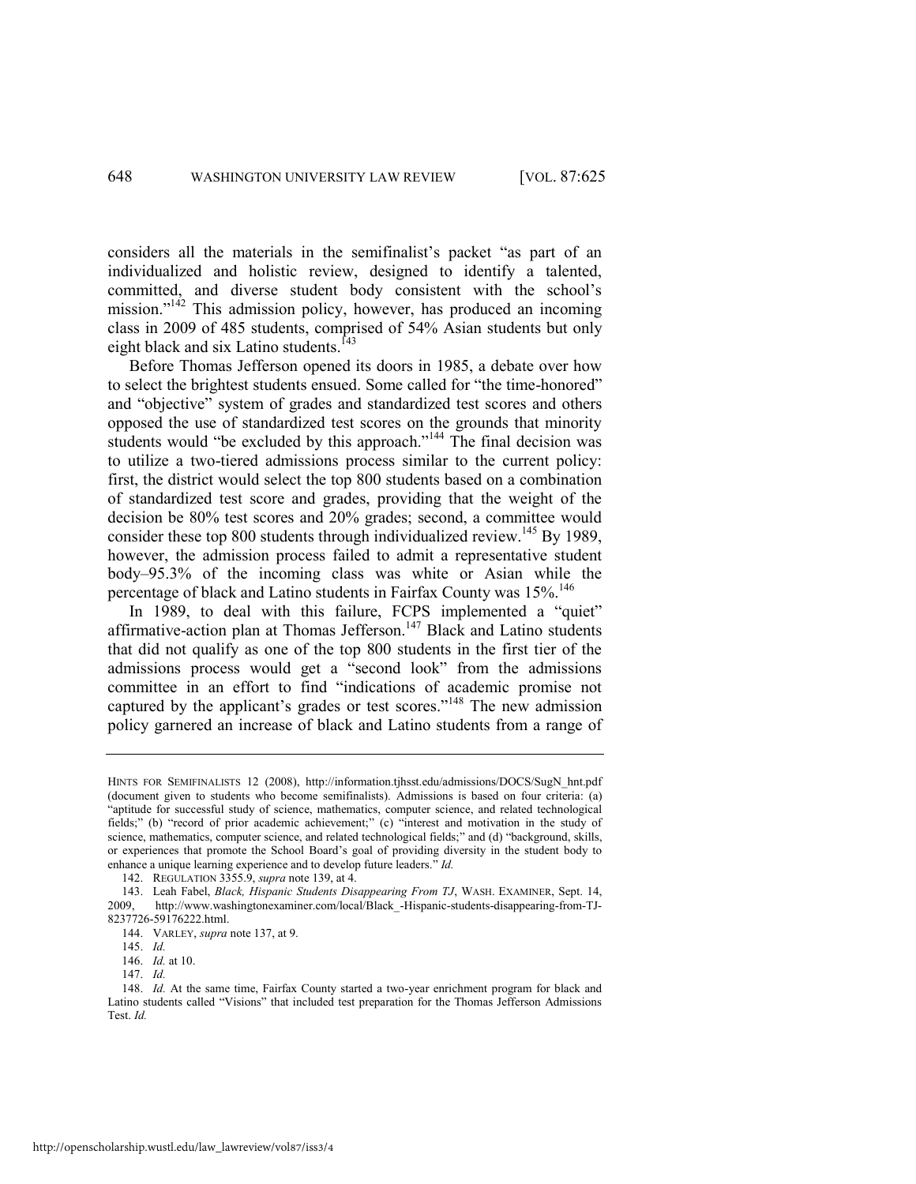considers all the materials in the semifinalist's packet "as part of an individualized and holistic review, designed to identify a talented, committed, and diverse student body consistent with the school's mission."[142] This admission policy, however, has produced an incoming class in 2009 of 485 students, comprised of 54% Asian students but only eight black and six Latino students.[143]

Before Thomas Jefferson opened its doors in 1985, a debate over how to select the brightest students ensued. Some called for "the time-honored" and "objective" system of grades and standardized test scores and others opposed the use of standardized test scores on the grounds that minority students would "be excluded by this approach."[144] The final decision was to utilize a two-tiered admissions process similar to the current policy: first, the district would select the top 800 students based on a combination of standardized test score and grades, providing that the weight of the decision be 80% test scores and 20% grades; second, a committee would consider these top 800 students through individualized review.[145] By 1989, however, the admission process failed to admit a representative student body–95.3% of the incoming class was white or Asian while the percentage of black and Latino students in Fairfax County was 15%.[146]

In 1989, to deal with this failure, FCPS implemented a "quiet" affirmative-action plan at Thomas Jefferson.[147] Black and Latino students that did not qualify as one of the top 800 students in the first tier of the admissions process would get a "second look" from the admissions committee in an effort to find "indications of academic promise not captured by the applicant's grades or test scores."[148] The new admission policy garnered an increase of black and Latino students from a range of

---

HINTS FOR SEMIFINALISTS 12 (2008), http://information.tjhsst.edu/admissions/DOCS/SugN_hnt.pdf (document given to students who become semifinalists). Admissions is based on four criteria: (a) "aptitude for successful study of science, mathematics, computer science, and related technological fields;" (b) "record of prior academic achievement;" (c) "interest and motivation in the study of science, mathematics, computer science, and related technological fields;" and (d) "background, skills, or experiences that promote the School Board's goal of providing diversity in the student body to enhance a unique learning experience and to develop future leaders." *Id.*

142. REGULATION 3355.9, *supra* note 139, at 4.

143. Leah Fabel, *Black, Hispanic Students Disappearing From TJ*, WASH. EXAMINER, Sept. 14, 2009, http://www.washingtonexaminer.com/local/Black_-Hispanic-students-disappearing-from-TJ-8237726-59176222.html.

144. VARLEY, *supra* note 137, at 9.

145. *Id.*

146. *Id.* at 10.

147. *Id.*

148. *Id.* At the same time, Fairfax County started a two-year enrichment program for black and Latino students called "Visions" that included test preparation for the Thomas Jefferson Admissions Test. *Id.*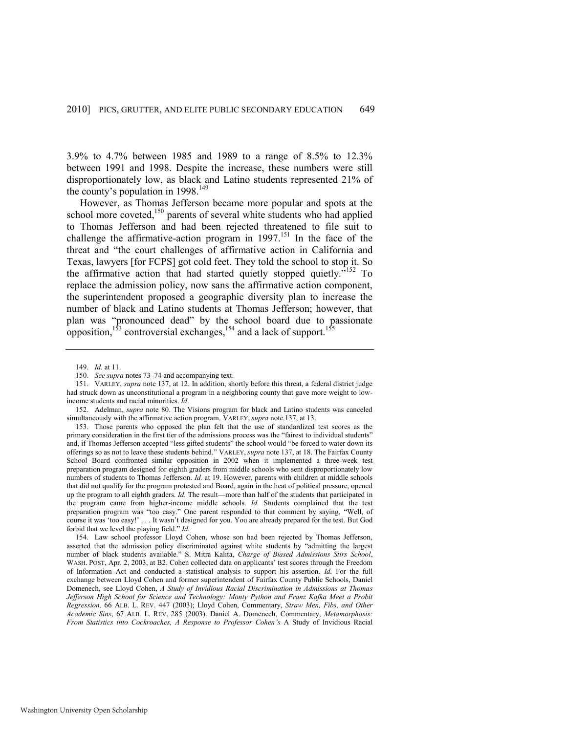3.9% to 4.7% between 1985 and 1989 to a range of 8.5% to 12.3% between 1991 and 1998. Despite the increase, these numbers were still disproportionately low, as black and Latino students represented 21% of the county's population in 1998.[149]

However, as Thomas Jefferson became more popular and spots at the school more coveted,[150] parents of several white students who had applied to Thomas Jefferson and had been rejected threatened to file suit to challenge the affirmative-action program in 1997.[151] In the face of the threat and "the court challenges of affirmative action in California and Texas, lawyers [for FCPS] got cold feet. They told the school to stop it. So the affirmative action that had started quietly stopped quietly."[152] To replace the admission policy, now sans the affirmative action component, the superintendent proposed a geographic diversity plan to increase the number of black and Latino students at Thomas Jefferson; however, that plan was "pronounced dead" by the school board due to passionate opposition,[153] controversial exchanges,[154] and a lack of support.[155]

---

149. *Id.* at 11.

150. *See supra* notes 73–74 and accompanying text.

151. VARLEY, *supra* note 137, at 12. In addition, shortly before this threat, a federal district judge had struck down as unconstitutional a program in a neighboring county that gave more weight to low-income students and racial minorities. *Id*.

152. Adelman, *supra* note 80. The Visions program for black and Latino students was canceled simultaneously with the affirmative action program. VARLEY, *supra* note 137, at 13.

153. Those parents who opposed the plan felt that the use of standardized test scores as the primary consideration in the first tier of the admissions process was the "fairest to individual students" and, if Thomas Jefferson accepted "less gifted students" the school would "be forced to water down its offerings so as not to leave these students behind." VARLEY, *supra* note 137, at 18. The Fairfax County School Board confronted similar opposition in 2002 when it implemented a three-week test preparation program designed for eighth graders from middle schools who sent disproportionately low numbers of students to Thomas Jefferson. *Id.* at 19. However, parents with children at middle schools that did not qualify for the program protested and Board, again in the heat of political pressure, opened up the program to all eighth graders. *Id.* The result—more than half of the students that participated in the program came from higher-income middle schools. *Id.* Students complained that the test preparation program was "too easy." One parent responded to that comment by saying, "Well, of course it was 'too easy!' . . . It wasn't designed for you. You are already prepared for the test. But God forbid that we level the playing field." *Id.*

154. Law school professor Lloyd Cohen, whose son had been rejected by Thomas Jefferson, asserted that the admission policy discriminated against white students by "admitting the largest number of black students available." S. Mitra Kalita, *Charge of Biased Admissions Stirs School*, WASH. POST, Apr. 2, 2003, at B2. Cohen collected data on applicants' test scores through the Freedom of Information Act and conducted a statistical analysis to support his assertion. *Id.* For the full exchange between Lloyd Cohen and former superintendent of Fairfax County Public Schools, Daniel Domenech, see Lloyd Cohen, *A Study of Invidious Racial Discrimination in Admissions at Thomas Jefferson High School for Science and Technology: Monty Python and Franz Kafka Meet a Probit Regression,* 66 ALB. L. REV. 447 (2003); Lloyd Cohen, Commentary, *Straw Men, Fibs, and Other Academic Sins*, 67 ALB. L. REV. 285 (2003). Daniel A. Domenech, Commentary, *Metamorphosis: From Statistics into Cockroaches, A Response to Professor Cohen's* A Study of Invidious Racial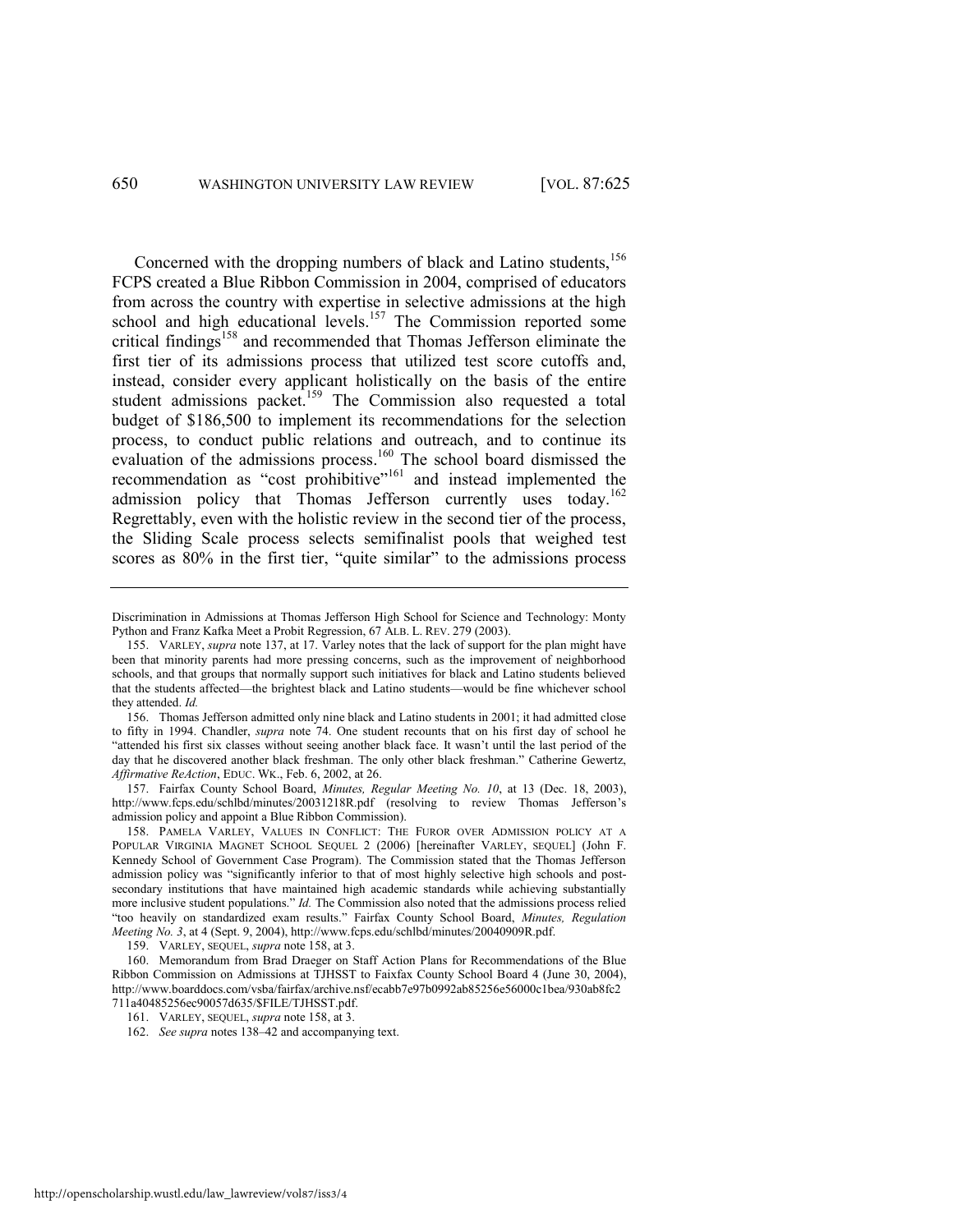Concerned with the dropping numbers of black and Latino students,[156] FCPS created a Blue Ribbon Commission in 2004, comprised of educators from across the country with expertise in selective admissions at the high school and high educational levels.[157] The Commission reported some critical findings[158] and recommended that Thomas Jefferson eliminate the first tier of its admissions process that utilized test score cutoffs and, instead, consider every applicant holistically on the basis of the entire student admissions packet.[159] The Commission also requested a total budget of $186,500 to implement its recommendations for the selection process, to conduct public relations and outreach, and to continue its evaluation of the admissions process.[160] The school board dismissed the recommendation as "cost prohibitive"[161] and instead implemented the admission policy that Thomas Jefferson currently uses today.[162] Regrettably, even with the holistic review in the second tier of the process, the Sliding Scale process selects semifinalist pools that weighed test scores as 80% in the first tier, "quite similar" to the admissions process

---

Discrimination in Admissions at Thomas Jefferson High School for Science and Technology: Monty Python and Franz Kafka Meet a Probit Regression, 67 ALB. L. REV. 279 (2003).

155. VARLEY, *supra* note 137, at 17. Varley notes that the lack of support for the plan might have been that minority parents had more pressing concerns, such as the improvement of neighborhood schools, and that groups that normally support such initiatives for black and Latino students believed that the students affected—the brightest black and Latino students—would be fine whichever school they attended. *Id.*

156. Thomas Jefferson admitted only nine black and Latino students in 2001; it had admitted close to fifty in 1994. Chandler, *supra* note 74. One student recounts that on his first day of school he "attended his first six classes without seeing another black face. It wasn't until the last period of the day that he discovered another black freshman. The only other black freshman." Catherine Gewertz, *Affirmative ReAction*, EDUC. WK., Feb. 6, 2002, at 26.

157. Fairfax County School Board, *Minutes, Regular Meeting No. 10*, at 13 (Dec. 18, 2003), http://www.fcps.edu/schlbd/minutes/20031218R.pdf (resolving to review Thomas Jefferson's admission policy and appoint a Blue Ribbon Commission).

158. PAMELA VARLEY, VALUES IN CONFLICT: THE FUROR OVER ADMISSION POLICY AT A POPULAR VIRGINIA MAGNET SCHOOL SEQUEL 2 (2006) [hereinafter VARLEY, SEQUEL] (John F. Kennedy School of Government Case Program). The Commission stated that the Thomas Jefferson admission policy was "significantly inferior to that of most highly selective high schools and post-secondary institutions that have maintained high academic standards while achieving substantially more inclusive student populations." *Id.* The Commission also noted that the admissions process relied "too heavily on standardized exam results." Fairfax County School Board, *Minutes, Regulation Meeting No. 3*, at 4 (Sept. 9, 2004), http://www.fcps.edu/schlbd/minutes/20040909R.pdf.

159. VARLEY, SEQUEL, *supra* note 158, at 3.

160. Memorandum from Brad Draeger on Staff Action Plans for Recommendations of the Blue Ribbon Commission on Admissions at TJHSST to Faixfax County School Board 4 (June 30, 2004), http://www.boarddocs.com/vsba/fairfax/archive.nsf/ecabb7e97b0992ab85256e56000c1bea/930ab8fc2711a40485256ec90057d635/$FILE/TJHSST.pdf.

161. VARLEY, SEQUEL, *supra* note 158, at 3.

162. *See supra* notes 138–42 and accompanying text.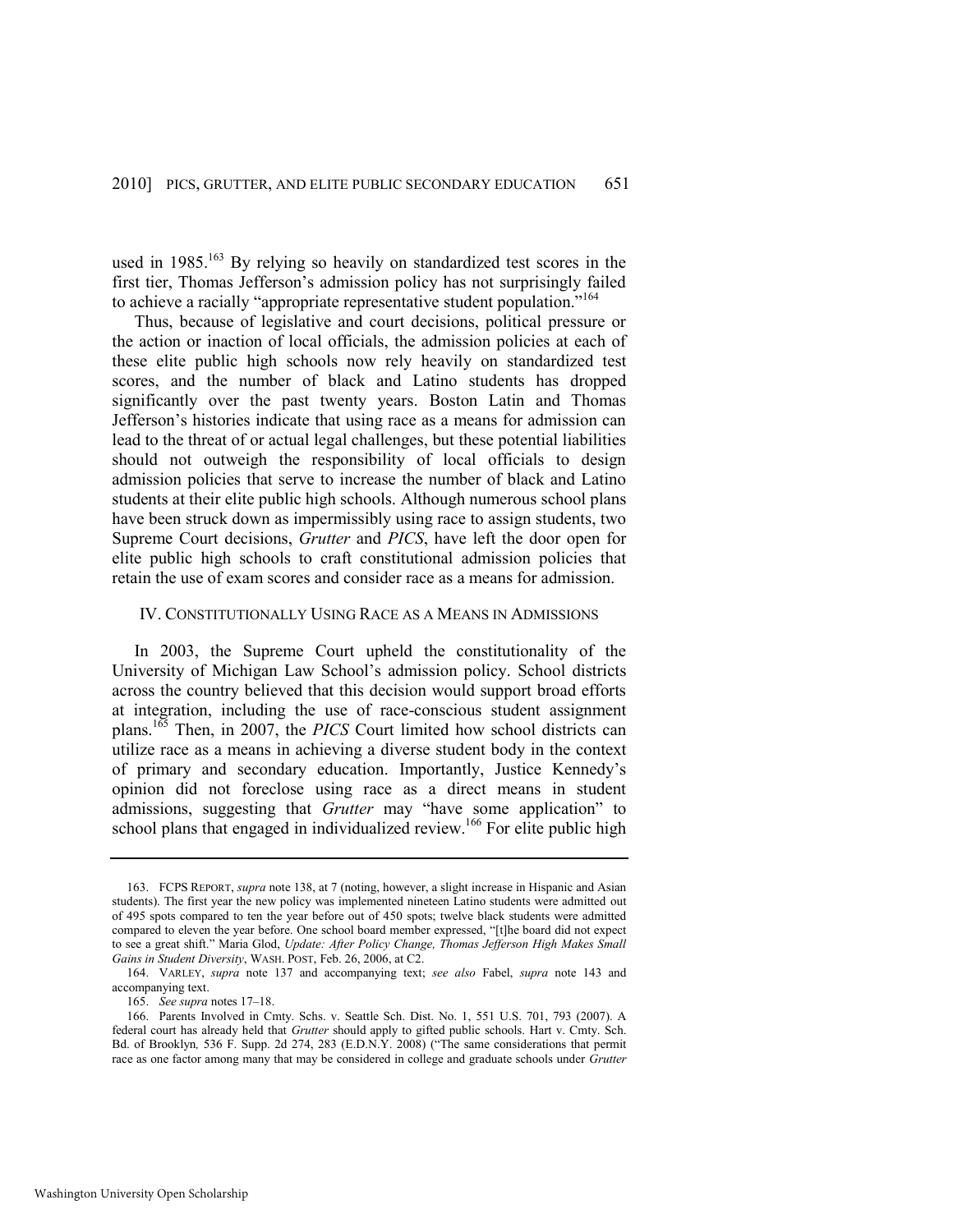used in 1985.[163] By relying so heavily on standardized test scores in the first tier, Thomas Jefferson's admission policy has not surprisingly failed to achieve a racially "appropriate representative student population."[164]

Thus, because of legislative and court decisions, political pressure or the action or inaction of local officials, the admission policies at each of these elite public high schools now rely heavily on standardized test scores, and the number of black and Latino students has dropped significantly over the past twenty years. Boston Latin and Thomas Jefferson's histories indicate that using race as a means for admission can lead to the threat of or actual legal challenges, but these potential liabilities should not outweigh the responsibility of local officials to design admission policies that serve to increase the number of black and Latino students at their elite public high schools. Although numerous school plans have been struck down as impermissibly using race to assign students, two Supreme Court decisions, *Grutter* and *PICS*, have left the door open for elite public high schools to craft constitutional admission policies that retain the use of exam scores and consider race as a means for admission.

## IV. CONSTITUTIONALLY USING RACE AS A MEANS IN ADMISSIONS

In 2003, the Supreme Court upheld the constitutionality of the University of Michigan Law School's admission policy. School districts across the country believed that this decision would support broad efforts at integration, including the use of race-conscious student assignment plans.[165] Then, in 2007, the *PICS* Court limited how school districts can utilize race as a means in achieving a diverse student body in the context of primary and secondary education. Importantly, Justice Kennedy's opinion did not foreclose using race as a direct means in student admissions, suggesting that *Grutter* may "have some application" to school plans that engaged in individualized review.[166] For elite public high

---

163. FCPS REPORT, *supra* note 138, at 7 (noting, however, a slight increase in Hispanic and Asian students). The first year the new policy was implemented nineteen Latino students were admitted out of 495 spots compared to ten the year before out of 450 spots; twelve black students were admitted compared to eleven the year before. One school board member expressed, "[t]he board did not expect to see a great shift." Maria Glod, *Update: After Policy Change, Thomas Jefferson High Makes Small Gains in Student Diversity*, WASH. POST, Feb. 26, 2006, at C2.

164. VARLEY, *supra* note 137 and accompanying text; *see also* Fabel, *supra* note 143 and accompanying text.

165. *See supra* notes 17–18.

166. Parents Involved in Cmty. Schs. v. Seattle Sch. Dist. No. 1, 551 U.S. 701, 793 (2007). A federal court has already held that *Grutter* should apply to gifted public schools. Hart v. Cmty. Sch. Bd. of Brooklyn*,* 536 F. Supp. 2d 274, 283 (E.D.N.Y. 2008) ("The same considerations that permit race as one factor among many that may be considered in college and graduate schools under *Grutter*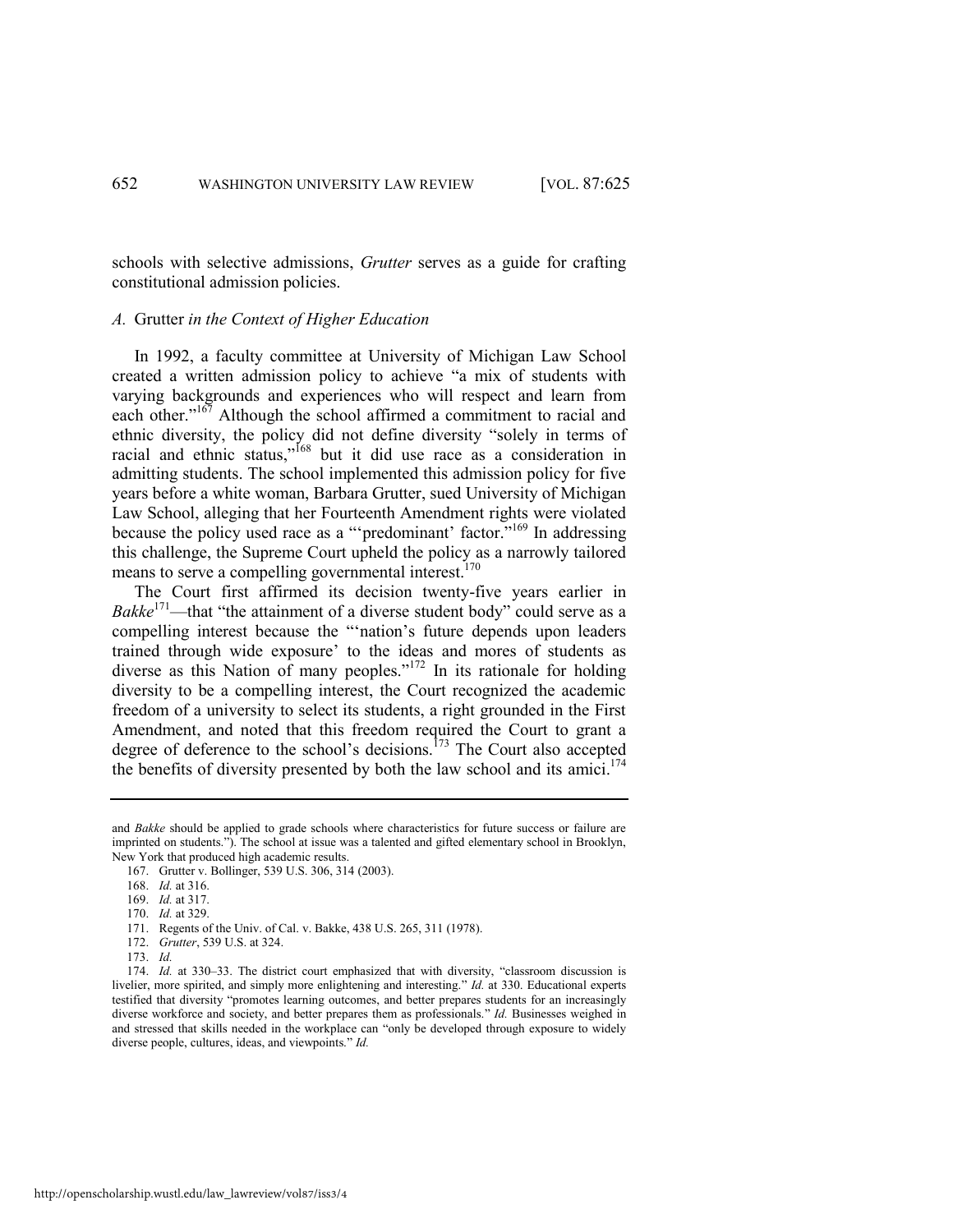schools with selective admissions, *Grutter* serves as a guide for crafting constitutional admission policies.

### *A.* Grutter *in the Context of Higher Education*

In 1992, a faculty committee at University of Michigan Law School created a written admission policy to achieve "a mix of students with varying backgrounds and experiences who will respect and learn from each other."[167] Although the school affirmed a commitment to racial and ethnic diversity, the policy did not define diversity "solely in terms of racial and ethnic status,"[168] but it did use race as a consideration in admitting students. The school implemented this admission policy for five years before a white woman, Barbara Grutter, sued University of Michigan Law School, alleging that her Fourteenth Amendment rights were violated because the policy used race as a "'predominant' factor."[169] In addressing this challenge, the Supreme Court upheld the policy as a narrowly tailored means to serve a compelling governmental interest.[170]

The Court first affirmed its decision twenty-five years earlier in *Bakke*[171]—that "the attainment of a diverse student body" could serve as a compelling interest because the "'nation's future depends upon leaders trained through wide exposure' to the ideas and mores of students as diverse as this Nation of many peoples."[172] In its rationale for holding diversity to be a compelling interest, the Court recognized the academic freedom of a university to select its students, a right grounded in the First Amendment, and noted that this freedom required the Court to grant a degree of deference to the school's decisions.[173] The Court also accepted the benefits of diversity presented by both the law school and its amici.[174]

---

and *Bakke* should be applied to grade schools where characteristics for future success or failure are imprinted on students."). The school at issue was a talented and gifted elementary school in Brooklyn, New York that produced high academic results.

167. Grutter v. Bollinger, 539 U.S. 306, 314 (2003).

168. *Id.* at 316.

169. *Id.* at 317.

170. *Id.* at 329.

171. Regents of the Univ. of Cal. v. Bakke, 438 U.S. 265, 311 (1978).

172. *Grutter*, 539 U.S. at 324.

173. *Id.*

174. *Id.* at 330–33. The district court emphasized that with diversity, "classroom discussion is livelier, more spirited, and simply more enlightening and interesting." *Id.* at 330. Educational experts testified that diversity "promotes learning outcomes, and better prepares students for an increasingly diverse workforce and society, and better prepares them as professionals." *Id.* Businesses weighed in and stressed that skills needed in the workplace can "only be developed through exposure to widely diverse people, cultures, ideas, and viewpoints." *Id.*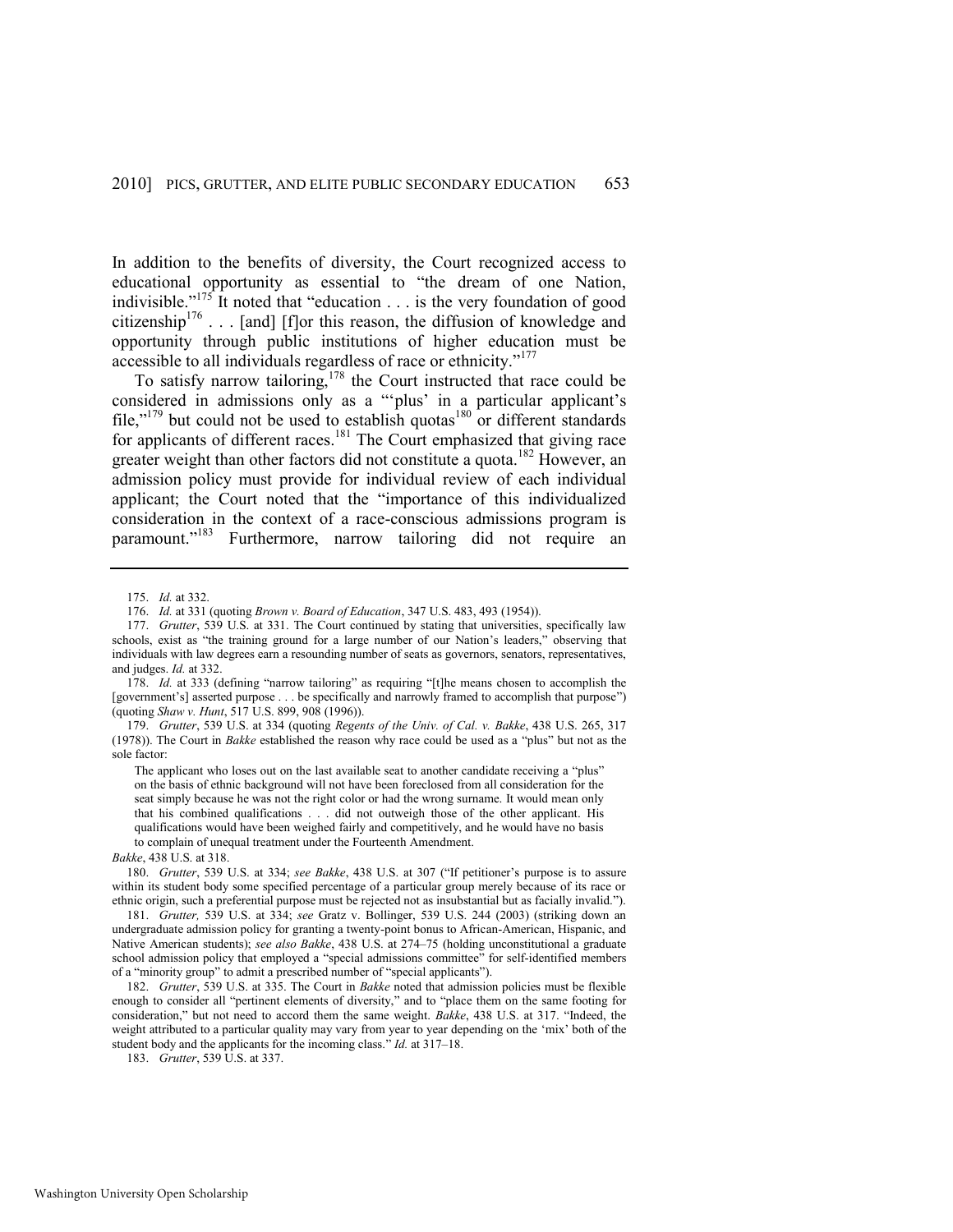In addition to the benefits of diversity, the Court recognized access to educational opportunity as essential to "the dream of one Nation, indivisible."[175] It noted that "education . . . is the very foundation of good citizenship[176] . . . [and] [f]or this reason, the diffusion of knowledge and opportunity through public institutions of higher education must be accessible to all individuals regardless of race or ethnicity."[177]

To satisfy narrow tailoring,[178] the Court instructed that race could be considered in admissions only as a "'plus' in a particular applicant's file,"[179] but could not be used to establish quotas[180] or different standards for applicants of different races.[181] The Court emphasized that giving race greater weight than other factors did not constitute a quota.[182] However, an admission policy must provide for individual review of each individual applicant; the Court noted that the "importance of this individualized consideration in the context of a race-conscious admissions program is paramount."[183] Furthermore, narrow tailoring did not require an

---

175. *Id.* at 332.

176. *Id.* at 331 (quoting *Brown v. Board of Education*, 347 U.S. 483, 493 (1954)).

177. *Grutter*, 539 U.S. at 331. The Court continued by stating that universities, specifically law schools, exist as "the training ground for a large number of our Nation's leaders," observing that individuals with law degrees earn a resounding number of seats as governors, senators, representatives, and judges. *Id.* at 332.

178. *Id.* at 333 (defining "narrow tailoring" as requiring "[t]he means chosen to accomplish the [government's] asserted purpose . . . be specifically and narrowly framed to accomplish that purpose") (quoting *Shaw v. Hunt*, 517 U.S. 899, 908 (1996)).

179. *Grutter*, 539 U.S. at 334 (quoting *Regents of the Univ. of Cal. v. Bakke*, 438 U.S. 265, 317 (1978)). The Court in *Bakke* established the reason why race could be used as a "plus" but not as the sole factor:

> The applicant who loses out on the last available seat to another candidate receiving a "plus" on the basis of ethnic background will not have been foreclosed from all consideration for the seat simply because he was not the right color or had the wrong surname. It would mean only that his combined qualifications . . . did not outweigh those of the other applicant. His qualifications would have been weighed fairly and competitively, and he would have no basis to complain of unequal treatment under the Fourteenth Amendment.

*Bakke*, 438 U.S. at 318.

180. *Grutter*, 539 U.S. at 334; *see Bakke*, 438 U.S. at 307 ("If petitioner's purpose is to assure within its student body some specified percentage of a particular group merely because of its race or ethnic origin, such a preferential purpose must be rejected not as insubstantial but as facially invalid.").

181. *Grutter,* 539 U.S. at 334; *see* Gratz v. Bollinger, 539 U.S. 244 (2003) (striking down an undergraduate admission policy for granting a twenty-point bonus to African-American, Hispanic, and Native American students); *see also Bakke*, 438 U.S. at 274–75 (holding unconstitutional a graduate school admission policy that employed a "special admissions committee" for self-identified members of a "minority group" to admit a prescribed number of "special applicants").

182. *Grutter*, 539 U.S. at 335. The Court in *Bakke* noted that admission policies must be flexible enough to consider all "pertinent elements of diversity," and to "place them on the same footing for consideration," but not need to accord them the same weight. *Bakke*, 438 U.S. at 317. "Indeed, the weight attributed to a particular quality may vary from year to year depending on the 'mix' both of the student body and the applicants for the incoming class." *Id.* at 317–18.

183. *Grutter*, 539 U.S. at 337.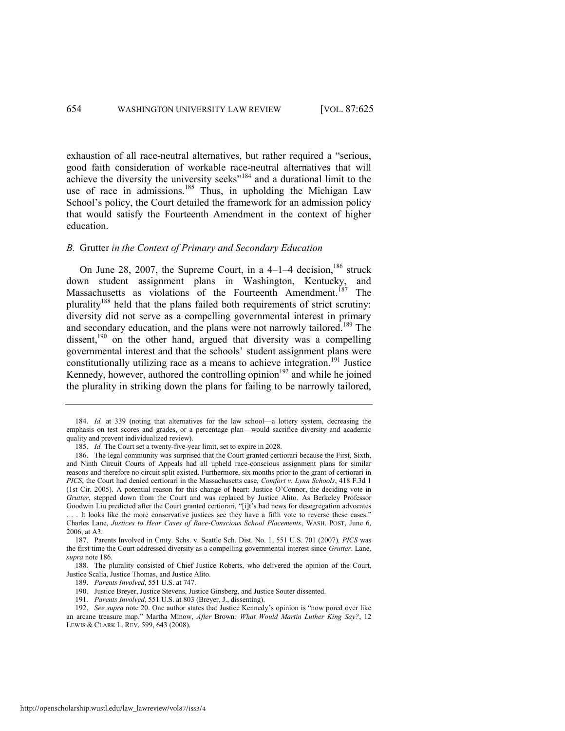exhaustion of all race-neutral alternatives, but rather required a "serious, good faith consideration of workable race-neutral alternatives that will achieve the diversity the university seeks"[184] and a durational limit to the use of race in admissions.[185] Thus, in upholding the Michigan Law School's policy, the Court detailed the framework for an admission policy that would satisfy the Fourteenth Amendment in the context of higher education.

### *B.* Grutter *in the Context of Primary and Secondary Education*

On June 28, 2007, the Supreme Court, in a 4–1–4 decision,[186] struck down student assignment plans in Washington, Kentucky, and Massachusetts as violations of the Fourteenth Amendment.[187] The plurality[188] held that the plans failed both requirements of strict scrutiny: diversity did not serve as a compelling governmental interest in primary and secondary education, and the plans were not narrowly tailored.[189] The dissent,[190] on the other hand, argued that diversity was a compelling governmental interest and that the schools' student assignment plans were constitutionally utilizing race as a means to achieve integration.[191] Justice Kennedy, however, authored the controlling opinion[192] and while he joined the plurality in striking down the plans for failing to be narrowly tailored,

---

184. *Id.* at 339 (noting that alternatives for the law school—a lottery system, decreasing the emphasis on test scores and grades, or a percentage plan—would sacrifice diversity and academic quality and prevent individualized review).

185. *Id.* The Court set a twenty-five-year limit, set to expire in 2028.

186. The legal community was surprised that the Court granted certiorari because the First, Sixth, and Ninth Circuit Courts of Appeals had all upheld race-conscious assignment plans for similar reasons and therefore no circuit split existed. Furthermore, six months prior to the grant of certiorari in *PICS*, the Court had denied certiorari in the Massachusetts case, *Comfort v. Lynn Schools*, 418 F.3d 1 (1st Cir. 2005). A potential reason for this change of heart: Justice O'Connor, the deciding vote in *Grutter*, stepped down from the Court and was replaced by Justice Alito. As Berkeley Professor Goodwin Liu predicted after the Court granted certiorari, "[i]t's bad news for desegregation advocates . . . It looks like the more conservative justices see they have a fifth vote to reverse these cases." Charles Lane, *Justices to Hear Cases of Race-Conscious School Placements*, WASH. POST, June 6, 2006, at A3.

187. Parents Involved in Cmty. Schs. v. Seattle Sch. Dist. No. 1, 551 U.S. 701 (2007). *PICS* was the first time the Court addressed diversity as a compelling governmental interest since *Grutter*. Lane, *supra* note 186.

188. The plurality consisted of Chief Justice Roberts, who delivered the opinion of the Court, Justice Scalia, Justice Thomas, and Justice Alito.

189. *Parents Involved*, 551 U.S. at 747.

190. Justice Breyer, Justice Stevens, Justice Ginsberg, and Justice Souter dissented.

191. *Parents Involved*, 551 U.S. at 803 (Breyer, J., dissenting).

192. *See supra* note 20. One author states that Justice Kennedy's opinion is "now pored over like an arcane treasure map." Martha Minow, *After* Brown*: What Would Martin Luther King Say?*, 12 LEWIS & CLARK L. REV. 599, 643 (2008).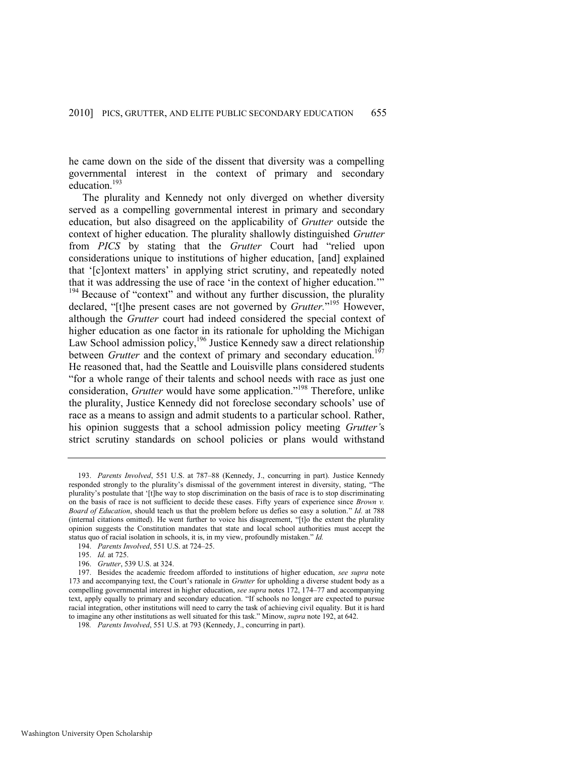he came down on the side of the dissent that diversity was a compelling governmental interest in the context of primary and secondary education.[193]

The plurality and Kennedy not only diverged on whether diversity served as a compelling governmental interest in primary and secondary education, but also disagreed on the applicability of *Grutter* outside the context of higher education. The plurality shallowly distinguished *Grutter* from *PICS* by stating that the *Grutter* Court had "relied upon considerations unique to institutions of higher education, [and] explained that '[c]ontext matters' in applying strict scrutiny, and repeatedly noted that it was addressing the use of race 'in the context of higher education.'"[194] Because of "context" and without any further discussion, the plurality declared, "[t]he present cases are not governed by *Grutter*."[195] However, although the *Grutter* court had indeed considered the special context of higher education as one factor in its rationale for upholding the Michigan Law School admission policy,[196] Justice Kennedy saw a direct relationship between *Grutter* and the context of primary and secondary education.[197] He reasoned that, had the Seattle and Louisville plans considered students "for a whole range of their talents and school needs with race as just one consideration, *Grutter* would have some application."[198] Therefore, unlike the plurality, Justice Kennedy did not foreclose secondary schools' use of race as a means to assign and admit students to a particular school. Rather, his opinion suggests that a school admission policy meeting *Grutter's* strict scrutiny standards on school policies or plans would withstand

---

193. *Parents Involved*, 551 U.S. at 787–88 (Kennedy, J., concurring in part). Justice Kennedy responded strongly to the plurality's dismissal of the government interest in diversity, stating, "The plurality's postulate that '[t]he way to stop discrimination on the basis of race is to stop discriminating on the basis of race is not sufficient to decide these cases. Fifty years of experience since *Brown v. Board of Education*, should teach us that the problem before us defies so easy a solution." *Id.* at 788 (internal citations omitted). He went further to voice his disagreement, "[t]o the extent the plurality opinion suggests the Constitution mandates that state and local school authorities must accept the status quo of racial isolation in schools, it is, in my view, profoundly mistaken." *Id.*

194. *Parents Involved*, 551 U.S. at 724–25.

195. *Id.* at 725.

196. *Grutter*, 539 U.S. at 324.

197. Besides the academic freedom afforded to institutions of higher education, *see supra* note 173 and accompanying text, the Court's rationale in *Grutter* for upholding a diverse student body as a compelling governmental interest in higher education, *see supra* notes 172, 174–77 and accompanying text, apply equally to primary and secondary education. "If schools no longer are expected to pursue racial integration, other institutions will need to carry the task of achieving civil equality. But it is hard to imagine any other institutions as well situated for this task." Minow, *supra* note 192, at 642.

198. *Parents Involved*, 551 U.S. at 793 (Kennedy, J., concurring in part).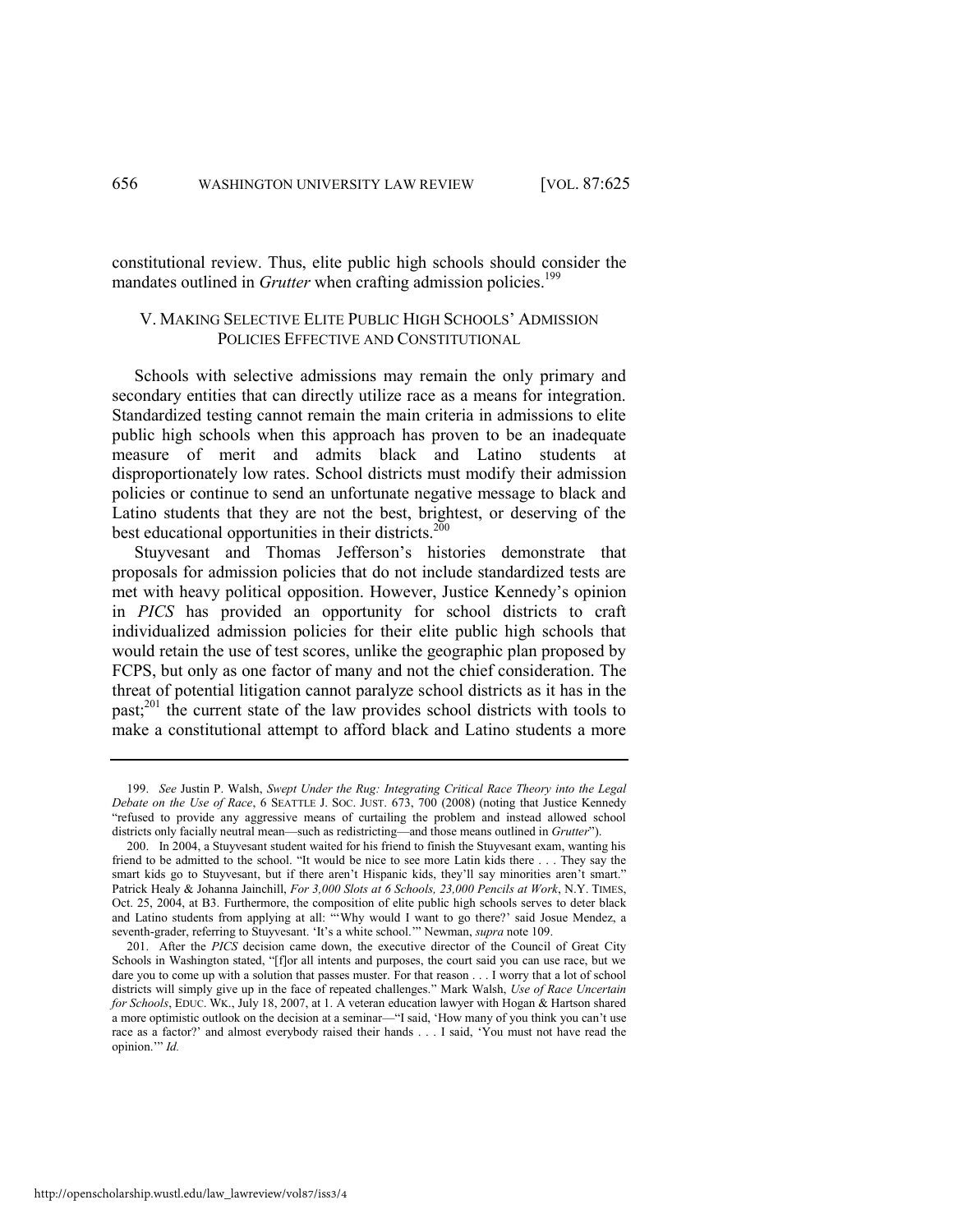constitutional review. Thus, elite public high schools should consider the mandates outlined in *Grutter* when crafting admission policies.[199]

## V. MAKING SELECTIVE ELITE PUBLIC HIGH SCHOOLS' ADMISSION POLICIES EFFECTIVE AND CONSTITUTIONAL

Schools with selective admissions may remain the only primary and secondary entities that can directly utilize race as a means for integration. Standardized testing cannot remain the main criteria in admissions to elite public high schools when this approach has proven to be an inadequate measure of merit and admits black and Latino students at disproportionately low rates. School districts must modify their admission policies or continue to send an unfortunate negative message to black and Latino students that they are not the best, brightest, or deserving of the best educational opportunities in their districts.[200]

Stuyvesant and Thomas Jefferson's histories demonstrate that proposals for admission policies that do not include standardized tests are met with heavy political opposition. However, Justice Kennedy's opinion in *PICS* has provided an opportunity for school districts to craft individualized admission policies for their elite public high schools that would retain the use of test scores, unlike the geographic plan proposed by FCPS, but only as one factor of many and not the chief consideration. The threat of potential litigation cannot paralyze school districts as it has in the past;[201] the current state of the law provides school districts with tools to make a constitutional attempt to afford black and Latino students a more

---

199. *See* Justin P. Walsh, *Swept Under the Rug: Integrating Critical Race Theory into the Legal Debate on the Use of Race*, 6 SEATTLE J. SOC. JUST. 673, 700 (2008) (noting that Justice Kennedy "refused to provide any aggressive means of curtailing the problem and instead allowed school districts only facially neutral mean—such as redistricting—and those means outlined in *Grutter*").

200. In 2004, a Stuyvesant student waited for his friend to finish the Stuyvesant exam, wanting his friend to be admitted to the school. "It would be nice to see more Latin kids there . . . They say the smart kids go to Stuyvesant, but if there aren't Hispanic kids, they'll say minorities aren't smart." Patrick Healy & Johanna Jainchill, *For 3,000 Slots at 6 Schools, 23,000 Pencils at Work*, N.Y. TIMES, Oct. 25, 2004, at B3. Furthermore, the composition of elite public high schools serves to deter black and Latino students from applying at all: "'Why would I want to go there?' said Josue Mendez, a seventh-grader, referring to Stuyvesant. 'It's a white school.'" Newman, *supra* note 109.

201. After the *PICS* decision came down, the executive director of the Council of Great City Schools in Washington stated, "[f]or all intents and purposes, the court said you can use race, but we dare you to come up with a solution that passes muster. For that reason . . . I worry that a lot of school districts will simply give up in the face of repeated challenges." Mark Walsh, *Use of Race Uncertain for Schools*, EDUC. WK., July 18, 2007, at 1. A veteran education lawyer with Hogan & Hartson shared a more optimistic outlook on the decision at a seminar—"I said, 'How many of you think you can't use race as a factor?' and almost everybody raised their hands . . . I said, 'You must not have read the opinion.'" *Id.*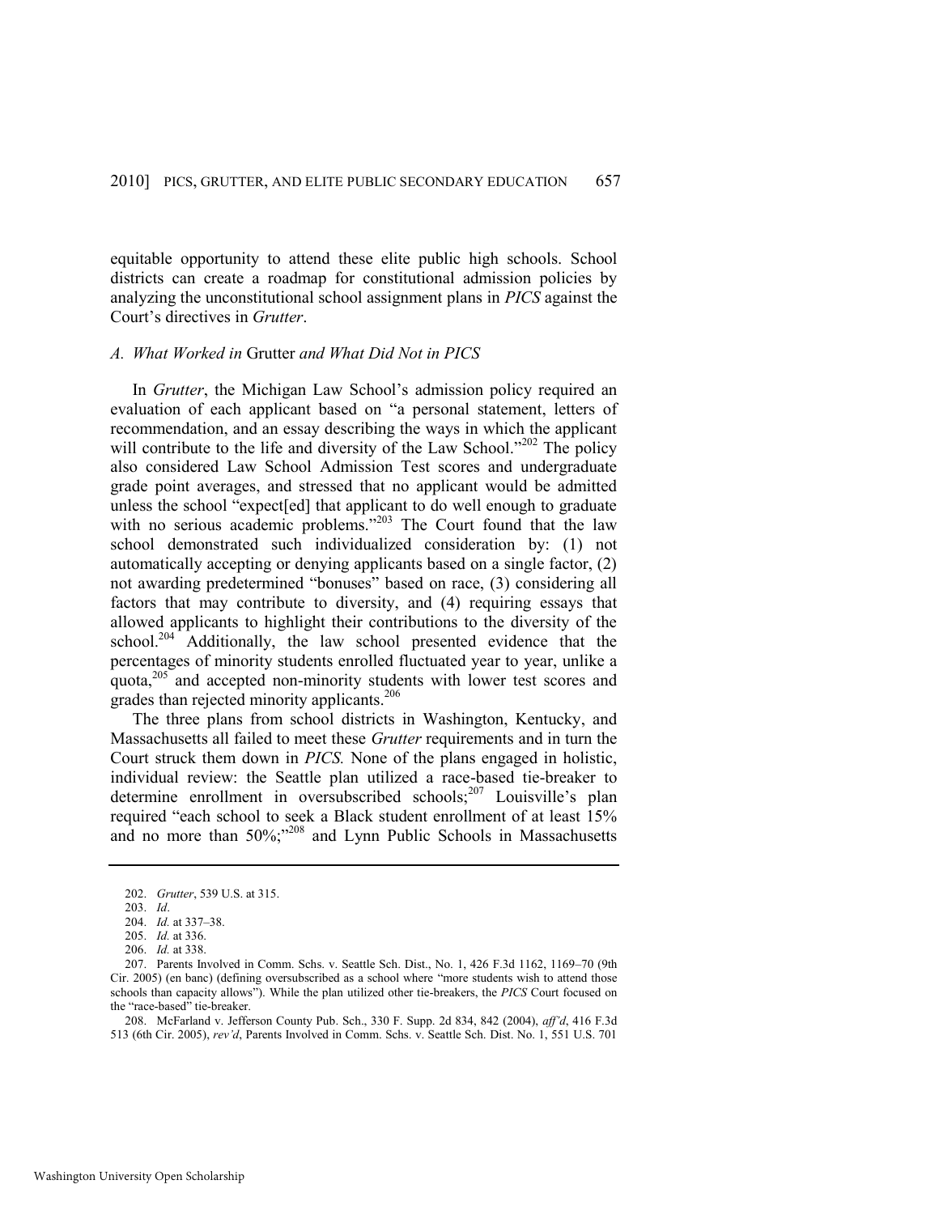equitable opportunity to attend these elite public high schools. School districts can create a roadmap for constitutional admission policies by analyzing the unconstitutional school assignment plans in *PICS* against the Court's directives in *Grutter*.

### *A. What Worked in* Grutter *and What Did Not in PICS*

In *Grutter*, the Michigan Law School's admission policy required an evaluation of each applicant based on "a personal statement, letters of recommendation, and an essay describing the ways in which the applicant will contribute to the life and diversity of the Law School."[202] The policy also considered Law School Admission Test scores and undergraduate grade point averages, and stressed that no applicant would be admitted unless the school "expect[ed] that applicant to do well enough to graduate with no serious academic problems."[203] The Court found that the law school demonstrated such individualized consideration by: (1) not automatically accepting or denying applicants based on a single factor, (2) not awarding predetermined "bonuses" based on race, (3) considering all factors that may contribute to diversity, and (4) requiring essays that allowed applicants to highlight their contributions to the diversity of the school.[204] Additionally, the law school presented evidence that the percentages of minority students enrolled fluctuated year to year, unlike a quota,[205] and accepted non-minority students with lower test scores and grades than rejected minority applicants.[206]

The three plans from school districts in Washington, Kentucky, and Massachusetts all failed to meet these *Grutter* requirements and in turn the Court struck them down in *PICS.* None of the plans engaged in holistic, individual review: the Seattle plan utilized a race-based tie-breaker to determine enrollment in oversubscribed schools;[207] Louisville's plan required "each school to seek a Black student enrollment of at least 15% and no more than 50%;"[208] and Lynn Public Schools in Massachusetts

---

202. *Grutter*, 539 U.S. at 315.

203. *Id*.

204. *Id.* at 337–38.

205. *Id.* at 336.

206. *Id.* at 338.

207. Parents Involved in Comm. Schs. v. Seattle Sch. Dist., No. 1, 426 F.3d 1162, 1169–70 (9th Cir. 2005) (en banc) (defining oversubscribed as a school where "more students wish to attend those schools than capacity allows"). While the plan utilized other tie-breakers, the *PICS* Court focused on the "race-based" tie-breaker.

208. McFarland v. Jefferson County Pub. Sch., 330 F. Supp. 2d 834, 842 (2004), *aff'd*, 416 F.3d 513 (6th Cir. 2005), *rev'd*, Parents Involved in Comm. Schs. v. Seattle Sch. Dist. No. 1, 551 U.S. 701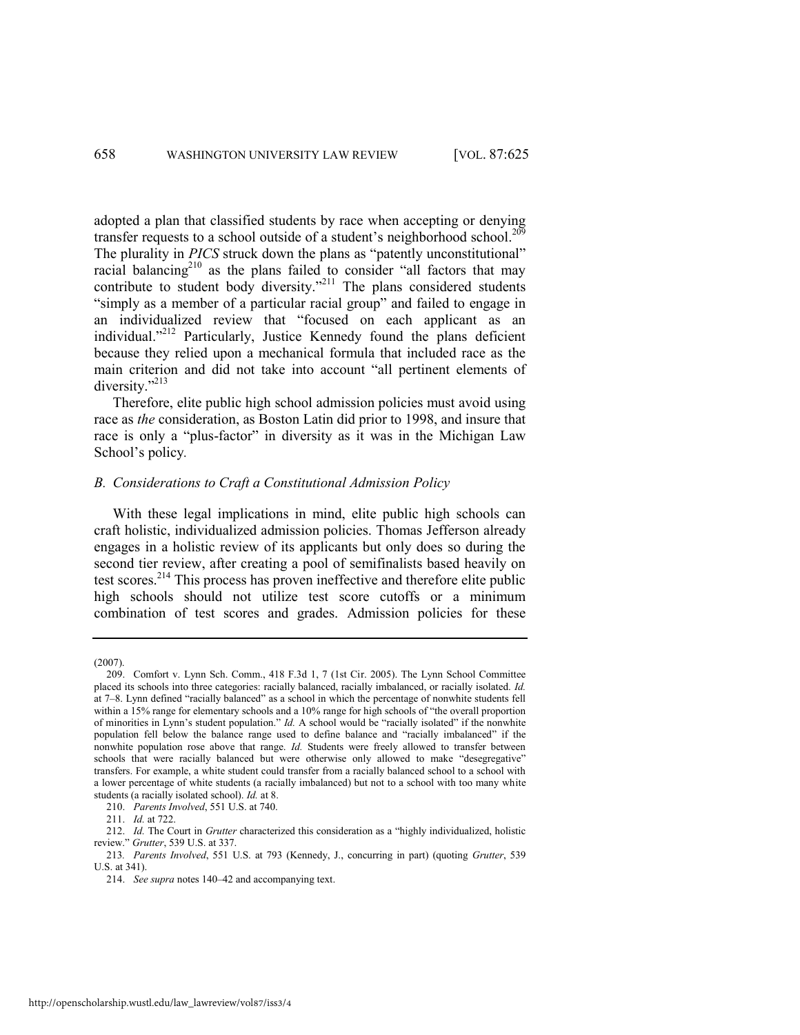adopted a plan that classified students by race when accepting or denying transfer requests to a school outside of a student's neighborhood school.[209] The plurality in *PICS* struck down the plans as "patently unconstitutional" racial balancing[210] as the plans failed to consider "all factors that may contribute to student body diversity."[211] The plans considered students "simply as a member of a particular racial group" and failed to engage in an individualized review that "focused on each applicant as an individual."[212] Particularly, Justice Kennedy found the plans deficient because they relied upon a mechanical formula that included race as the main criterion and did not take into account "all pertinent elements of diversity."[213]

Therefore, elite public high school admission policies must avoid using race as *the* consideration, as Boston Latin did prior to 1998, and insure that race is only a "plus-factor" in diversity as it was in the Michigan Law School's policy.

### *B. Considerations to Craft a Constitutional Admission Policy*

With these legal implications in mind, elite public high schools can craft holistic, individualized admission policies. Thomas Jefferson already engages in a holistic review of its applicants but only does so during the second tier review, after creating a pool of semifinalists based heavily on test scores.[214] This process has proven ineffective and therefore elite public high schools should not utilize test score cutoffs or a minimum combination of test scores and grades. Admission policies for these

---

(2007).

209. Comfort v. Lynn Sch. Comm., 418 F.3d 1, 7 (1st Cir. 2005). The Lynn School Committee placed its schools into three categories: racially balanced, racially imbalanced, or racially isolated. *Id.* at 7–8. Lynn defined "racially balanced" as a school in which the percentage of nonwhite students fell within a 15% range for elementary schools and a 10% range for high schools of "the overall proportion of minorities in Lynn's student population." *Id.* A school would be "racially isolated" if the nonwhite population fell below the balance range used to define balance and "racially imbalanced" if the nonwhite population rose above that range. *Id.* Students were freely allowed to transfer between schools that were racially balanced but were otherwise only allowed to make "desegregative" transfers. For example, a white student could transfer from a racially balanced school to a school with a lower percentage of white students (a racially imbalanced) but not to a school with too many white students (a racially isolated school). *Id.* at 8.

210. *Parents Involved*, 551 U.S. at 740.

211. *Id.* at 722.

212. *Id.* The Court in *Grutter* characterized this consideration as a "highly individualized, holistic review." *Grutter*, 539 U.S. at 337.

213. *Parents Involved*, 551 U.S. at 793 (Kennedy, J., concurring in part) (quoting *Grutter*, 539 U.S. at 341).

214. *See supra* notes 140–42 and accompanying text.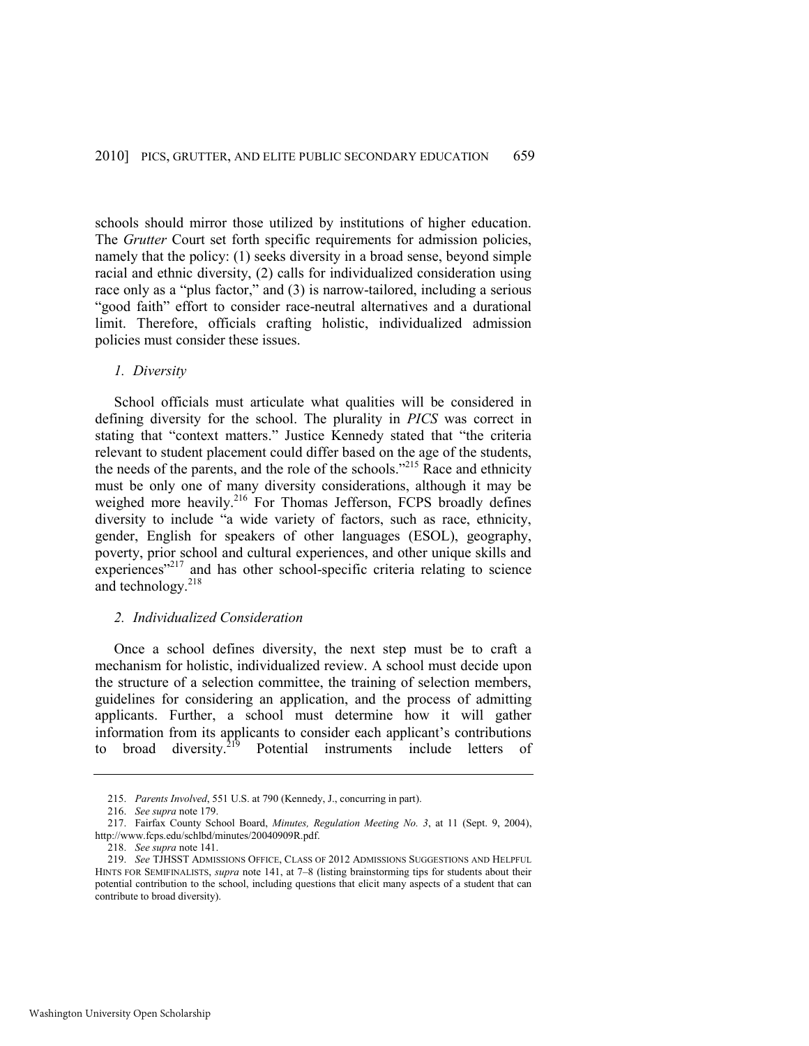schools should mirror those utilized by institutions of higher education. The *Grutter* Court set forth specific requirements for admission policies, namely that the policy: (1) seeks diversity in a broad sense, beyond simple racial and ethnic diversity, (2) calls for individualized consideration using race only as a "plus factor," and (3) is narrow-tailored, including a serious "good faith" effort to consider race-neutral alternatives and a durational limit. Therefore, officials crafting holistic, individualized admission policies must consider these issues.

### *1. Diversity*

School officials must articulate what qualities will be considered in defining diversity for the school. The plurality in *PICS* was correct in stating that "context matters." Justice Kennedy stated that "the criteria relevant to student placement could differ based on the age of the students, the needs of the parents, and the role of the schools."[215] Race and ethnicity must be only one of many diversity considerations, although it may be weighed more heavily.[216] For Thomas Jefferson, FCPS broadly defines diversity to include "a wide variety of factors, such as race, ethnicity, gender, English for speakers of other languages (ESOL), geography, poverty, prior school and cultural experiences, and other unique skills and experiences"[217] and has other school-specific criteria relating to science and technology.[218]

### *2. Individualized Consideration*

Once a school defines diversity, the next step must be to craft a mechanism for holistic, individualized review. A school must decide upon the structure of a selection committee, the training of selection members, guidelines for considering an application, and the process of admitting applicants. Further, a school must determine how it will gather information from its applicants to consider each applicant's contributions to broad diversity.[219] Potential instruments include letters of

---

215. *Parents Involved*, 551 U.S. at 790 (Kennedy, J., concurring in part).

216. *See supra* note 179.

217. Fairfax County School Board, *Minutes, Regulation Meeting No. 3*, at 11 (Sept. 9, 2004), http://www.fcps.edu/schlbd/minutes/20040909R.pdf.

218. *See supra* note 141.

219. *See* TJHSST ADMISSIONS OFFICE, CLASS OF 2012 ADMISSIONS SUGGESTIONS AND HELPFUL HINTS FOR SEMIFINALISTS, *supra* note 141, at 7–8 (listing brainstorming tips for students about their potential contribution to the school, including questions that elicit many aspects of a student that can contribute to broad diversity).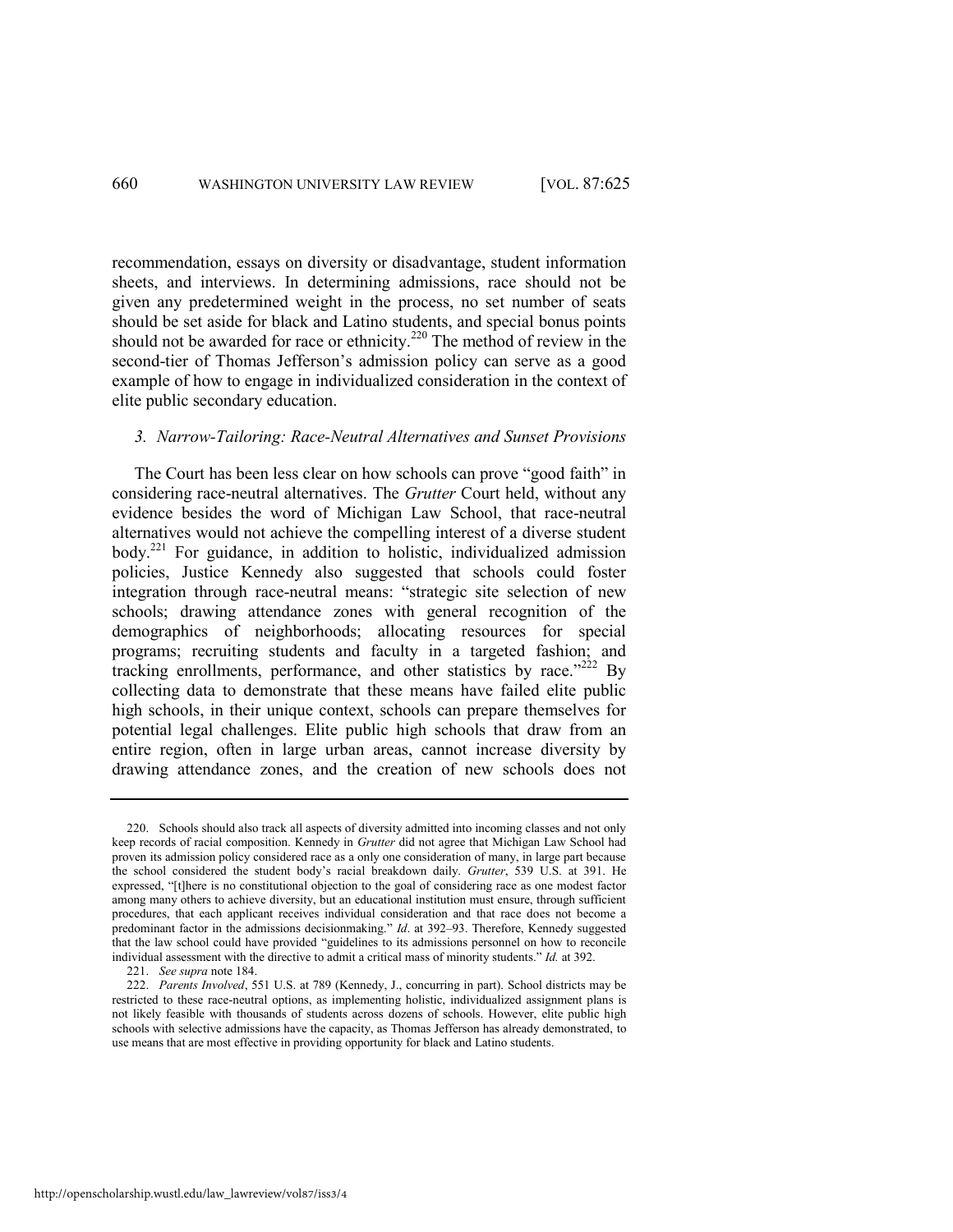recommendation, essays on diversity or disadvantage, student information sheets, and interviews. In determining admissions, race should not be given any predetermined weight in the process, no set number of seats should be set aside for black and Latino students, and special bonus points should not be awarded for race or ethnicity.[220] The method of review in the second-tier of Thomas Jefferson's admission policy can serve as a good example of how to engage in individualized consideration in the context of elite public secondary education.

### *3. Narrow-Tailoring: Race-Neutral Alternatives and Sunset Provisions*

The Court has been less clear on how schools can prove "good faith" in considering race-neutral alternatives. The *Grutter* Court held, without any evidence besides the word of Michigan Law School, that race-neutral alternatives would not achieve the compelling interest of a diverse student body.[221] For guidance, in addition to holistic, individualized admission policies, Justice Kennedy also suggested that schools could foster integration through race-neutral means: "strategic site selection of new schools; drawing attendance zones with general recognition of the demographics of neighborhoods; allocating resources for special programs; recruiting students and faculty in a targeted fashion; and tracking enrollments, performance, and other statistics by race."[222] By collecting data to demonstrate that these means have failed elite public high schools, in their unique context, schools can prepare themselves for potential legal challenges. Elite public high schools that draw from an entire region, often in large urban areas, cannot increase diversity by drawing attendance zones, and the creation of new schools does not

---

220. Schools should also track all aspects of diversity admitted into incoming classes and not only keep records of racial composition. Kennedy in *Grutter* did not agree that Michigan Law School had proven its admission policy considered race as a only one consideration of many, in large part because the school considered the student body's racial breakdown daily. *Grutter*, 539 U.S. at 391. He expressed, "[t]here is no constitutional objection to the goal of considering race as one modest factor among many others to achieve diversity, but an educational institution must ensure, through sufficient procedures, that each applicant receives individual consideration and that race does not become a predominant factor in the admissions decisionmaking." *Id*. at 392–93. Therefore, Kennedy suggested that the law school could have provided "guidelines to its admissions personnel on how to reconcile individual assessment with the directive to admit a critical mass of minority students." *Id.* at 392.

221. *See supra* note 184.

222. *Parents Involved*, 551 U.S. at 789 (Kennedy, J., concurring in part). School districts may be restricted to these race-neutral options, as implementing holistic, individualized assignment plans is not likely feasible with thousands of students across dozens of schools. However, elite public high schools with selective admissions have the capacity, as Thomas Jefferson has already demonstrated, to use means that are most effective in providing opportunity for black and Latino students.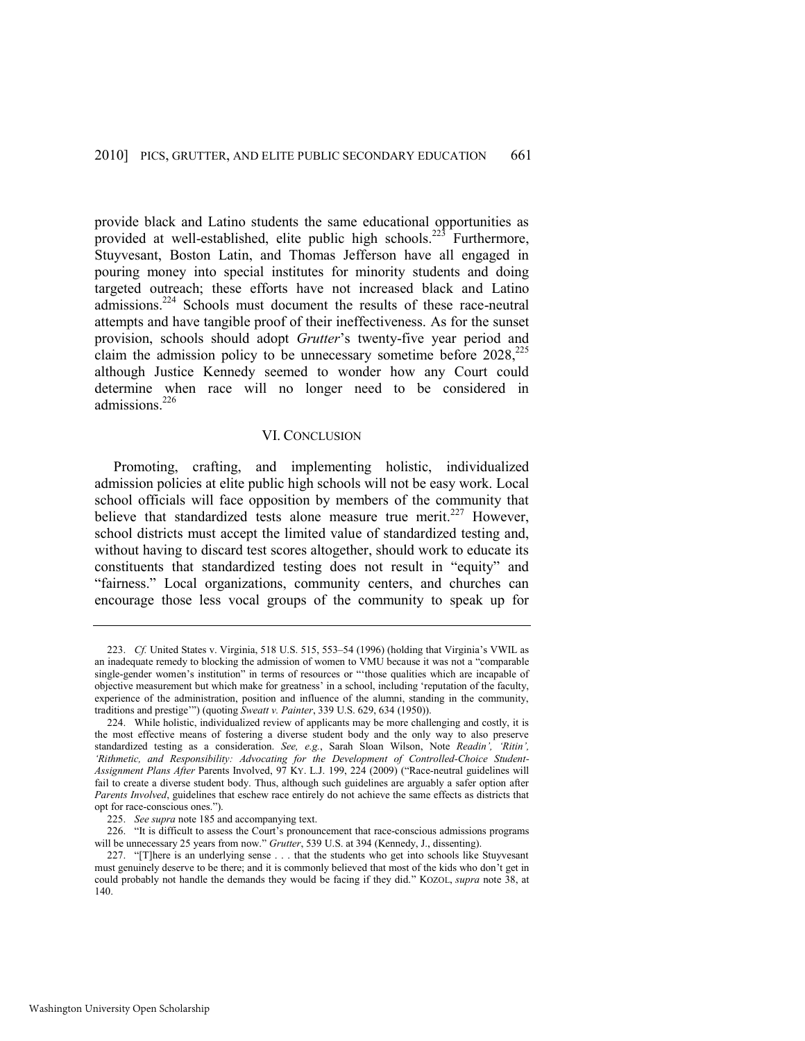provide black and Latino students the same educational opportunities as provided at well-established, elite public high schools.[223] Furthermore, Stuyvesant, Boston Latin, and Thomas Jefferson have all engaged in pouring money into special institutes for minority students and doing targeted outreach; these efforts have not increased black and Latino admissions.[224] Schools must document the results of these race-neutral attempts and have tangible proof of their ineffectiveness. As for the sunset provision, schools should adopt *Grutter*'s twenty-five year period and claim the admission policy to be unnecessary sometime before 2028,[225] although Justice Kennedy seemed to wonder how any Court could determine when race will no longer need to be considered in admissions.[226]

## VI. CONCLUSION

Promoting, crafting, and implementing holistic, individualized admission policies at elite public high schools will not be easy work. Local school officials will face opposition by members of the community that believe that standardized tests alone measure true merit.[227] However, school districts must accept the limited value of standardized testing and, without having to discard test scores altogether, should work to educate its constituents that standardized testing does not result in "equity" and "fairness." Local organizations, community centers, and churches can encourage those less vocal groups of the community to speak up for

---

223. *Cf.* United States v. Virginia, 518 U.S. 515, 553–54 (1996) (holding that Virginia's VWIL as an inadequate remedy to blocking the admission of women to VMU because it was not a "comparable single-gender women's institution" in terms of resources or "'those qualities which are incapable of objective measurement but which make for greatness' in a school, including 'reputation of the faculty, experience of the administration, position and influence of the alumni, standing in the community, traditions and prestige'") (quoting *Sweatt v. Painter*, 339 U.S. 629, 634 (1950)).

224. While holistic, individualized review of applicants may be more challenging and costly, it is the most effective means of fostering a diverse student body and the only way to also preserve standardized testing as a consideration. *See, e.g.*, Sarah Sloan Wilson, Note *Readin', 'Ritin', 'Rithmetic, and Responsibility: Advocating for the Development of Controlled-Choice Student-Assignment Plans After* Parents Involved, 97 KY. L.J. 199, 224 (2009) ("Race-neutral guidelines will fail to create a diverse student body. Thus, although such guidelines are arguably a safer option after *Parents Involved*, guidelines that eschew race entirely do not achieve the same effects as districts that opt for race-conscious ones.").

225. *See supra* note 185 and accompanying text.

226. "It is difficult to assess the Court's pronouncement that race-conscious admissions programs will be unnecessary 25 years from now." *Grutter*, 539 U.S. at 394 (Kennedy, J., dissenting).

227. "[T]here is an underlying sense . . . that the students who get into schools like Stuyvesant must genuinely deserve to be there; and it is commonly believed that most of the kids who don't get in could probably not handle the demands they would be facing if they did." KOZOL, *supra* note 38, at 140.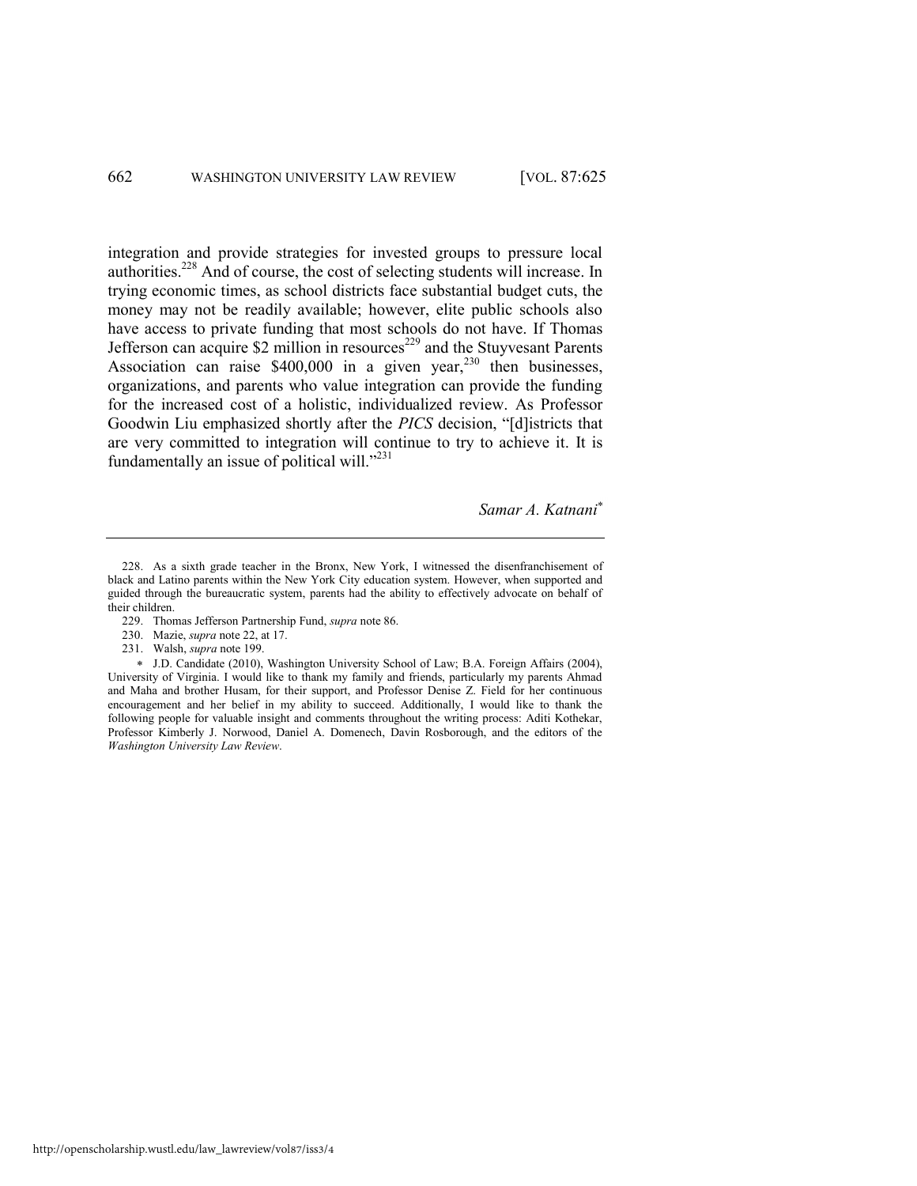integration and provide strategies for invested groups to pressure local authorities.[228] And of course, the cost of selecting students will increase. In trying economic times, as school districts face substantial budget cuts, the money may not be readily available; however, elite public schools also have access to private funding that most schools do not have. If Thomas Jefferson can acquire $2 million in resources[229] and the Stuyvesant Parents Association can raise $400,000 in a given year,[230] then businesses, organizations, and parents who value integration can provide the funding for the increased cost of a holistic, individualized review. As Professor Goodwin Liu emphasized shortly after the *PICS* decision, "[d]istricts that are very committed to integration will continue to try to achieve it. It is fundamentally an issue of political will."[231]

*Samar A. Katnani*[*]

---

228. As a sixth grade teacher in the Bronx, New York, I witnessed the disenfranchisement of black and Latino parents within the New York City education system. However, when supported and guided through the bureaucratic system, parents had the ability to effectively advocate on behalf of their children.

229. Thomas Jefferson Partnership Fund, *supra* note 86.

230. Mazie, *supra* note 22, at 17.

231. Walsh, *supra* note 199.

\* J.D. Candidate (2010), Washington University School of Law; B.A. Foreign Affairs (2004), University of Virginia. I would like to thank my family and friends, particularly my parents Ahmad and Maha and brother Husam, for their support, and Professor Denise Z. Field for her continuous encouragement and her belief in my ability to succeed. Additionally, I would like to thank the following people for valuable insight and comments throughout the writing process: Aditi Kothekar, Professor Kimberly J. Norwood, Daniel A. Domenech, Davin Rosborough, and the editors of the *Washington University Law Review*.